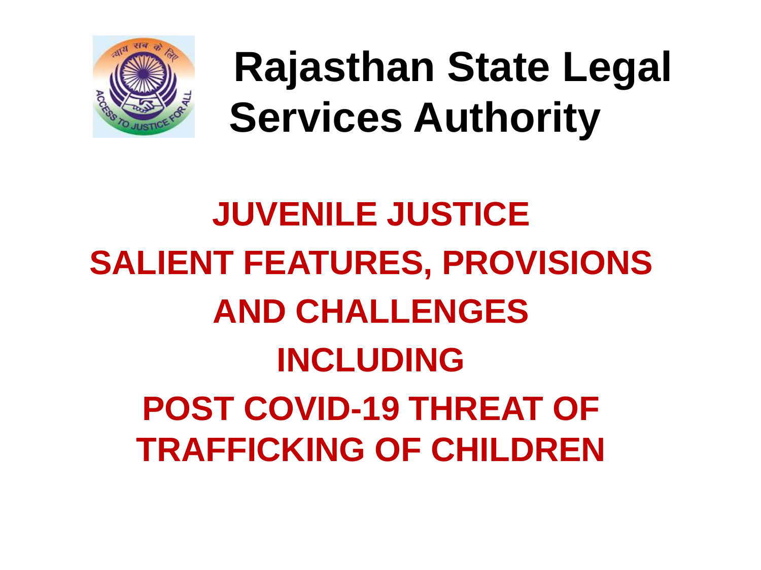# Rajasthan State Legal Services Authority

## JUVENILE JUSTICE SALIENT FEATURES, PROVISIONS AND CHALLENGES INCLUDING POST COVID-19 THREAT OF TRAFFICKING OF CHILDREN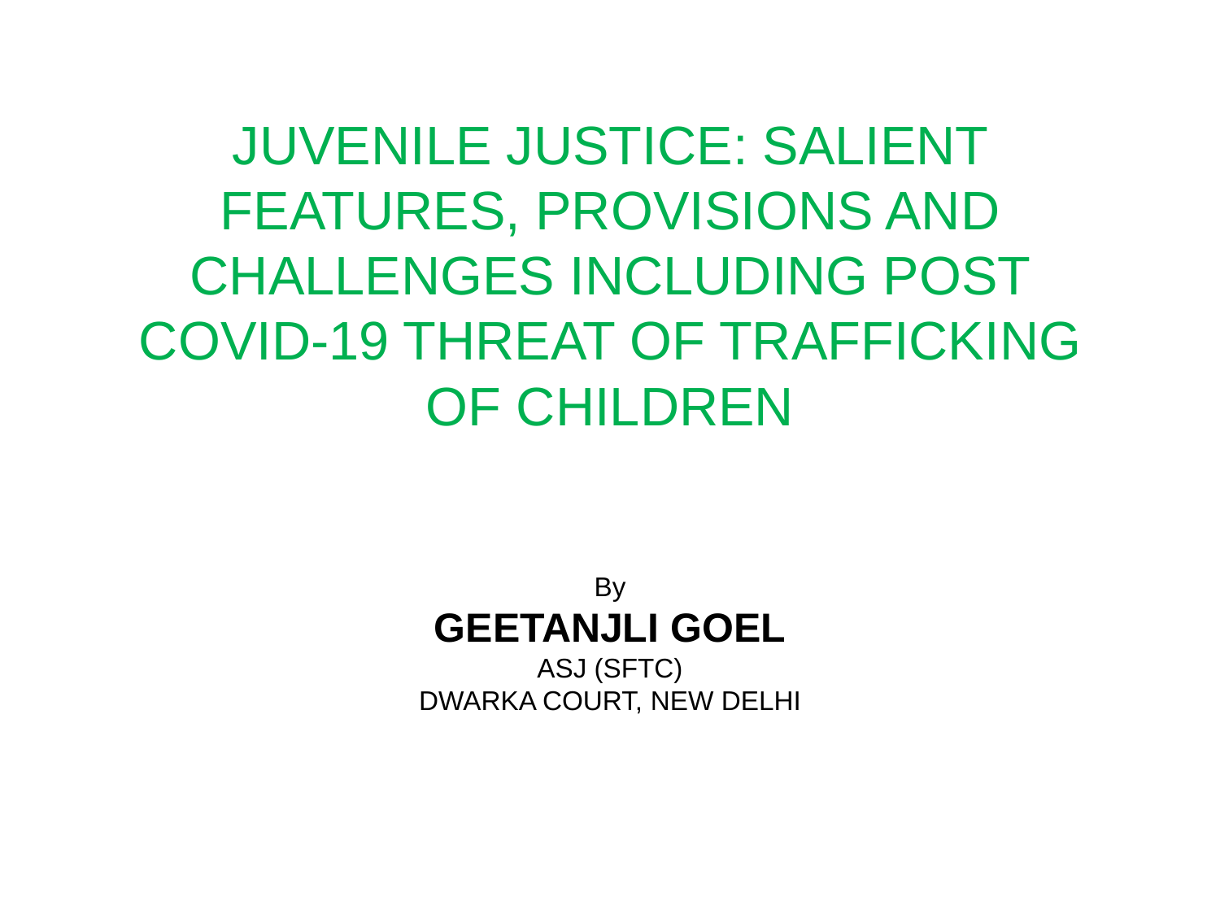# JUVENILE JUSTICE: SALIENT FEATURES, PROVISIONS AND CHALLENGES INCLUDING POST COVID-19 THREAT OF TRAFFICKING OF CHILDREN

By

**GEETANJLI GOEL**

ASJ (SFTC)

DWARKA COURT, NEW DELHI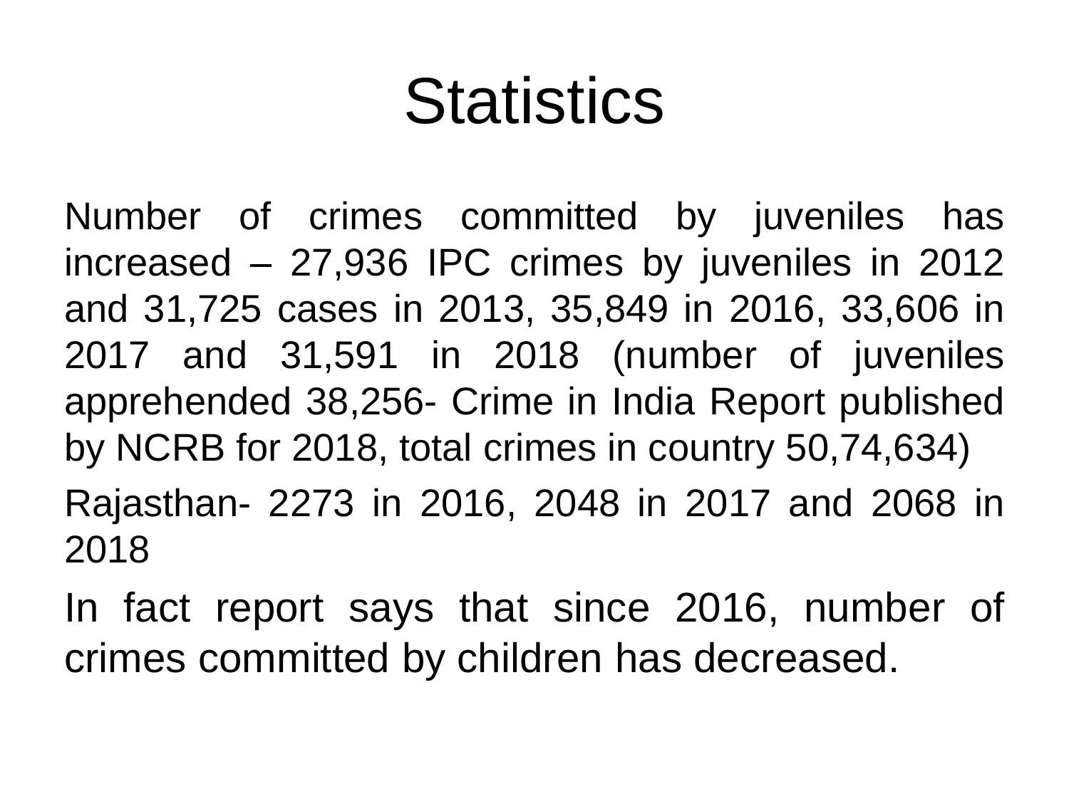# Statistics

Number of crimes committed by juveniles has increased – 27,936 IPC crimes by juveniles in 2012 and 31,725 cases in 2013, 35,849 in 2016, 33,606 in 2017 and 31,591 in 2018 (number of juveniles apprehended 38,256- Crime in India Report published by NCRB for 2018, total crimes in country 50,74,634)

Rajasthan- 2273 in 2016, 2048 in 2017 and 2068 in 2018

In fact report says that since 2016, number of crimes committed by children has decreased.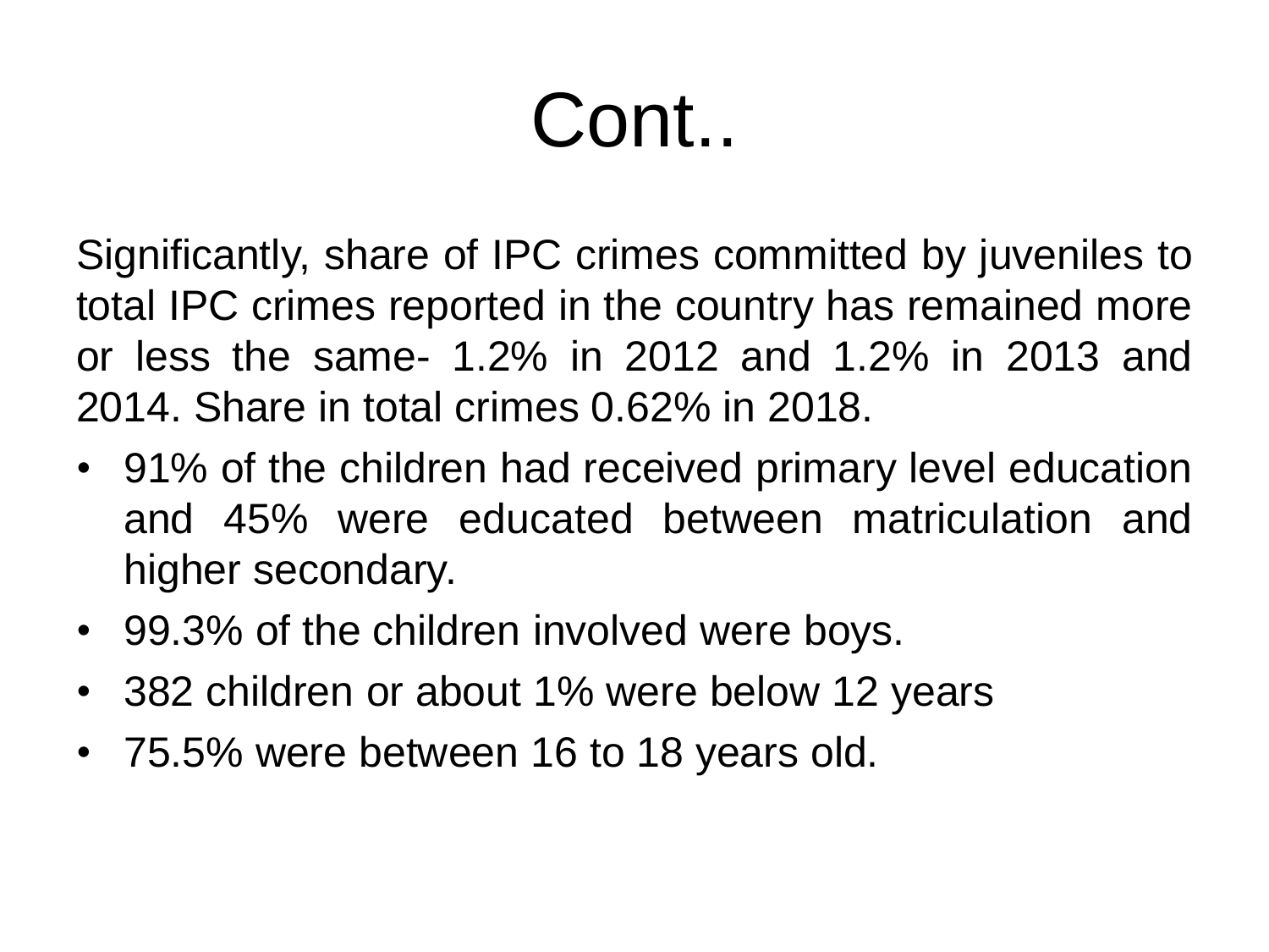# Cont..

Significantly, share of IPC crimes committed by juveniles to total IPC crimes reported in the country has remained more or less the same- 1.2% in 2012 and 1.2% in 2013 and 2014. Share in total crimes 0.62% in 2018.

- 91% of the children had received primary level education and 45% were educated between matriculation and higher secondary.
- 99.3% of the children involved were boys.
- 382 children or about 1% were below 12 years
- 75.5% were between 16 to 18 years old.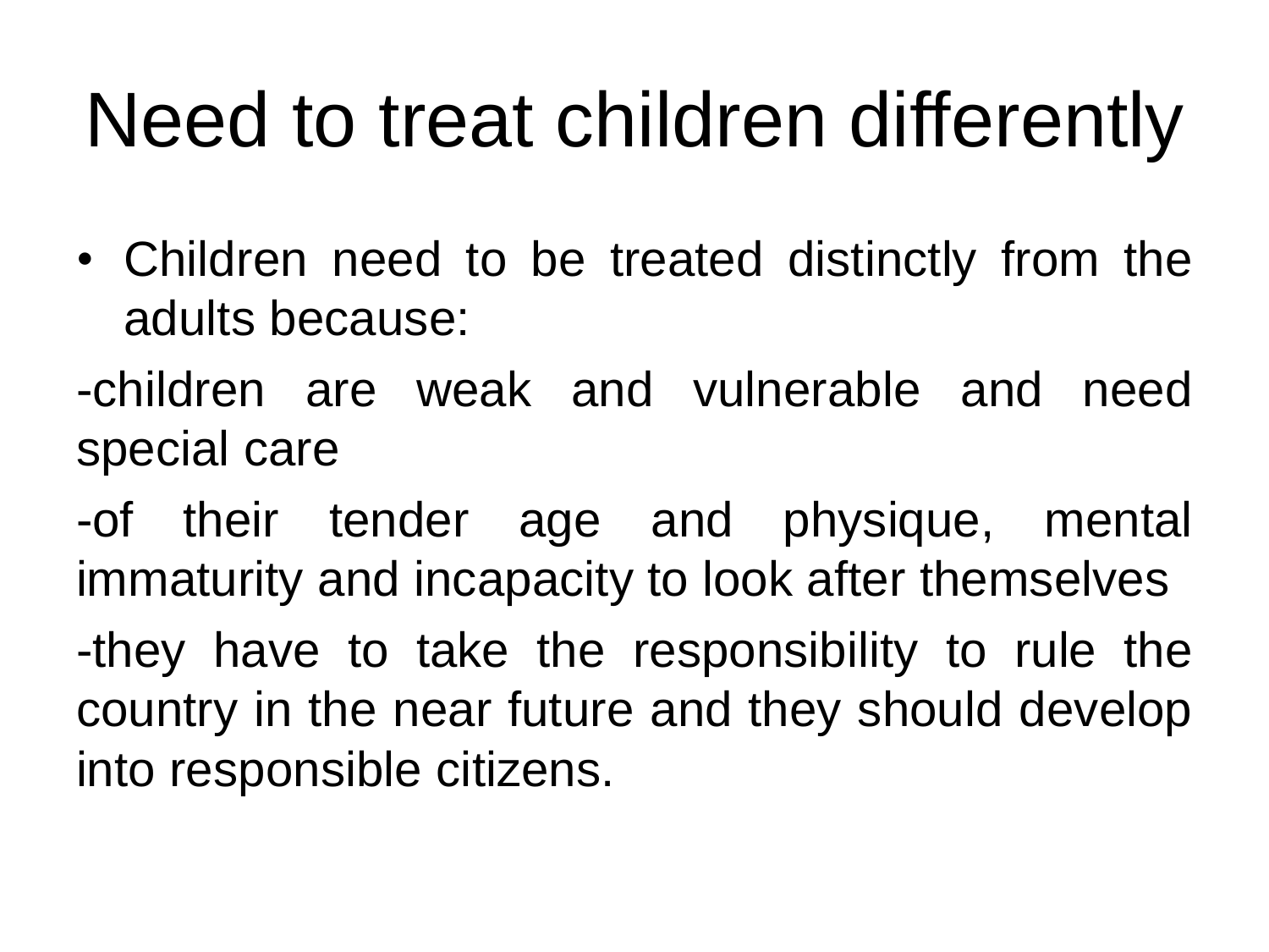# Need to treat children differently

- Children need to be treated distinctly from the adults because:

-children are weak and vulnerable and need special care

-of their tender age and physique, mental immaturity and incapacity to look after themselves

-they have to take the responsibility to rule the country in the near future and they should develop into responsible citizens.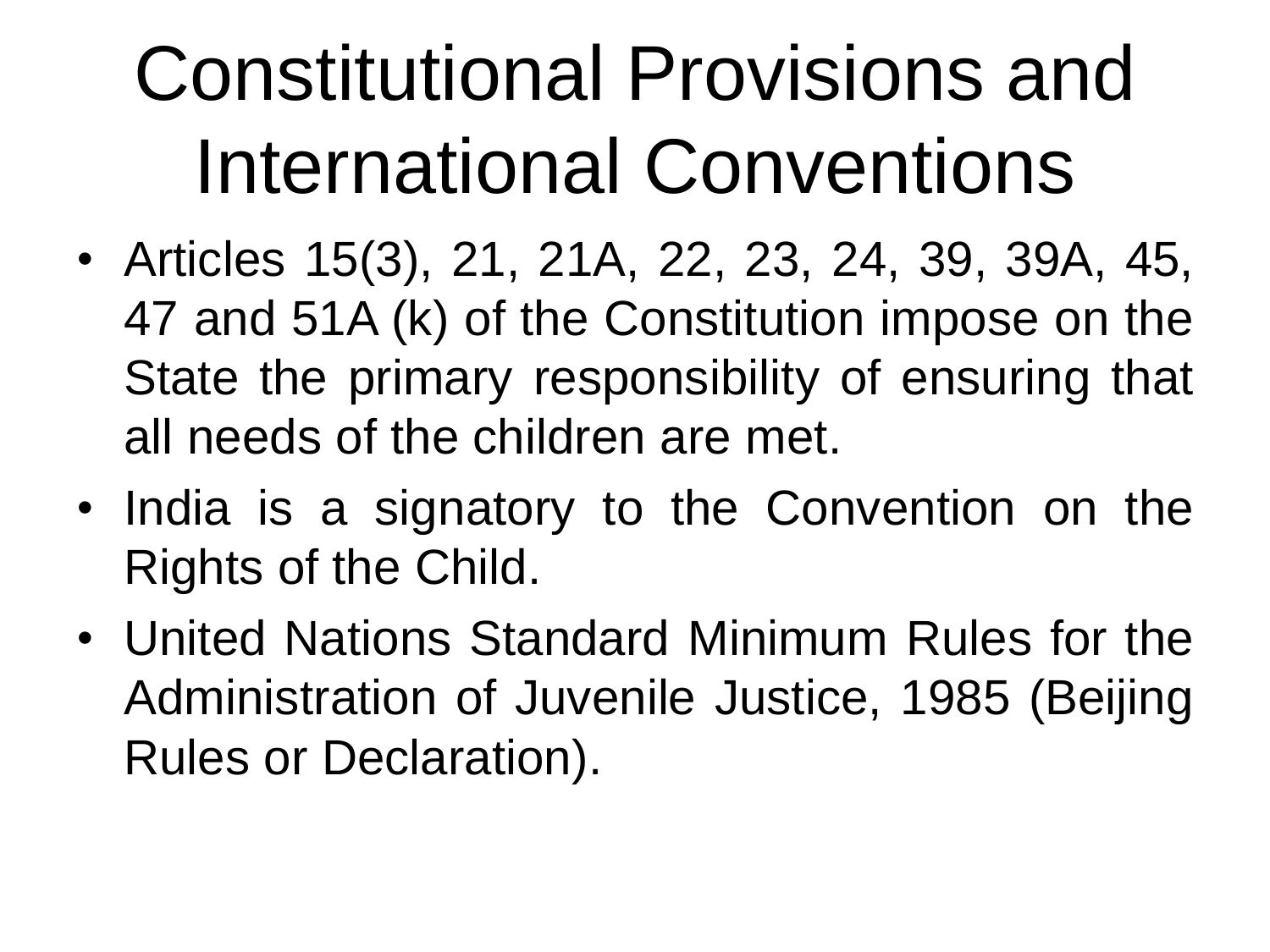# Constitutional Provisions and International Conventions

- Articles 15(3), 21, 21A, 22, 23, 24, 39, 39A, 45, 47 and 51A (k) of the Constitution impose on the State the primary responsibility of ensuring that all needs of the children are met.
- India is a signatory to the Convention on the Rights of the Child.
- United Nations Standard Minimum Rules for the Administration of Juvenile Justice, 1985 (Beijing Rules or Declaration).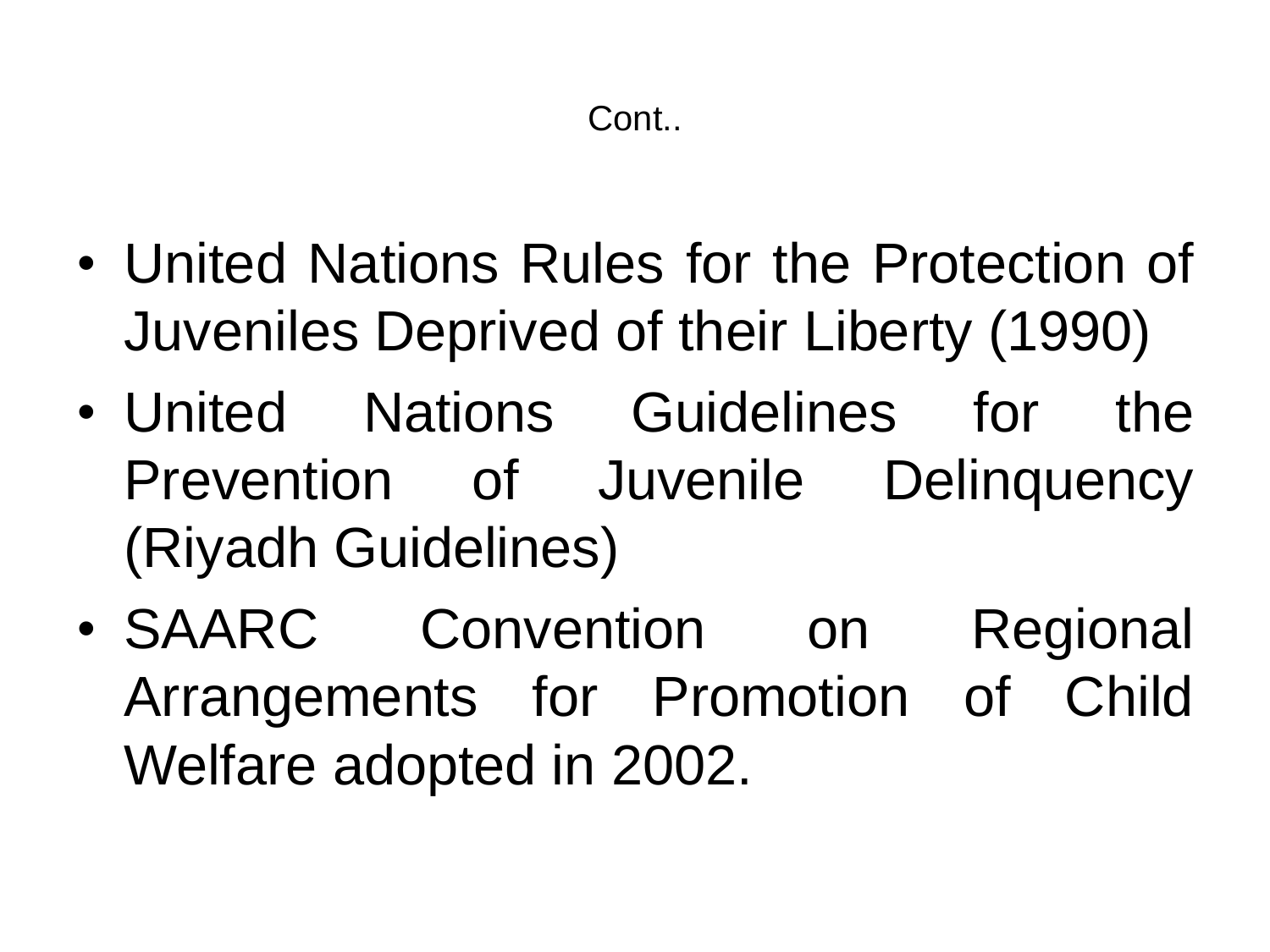# Cont..

- United Nations Rules for the Protection of Juveniles Deprived of their Liberty (1990)
- United Nations Guidelines for the Prevention of Juvenile Delinquency (Riyadh Guidelines)
- SAARC Convention on Regional Arrangements for Promotion of Child Welfare adopted in 2002.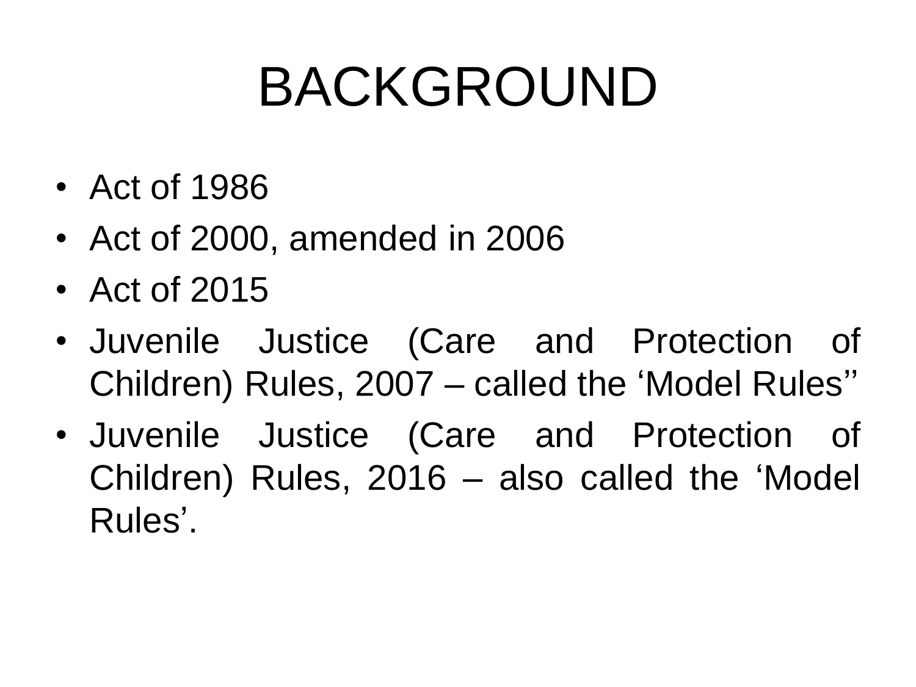# BACKGROUND

- Act of 1986
- Act of 2000, amended in 2006
- Act of 2015
- Juvenile Justice (Care and Protection of Children) Rules, 2007 – called the 'Model Rules''
- Juvenile Justice (Care and Protection of Children) Rules, 2016 – also called the 'Model Rules'.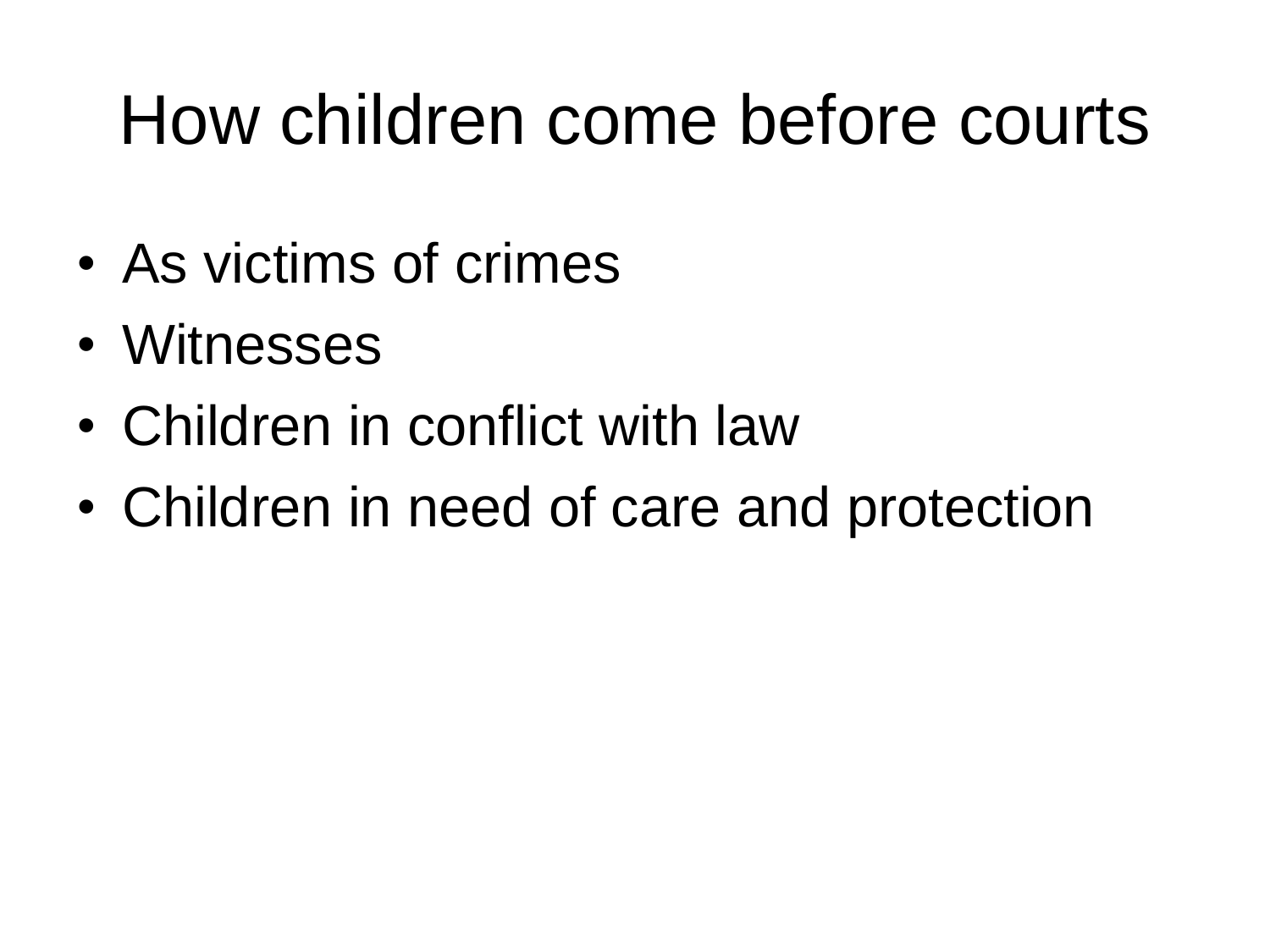# How children come before courts

- As victims of crimes
- Witnesses
- Children in conflict with law
- Children in need of care and protection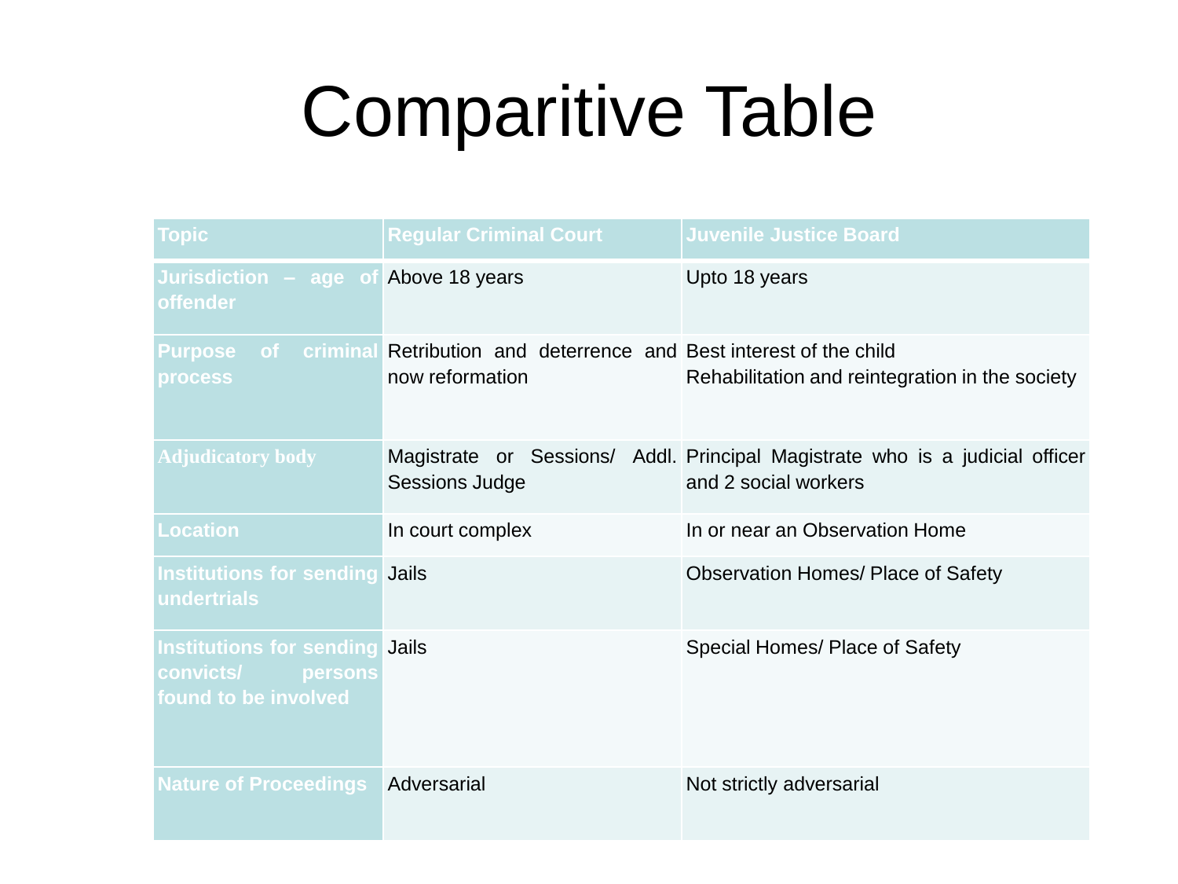# Comparitive Table

| Topic | Regular Criminal Court | Juvenile Justice Board |
| --- | --- | --- |
| Jurisdiction – age of offender | Above 18 years | Upto 18 years |
| Purpose of criminal process | Retribution and deterrence and now reformation | Best interest of the child<br>Rehabilitation and reintegration in the society |
| Adjudicatory body | Magistrate or Sessions/ Addl. Sessions Judge | Principal Magistrate who is a judicial officer and 2 social workers |
| Location | In court complex | In or near an Observation Home |
| Institutions for sending undertrials | Jails | Observation Homes/ Place of Safety |
| Institutions for sending convicts/ persons found to be involved | Jails | Special Homes/ Place of Safety |
| Nature of Proceedings | Adversarial | Not strictly adversarial |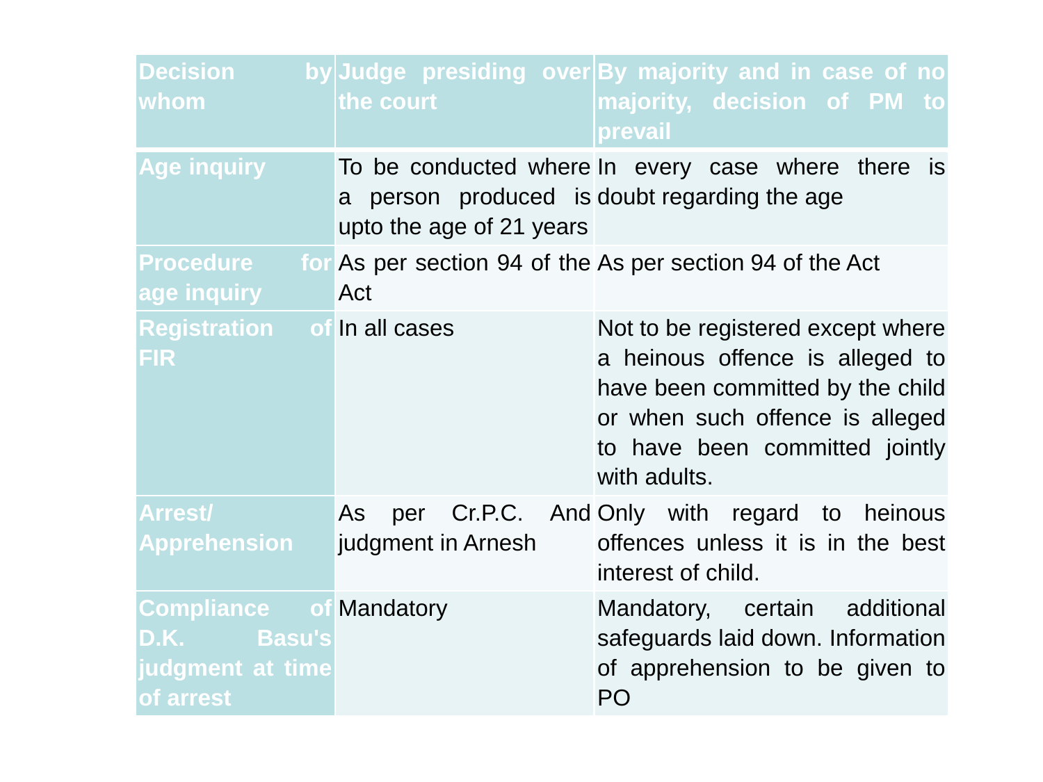| Decision by whom | Judge presiding over the court | By majority and in case of no majority, decision of PM to prevail |
| --- | --- | --- |
| Age inquiry | To be conducted where a person produced is upto the age of 21 years | In every case where there is doubt regarding the age |
| Procedure for age inquiry | As per section 94 of the Act | As per section 94 of the Act |
| Registration of FIR | In all cases | Not to be registered except where a heinous offence is alleged to have been committed by the child or when such offence is alleged to have been committed jointly with adults. |
| Arrest/ Apprehension | As per Cr.P.C. And judgment in Arnesh | Only with regard to heinous offences unless it is in the best interest of child. |
| Compliance of D.K. Basu's judgment at time of arrest | Mandatory | Mandatory, certain additional safeguards laid down. Information of apprehension to be given to PO |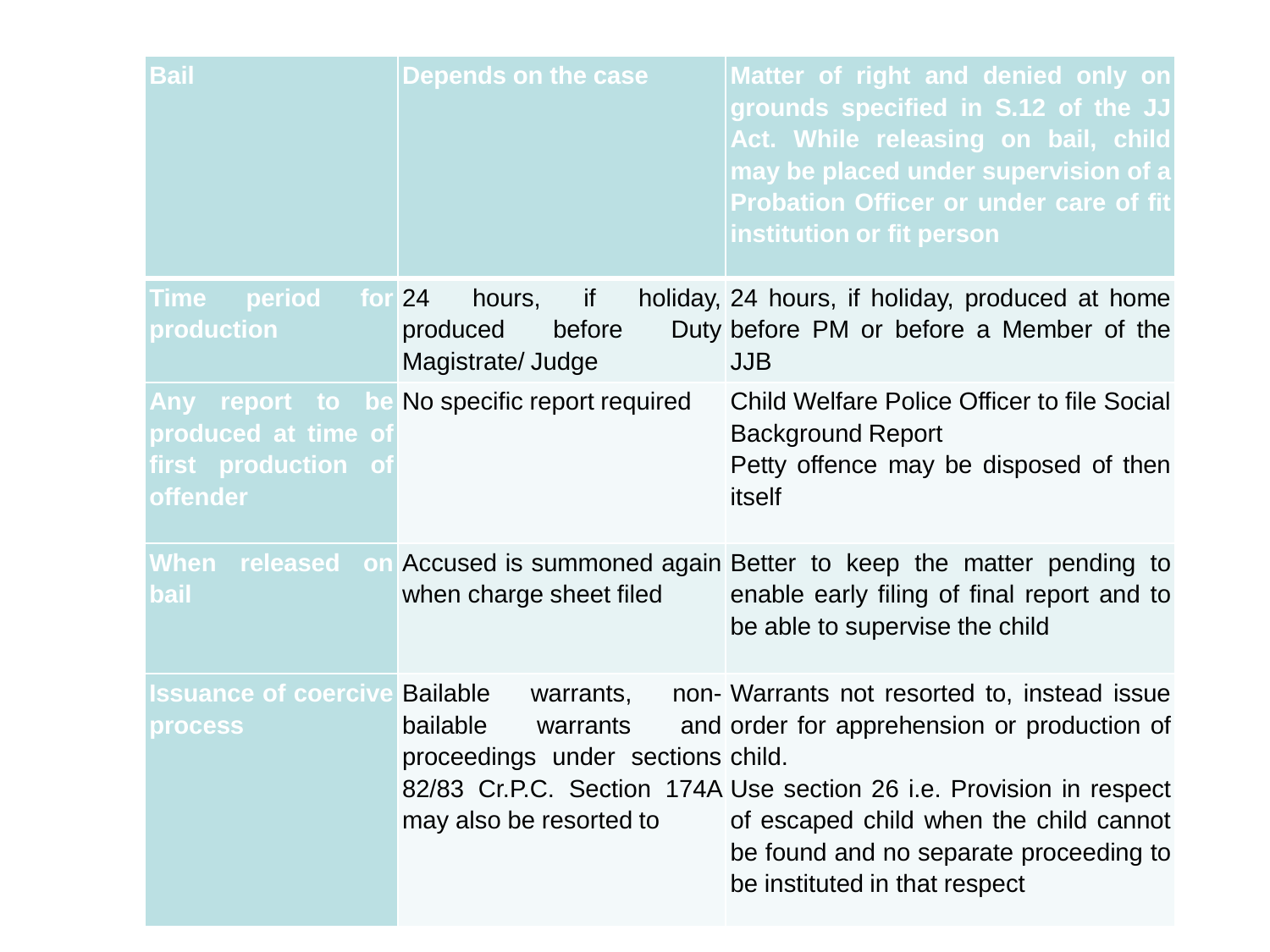| Bail | Depends on the case | Matter of right and denied only on grounds specified in S.12 of the JJ Act. While releasing on bail, child may be placed under supervision of a Probation Officer or under care of fit institution or fit person |
|---|---|---|
| Time period for production | 24 hours, if holiday, produced before Duty Magistrate/ Judge | 24 hours, if holiday, produced at home before PM or before a Member of the JJB |
| Any report to be produced at time of first production of offender | No specific report required | Child Welfare Police Officer to file Social Background Report<br>Petty offence may be disposed of then itself |
| When released on bail | Accused is summoned again when charge sheet filed | Better to keep the matter pending to enable early filing of final report and to be able to supervise the child |
| Issuance of coercive process | Bailable warrants, non-bailable warrants and proceedings under sections 82/83 Cr.P.C. Section 174A may also be resorted to | Warrants not resorted to, instead issue order for apprehension or production of child.<br>Use section 26 i.e. Provision in respect of escaped child when the child cannot be found and no separate proceeding to be instituted in that respect |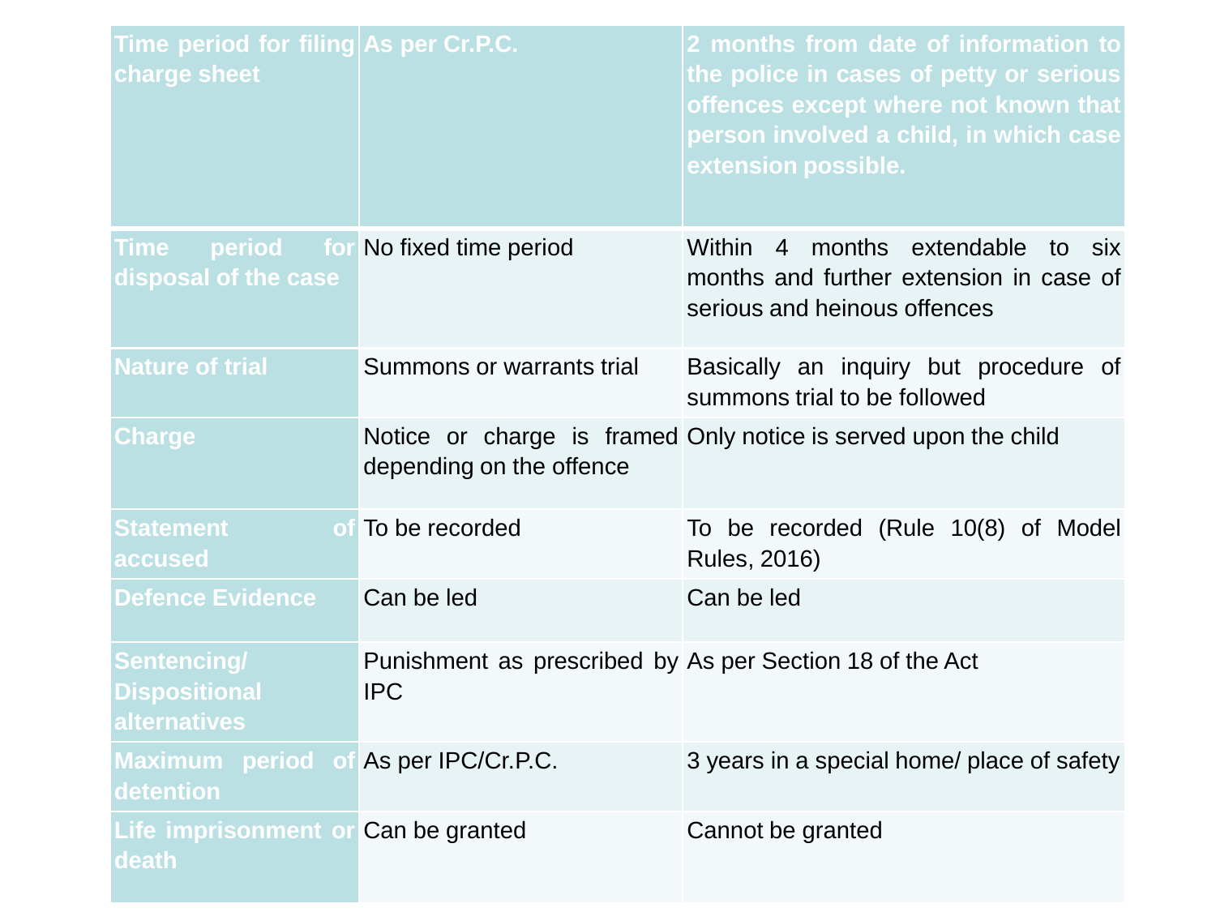| Time period for filing charge sheet | As per Cr.P.C. | 2 months from date of information to the police in cases of petty or serious offences except where not known that person involved a child, in which case extension possible. |
| --- | --- | --- |
| Time period for disposal of the case | No fixed time period | Within 4 months extendable to six months and further extension in case of serious and heinous offences |
| Nature of trial | Summons or warrants trial | Basically an inquiry but procedure of summons trial to be followed |
| Charge | Notice or charge is framed depending on the offence | Only notice is served upon the child |
| Statement of accused | To be recorded | To be recorded (Rule 10(8) of Model Rules, 2016) |
| Defence Evidence | Can be led | Can be led |
| Sentencing/ Dispositional alternatives | Punishment as prescribed by IPC | As per Section 18 of the Act |
| Maximum period of detention | As per IPC/Cr.P.C. | 3 years in a special home/ place of safety |
| Life imprisonment or death | Can be granted | Cannot be granted |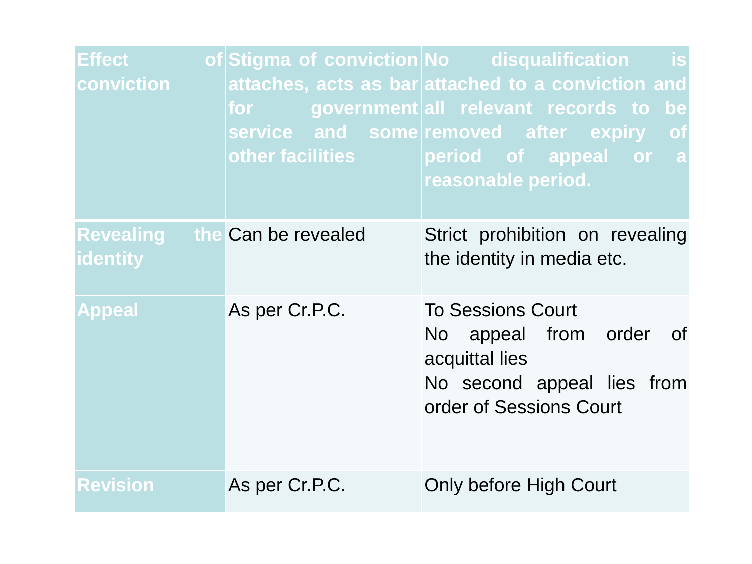| Effect of conviction | Stigma of conviction attaches, acts as bar for government service and some other facilities | No disqualification is attached to a conviction and all relevant records to be removed after expiry of period of appeal or a reasonable period. |
|---|---|---|
| Revealing the identity | Can be revealed | Strict prohibition on revealing the identity in media etc. |
| Appeal | As per Cr.P.C. | To Sessions Court<br>No appeal from order of acquittal lies<br>No second appeal lies from order of Sessions Court |
| Revision | As per Cr.P.C. | Only before High Court |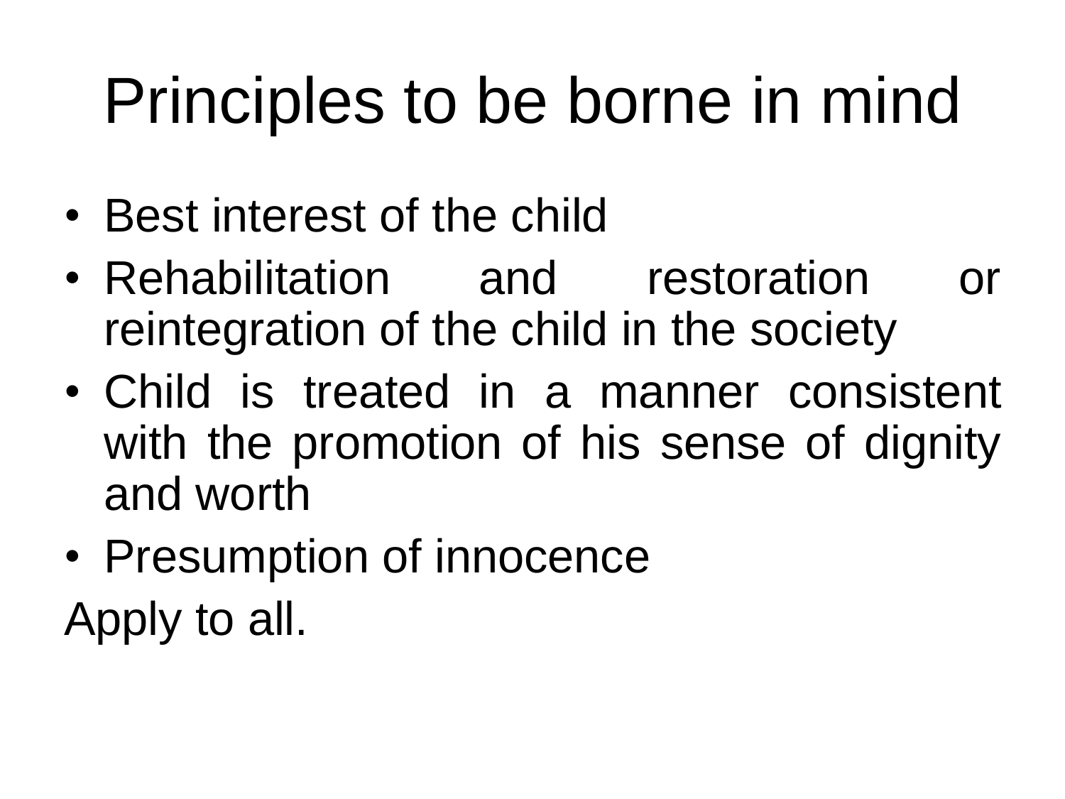# Principles to be borne in mind

- Best interest of the child
- Rehabilitation and restoration or reintegration of the child in the society
- Child is treated in a manner consistent with the promotion of his sense of dignity and worth
- Presumption of innocence

Apply to all.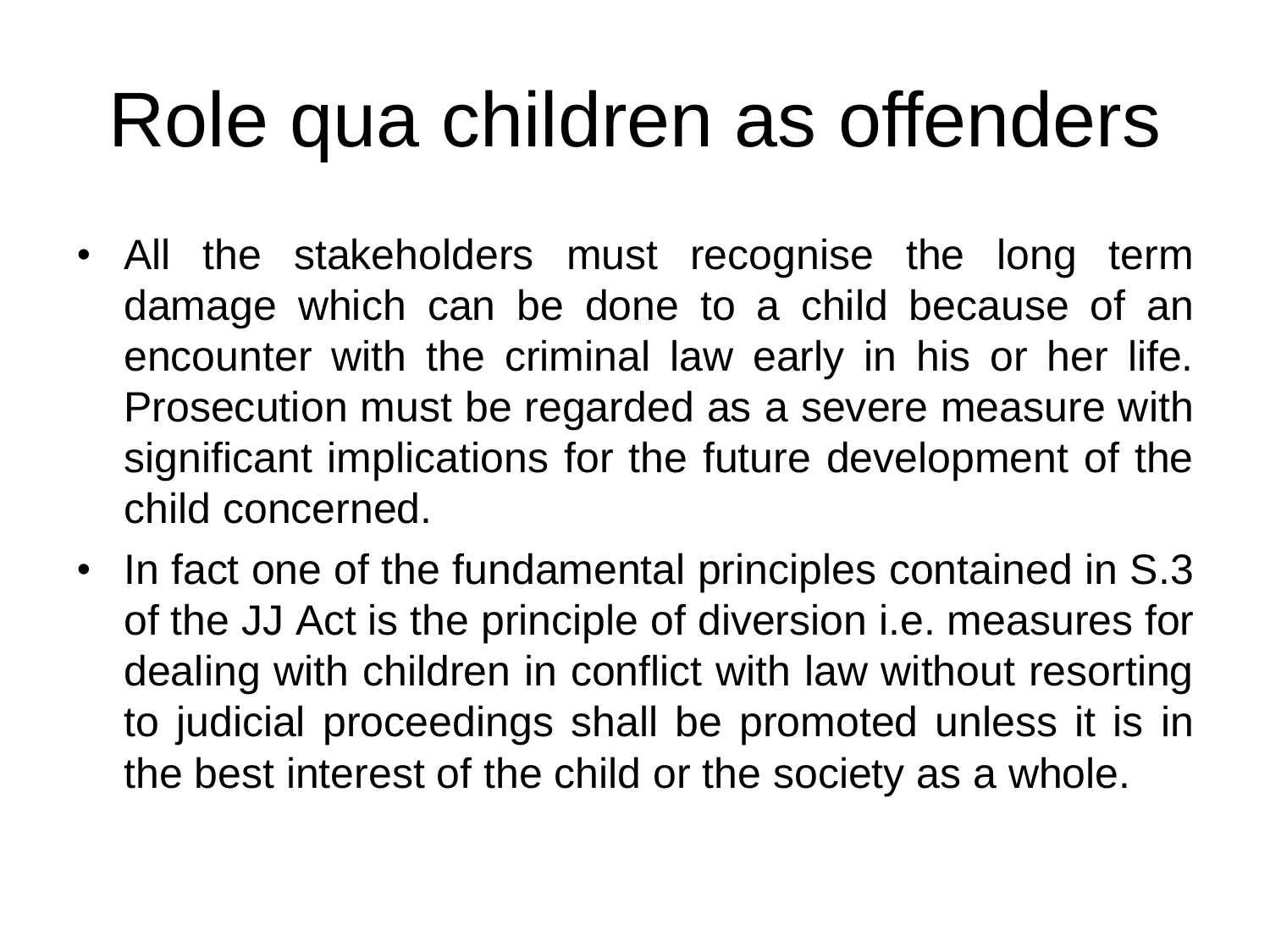# Role qua children as offenders

- All the stakeholders must recognise the long term damage which can be done to a child because of an encounter with the criminal law early in his or her life. Prosecution must be regarded as a severe measure with significant implications for the future development of the child concerned.
- In fact one of the fundamental principles contained in S.3 of the JJ Act is the principle of diversion i.e. measures for dealing with children in conflict with law without resorting to judicial proceedings shall be promoted unless it is in the best interest of the child or the society as a whole.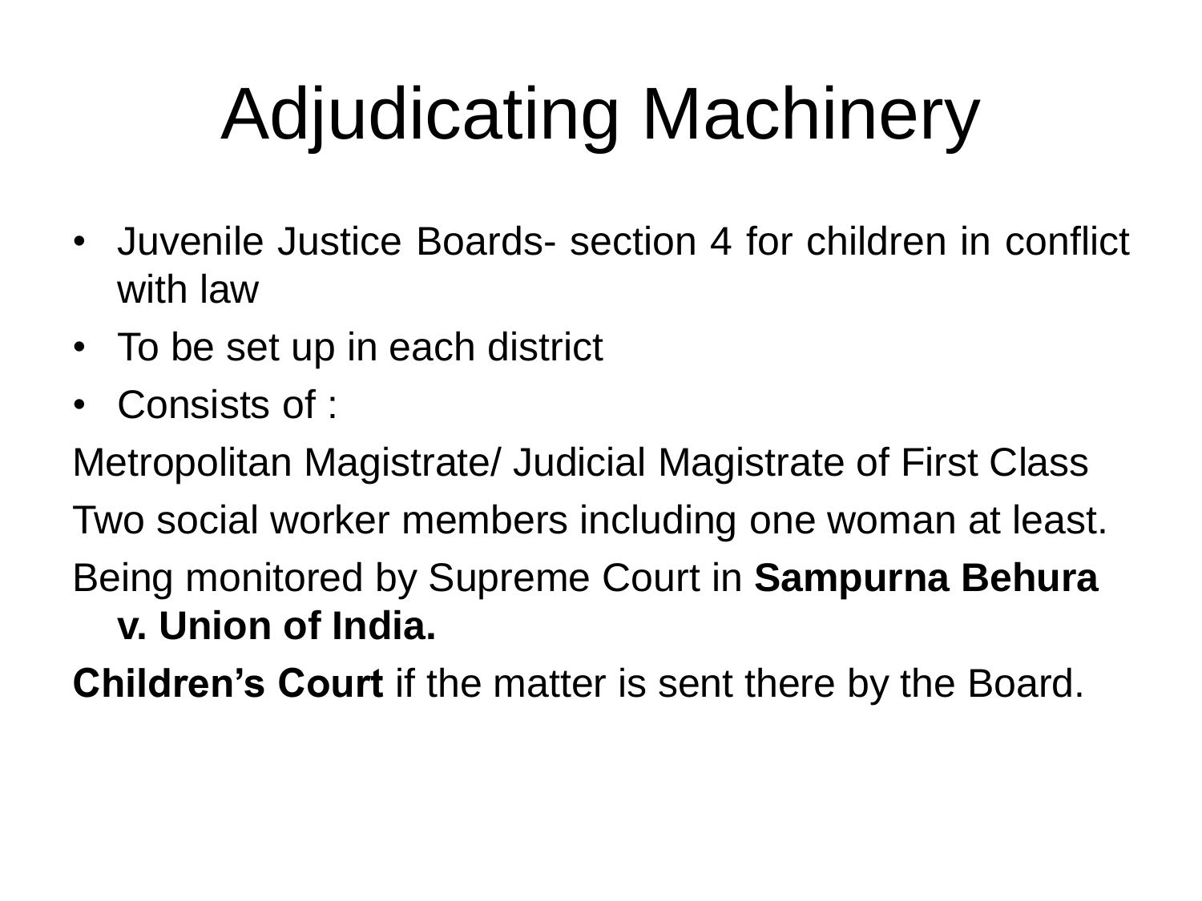# Adjudicating Machinery

- Juvenile Justice Boards- section 4 for children in conflict with law
- To be set up in each district
- Consists of :

Metropolitan Magistrate/ Judicial Magistrate of First Class

Two social worker members including one woman at least.

Being monitored by Supreme Court in **Sampurna Behura v. Union of India.**

**Children's Court** if the matter is sent there by the Board.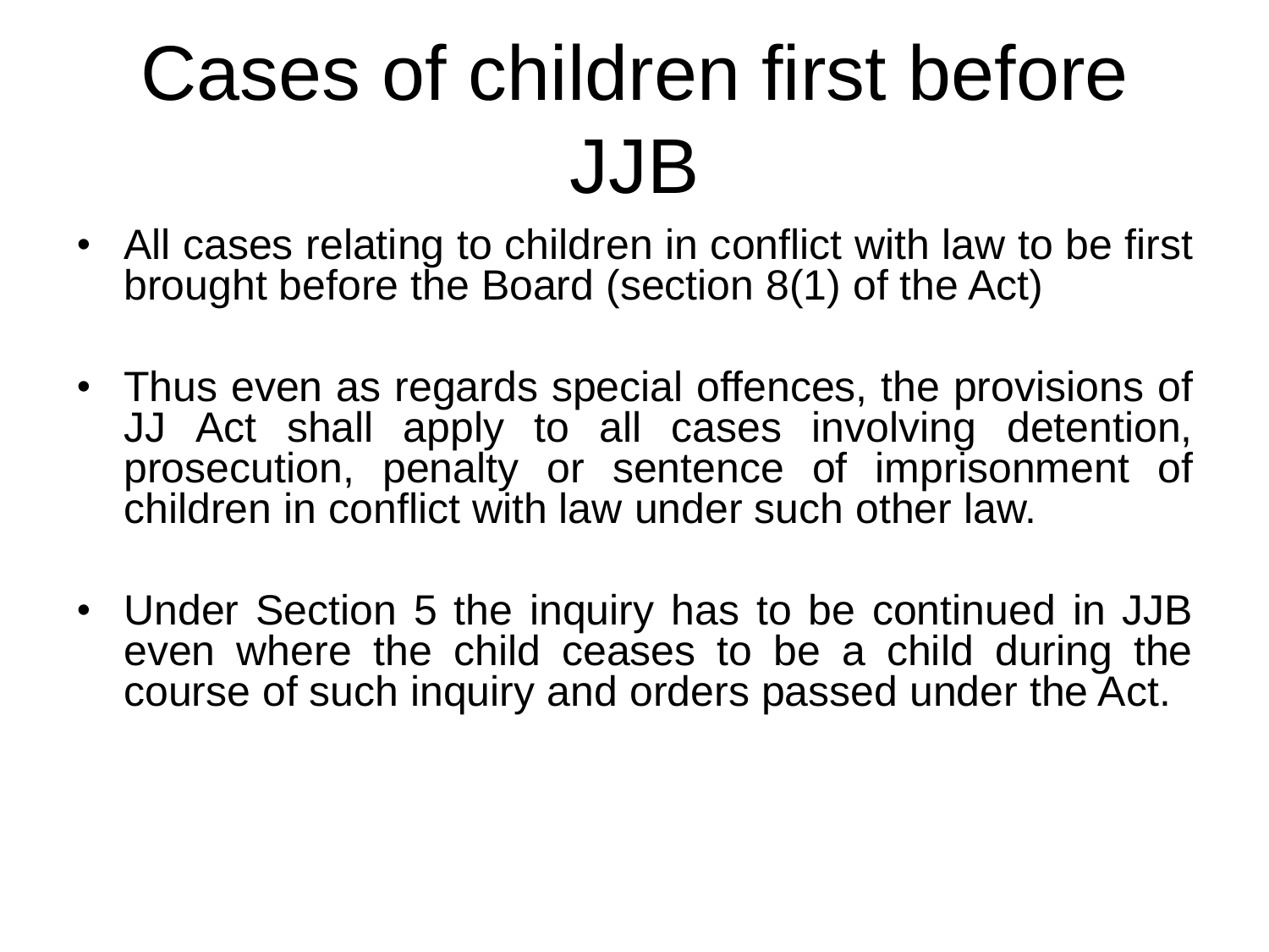# Cases of children first before JJB

- All cases relating to children in conflict with law to be first brought before the Board (section 8(1) of the Act)

- Thus even as regards special offences, the provisions of JJ Act shall apply to all cases involving detention, prosecution, penalty or sentence of imprisonment of children in conflict with law under such other law.

- Under Section 5 the inquiry has to be continued in JJB even where the child ceases to be a child during the course of such inquiry and orders passed under the Act.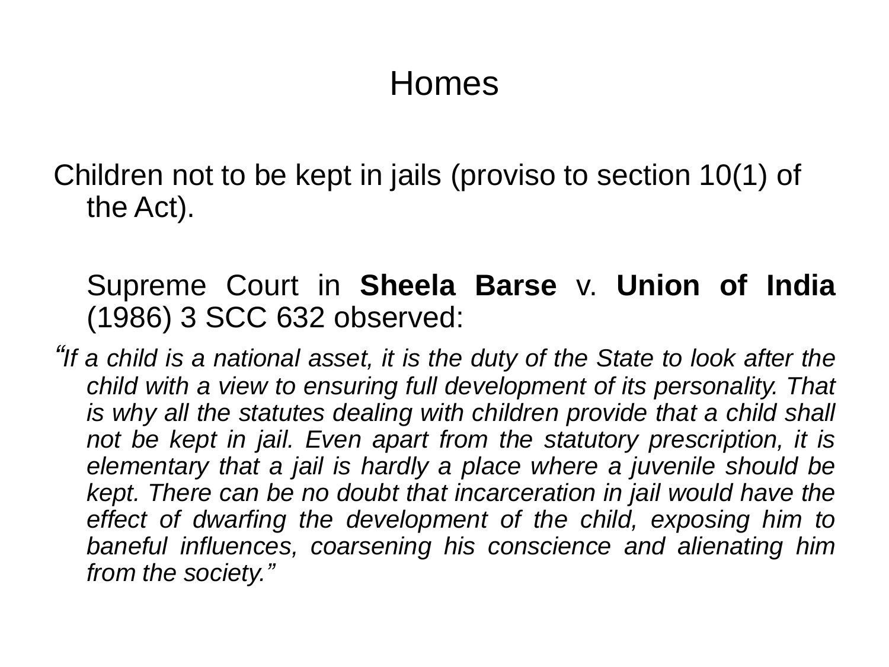# Homes

Children not to be kept in jails (proviso to section 10(1) of the Act).

Supreme Court in **Sheela Barse** v. **Union of India** (1986) 3 SCC 632 observed:

*"If a child is a national asset, it is the duty of the State to look after the child with a view to ensuring full development of its personality. That is why all the statutes dealing with children provide that a child shall not be kept in jail. Even apart from the statutory prescription, it is elementary that a jail is hardly a place where a juvenile should be kept. There can be no doubt that incarceration in jail would have the effect of dwarfing the development of the child, exposing him to baneful influences, coarsening his conscience and alienating him from the society."*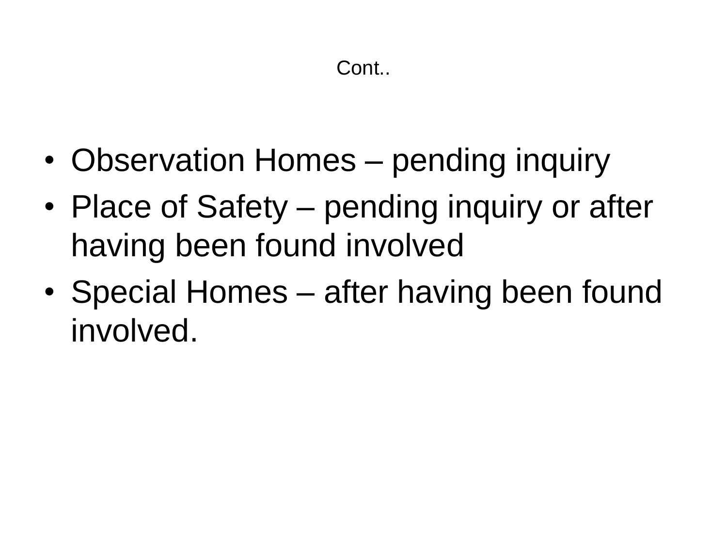# Cont..

- Observation Homes – pending inquiry
- Place of Safety – pending inquiry or after having been found involved
- Special Homes – after having been found involved.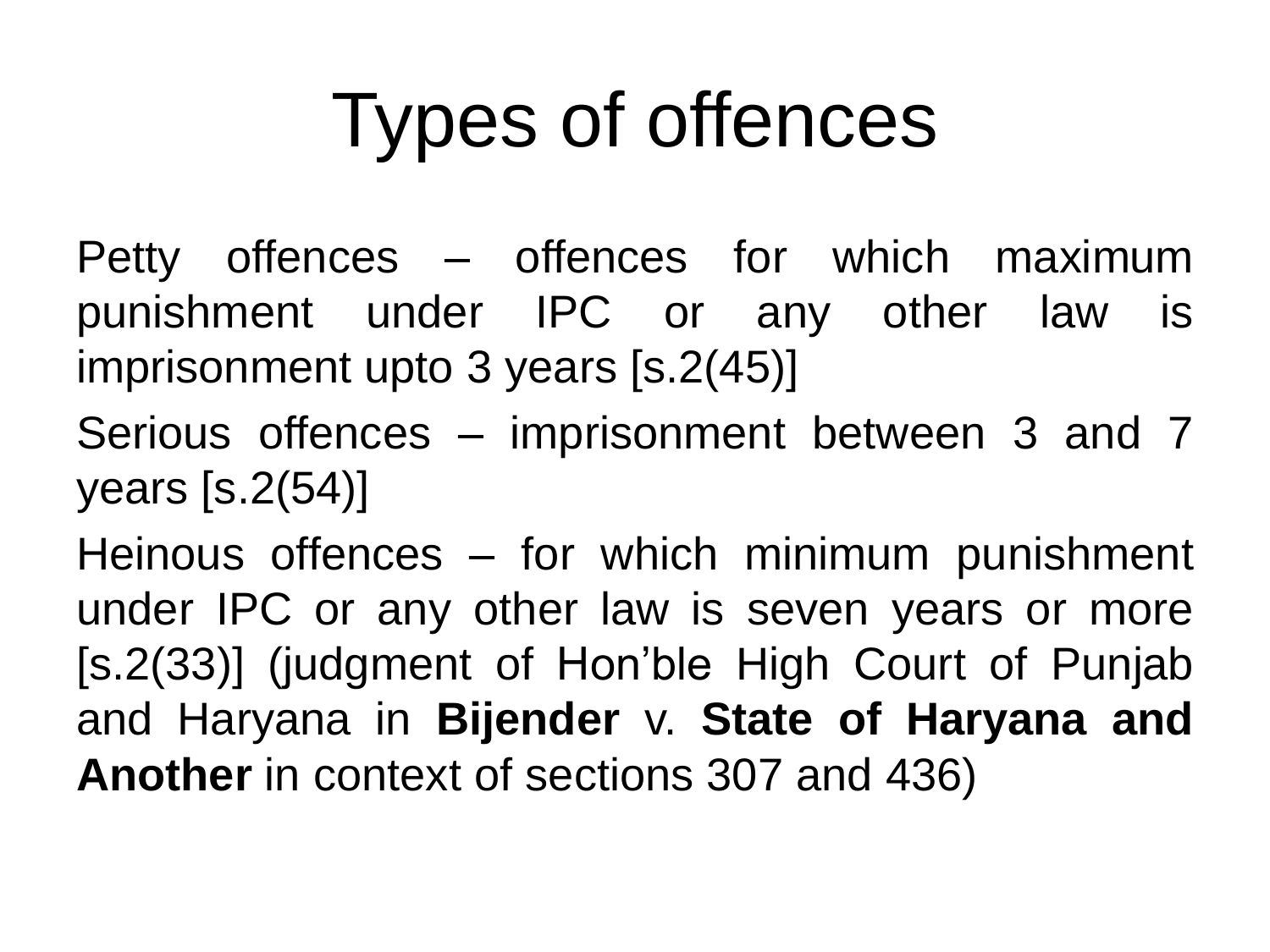# Types of offences

Petty offences – offences for which maximum punishment under IPC or any other law is imprisonment upto 3 years [s.2(45)]

Serious offences – imprisonment between 3 and 7 years [s.2(54)]

Heinous offences – for which minimum punishment under IPC or any other law is seven years or more [s.2(33)] (judgment of Hon'ble High Court of Punjab and Haryana in **Bijender** v. **State of Haryana and Another** in context of sections 307 and 436)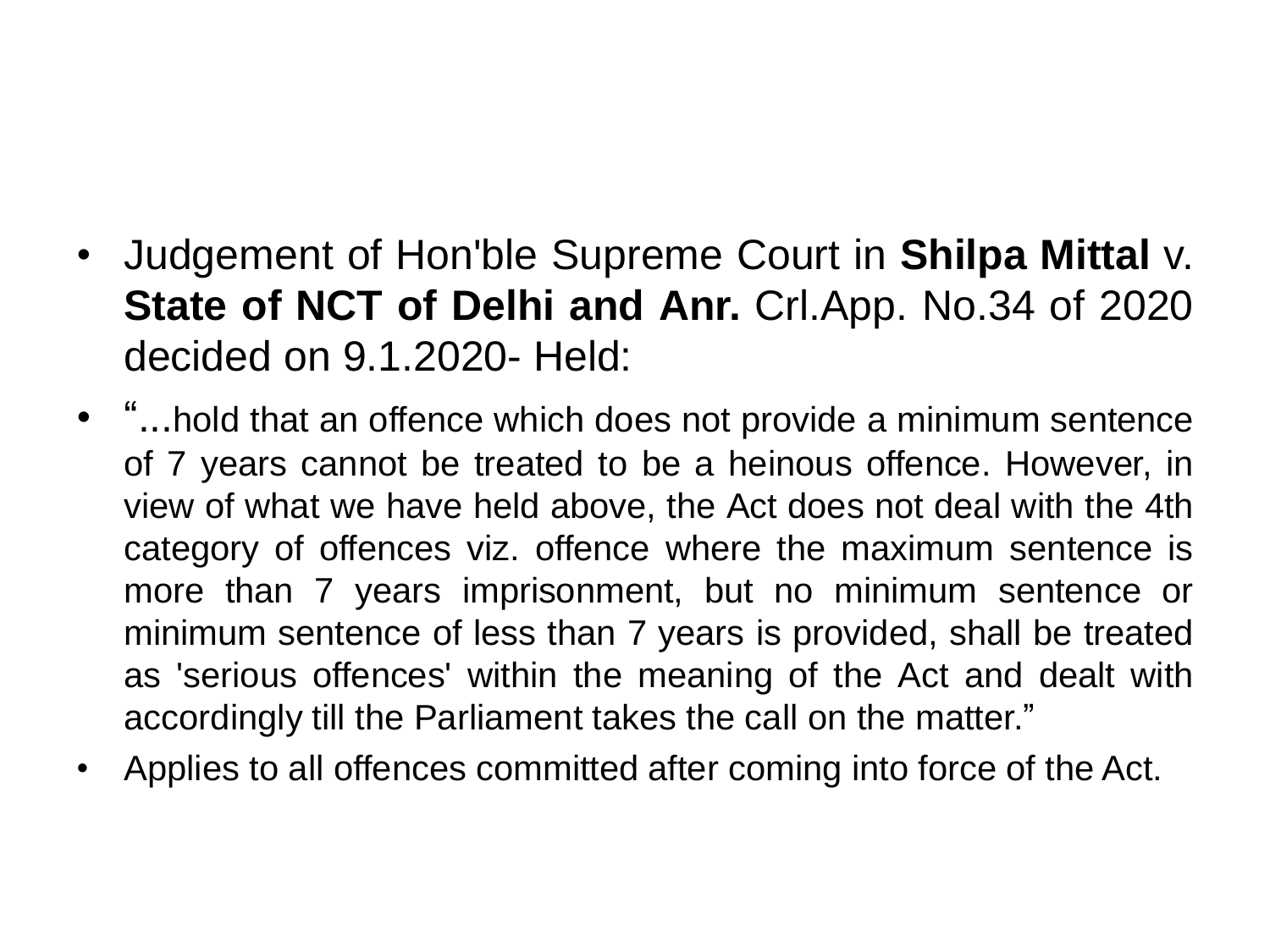- Judgement of Hon'ble Supreme Court in **Shilpa Mittal** v. **State of NCT of Delhi and Anr.** Crl.App. No.34 of 2020 decided on 9.1.2020- Held:
- "...hold that an offence which does not provide a minimum sentence of 7 years cannot be treated to be a heinous offence. However, in view of what we have held above, the Act does not deal with the 4th category of offences viz. offence where the maximum sentence is more than 7 years imprisonment, but no minimum sentence or minimum sentence of less than 7 years is provided, shall be treated as 'serious offences' within the meaning of the Act and dealt with accordingly till the Parliament takes the call on the matter."
- Applies to all offences committed after coming into force of the Act.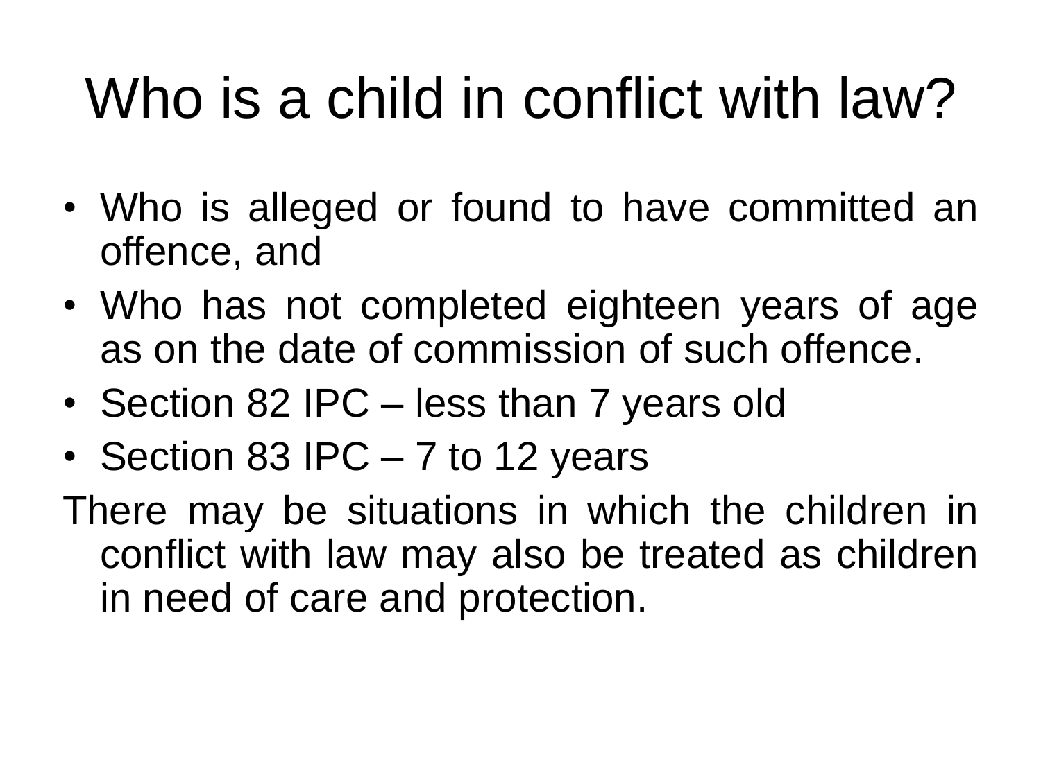# Who is a child in conflict with law?

- Who is alleged or found to have committed an offence, and
- Who has not completed eighteen years of age as on the date of commission of such offence.
- Section 82 IPC – less than 7 years old
- Section 83 IPC – 7 to 12 years

There may be situations in which the children in conflict with law may also be treated as children in need of care and protection.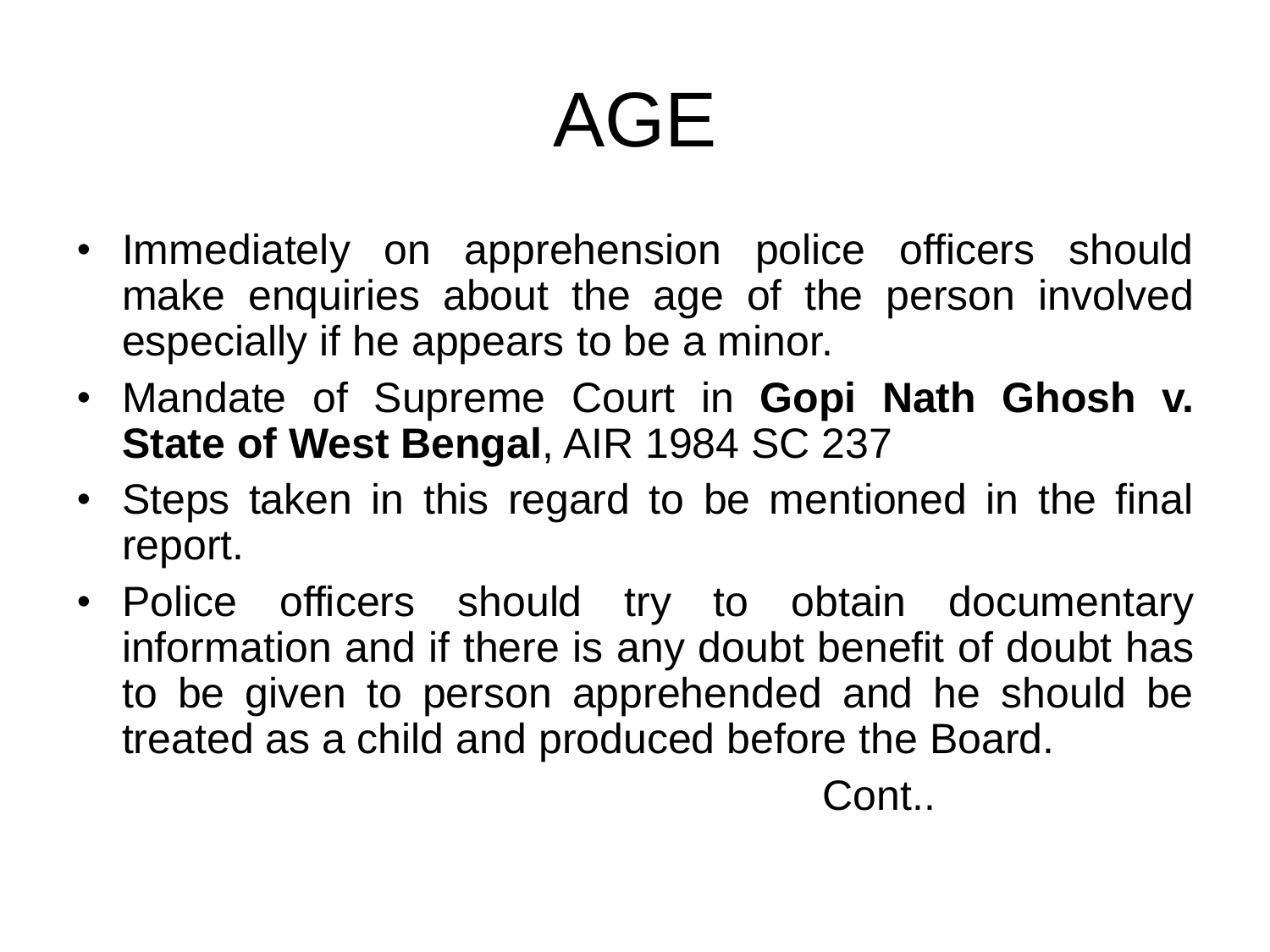# AGE

- Immediately on apprehension police officers should make enquiries about the age of the person involved especially if he appears to be a minor.
- Mandate of Supreme Court in **Gopi Nath Ghosh v. State of West Bengal**, AIR 1984 SC 237
- Steps taken in this regard to be mentioned in the final report.
- Police officers should try to obtain documentary information and if there is any doubt benefit of doubt has to be given to person apprehended and he should be treated as a child and produced before the Board.

Cont..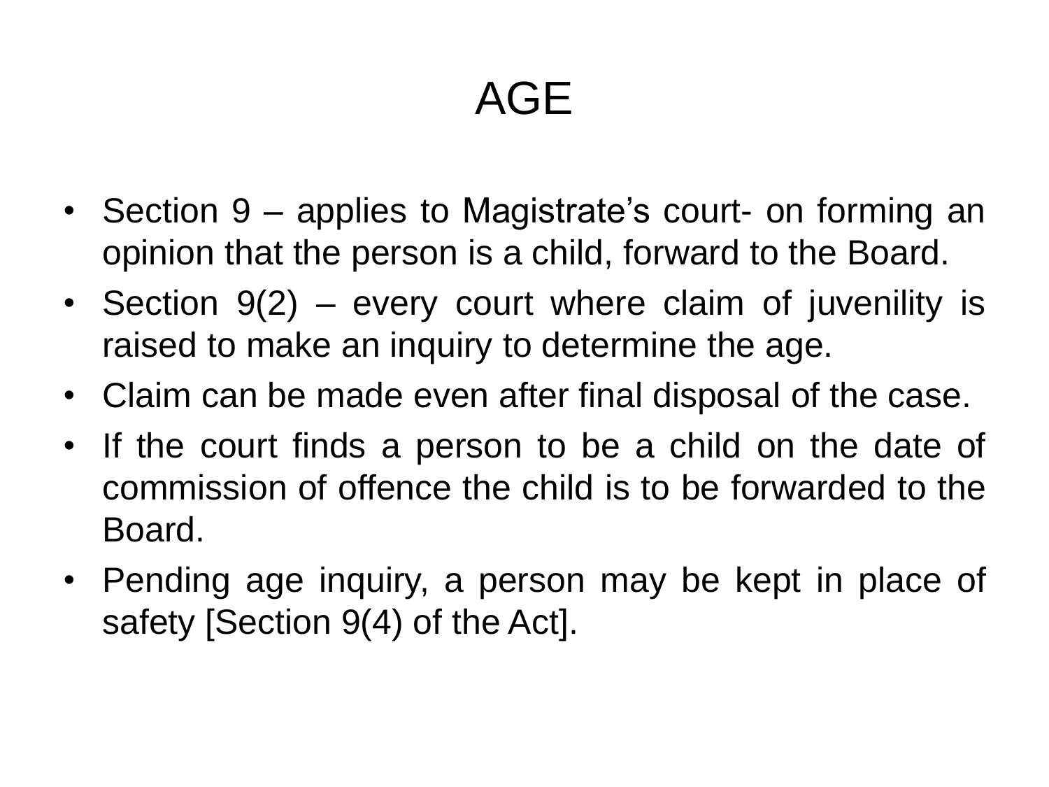# AGE

- Section 9 – applies to Magistrate's court- on forming an opinion that the person is a child, forward to the Board.
- Section 9(2) – every court where claim of juvenility is raised to make an inquiry to determine the age.
- Claim can be made even after final disposal of the case.
- If the court finds a person to be a child on the date of commission of offence the child is to be forwarded to the Board.
- Pending age inquiry, a person may be kept in place of safety [Section 9(4) of the Act].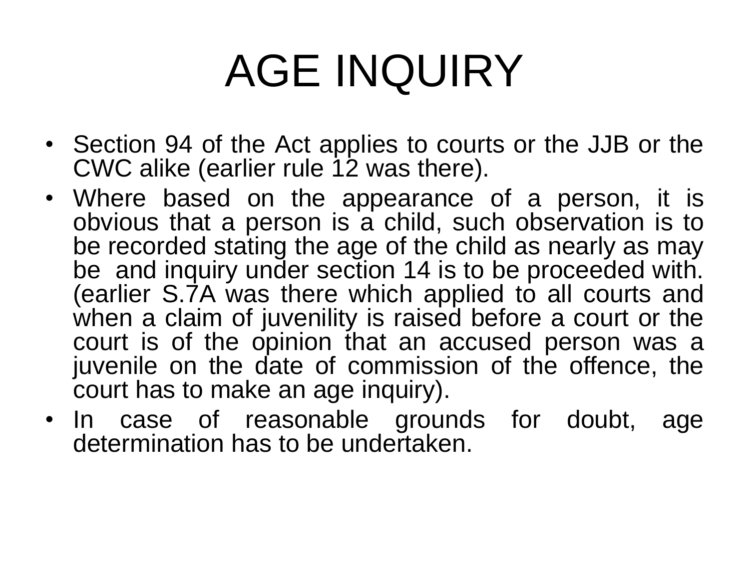# AGE INQUIRY

- Section 94 of the Act applies to courts or the JJB or the CWC alike (earlier rule 12 was there).
- Where based on the appearance of a person, it is obvious that a person is a child, such observation is to be recorded stating the age of the child as nearly as may be and inquiry under section 14 is to be proceeded with. (earlier S.7A was there which applied to all courts and when a claim of juvenility is raised before a court or the court is of the opinion that an accused person was a juvenile on the date of commission of the offence, the court has to make an age inquiry).
- In case of reasonable grounds for doubt, age determination has to be undertaken.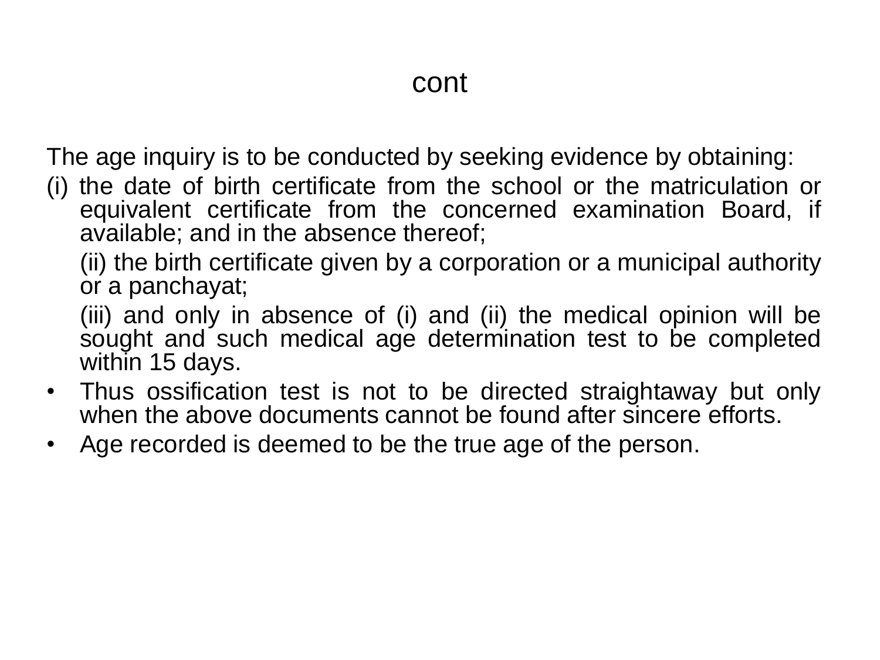# cont

The age inquiry is to be conducted by seeking evidence by obtaining:

(i) the date of birth certificate from the school or the matriculation or equivalent certificate from the concerned examination Board, if available; and in the absence thereof;

(ii) the birth certificate given by a corporation or a municipal authority or a panchayat;

(iii) and only in absence of (i) and (ii) the medical opinion will be sought and such medical age determination test to be completed within 15 days.

- Thus ossification test is not to be directed straightaway but only when the above documents cannot be found after sincere efforts.
- Age recorded is deemed to be the true age of the person.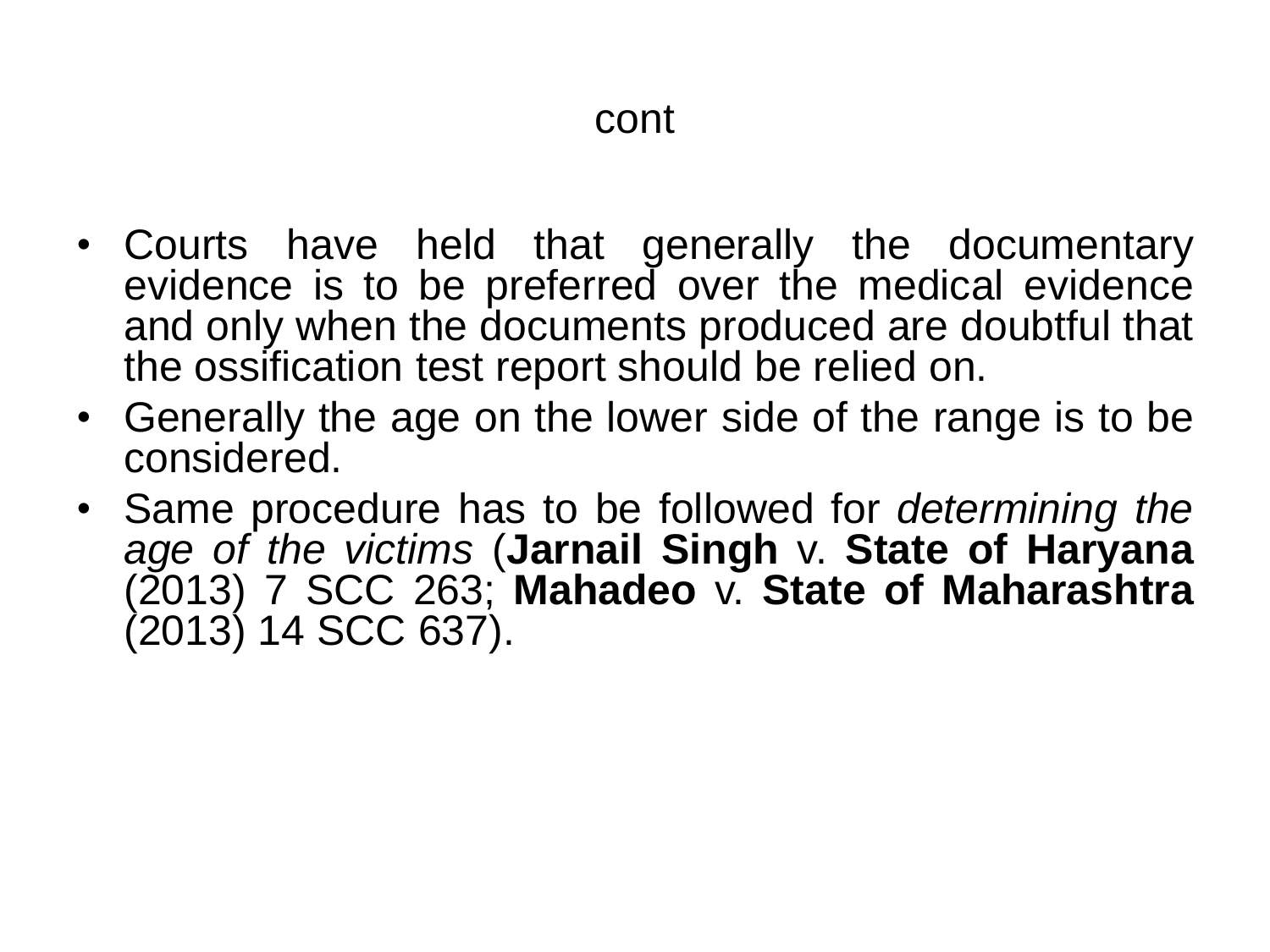## cont

- Courts have held that generally the documentary evidence is to be preferred over the medical evidence and only when the documents produced are doubtful that the ossification test report should be relied on.
- Generally the age on the lower side of the range is to be considered.
- Same procedure has to be followed for *determining the age of the victims* (**Jarnail Singh** v. **State of Haryana** (2013) 7 SCC 263; **Mahadeo** v. **State of Maharashtra** (2013) 14 SCC 637).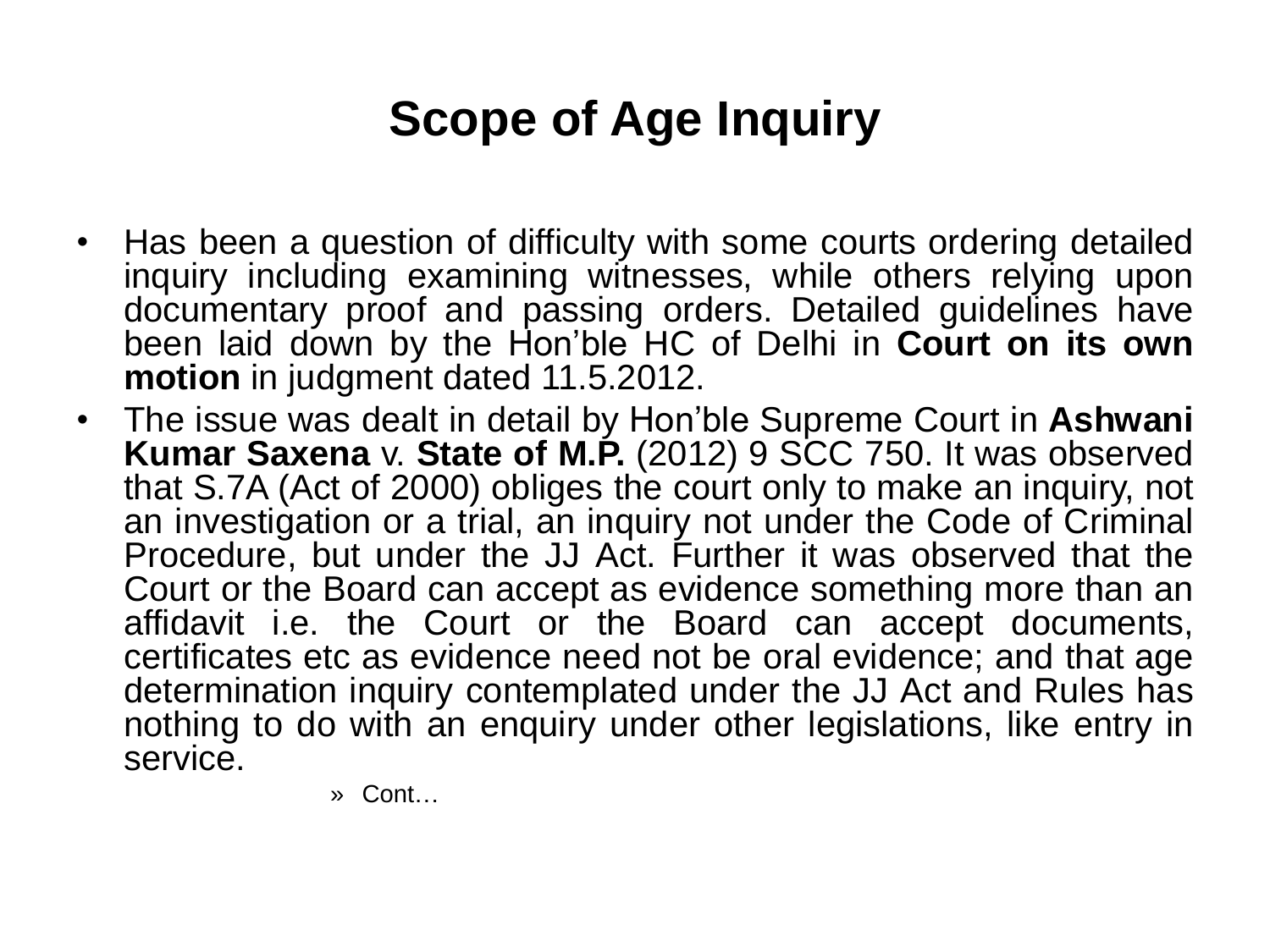# Scope of Age Inquiry

- Has been a question of difficulty with some courts ordering detailed inquiry including examining witnesses, while others relying upon documentary proof and passing orders. Detailed guidelines have been laid down by the Hon'ble HC of Delhi in **Court on its own motion** in judgment dated 11.5.2012.
- The issue was dealt in detail by Hon'ble Supreme Court in **Ashwani Kumar Saxena** v. **State of M.P.** (2012) 9 SCC 750. It was observed that S.7A (Act of 2000) obliges the court only to make an inquiry, not an investigation or a trial, an inquiry not under the Code of Criminal Procedure, but under the JJ Act. Further it was observed that the Court or the Board can accept as evidence something more than an affidavit i.e. the Court or the Board can accept documents, certificates etc as evidence need not be oral evidence; and that age determination inquiry contemplated under the JJ Act and Rules has nothing to do with an enquiry under other legislations, like entry in service.

» Cont…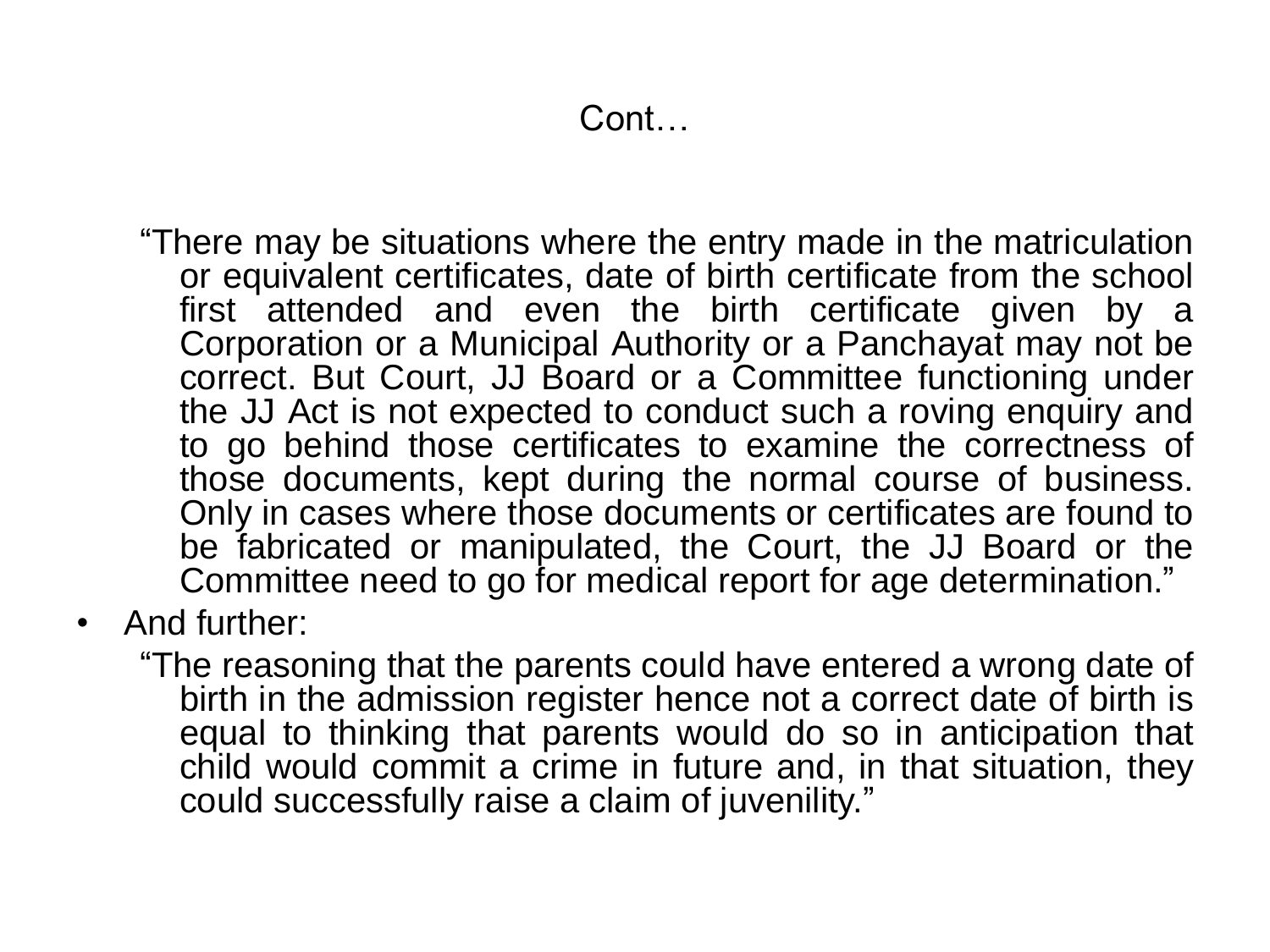## Cont…

“There may be situations where the entry made in the matriculation or equivalent certificates, date of birth certificate from the school first attended and even the birth certificate given by a Corporation or a Municipal Authority or a Panchayat may not be correct. But Court, JJ Board or a Committee functioning under the JJ Act is not expected to conduct such a roving enquiry and to go behind those certificates to examine the correctness of those documents, kept during the normal course of business. Only in cases where those documents or certificates are found to be fabricated or manipulated, the Court, the JJ Board or the Committee need to go for medical report for age determination.”

- And further:

“The reasoning that the parents could have entered a wrong date of birth in the admission register hence not a correct date of birth is equal to thinking that parents would do so in anticipation that child would commit a crime in future and, in that situation, they could successfully raise a claim of juvenility.”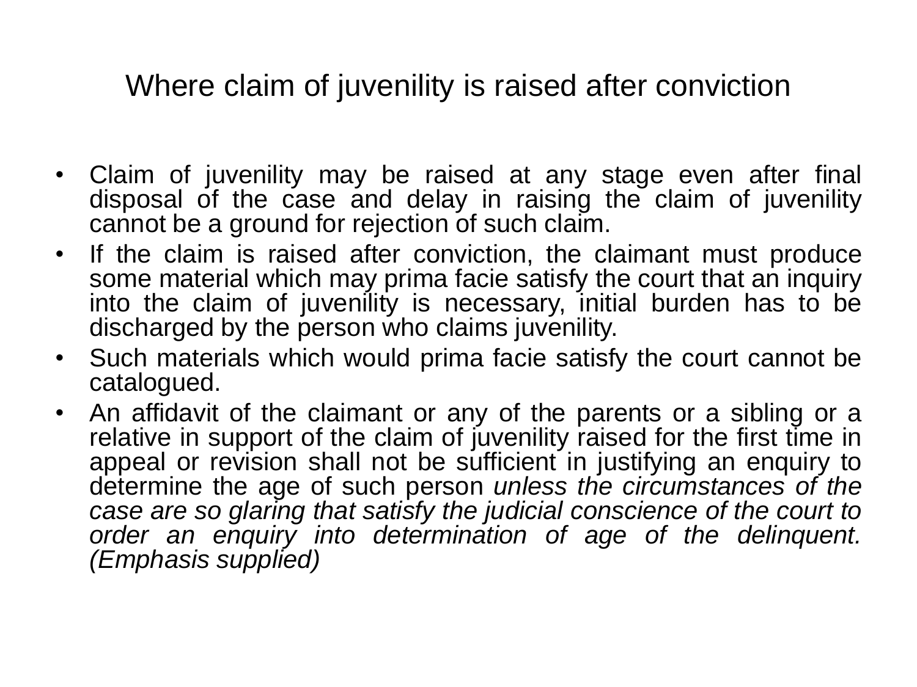# Where claim of juvenility is raised after conviction

- Claim of juvenility may be raised at any stage even after final disposal of the case and delay in raising the claim of juvenility cannot be a ground for rejection of such claim.
- If the claim is raised after conviction, the claimant must produce some material which may prima facie satisfy the court that an inquiry into the claim of juvenility is necessary, initial burden has to be discharged by the person who claims juvenility.
- Such materials which would prima facie satisfy the court cannot be catalogued.
- An affidavit of the claimant or any of the parents or a sibling or a relative in support of the claim of juvenility raised for the first time in appeal or revision shall not be sufficient in justifying an enquiry to determine the age of such person *unless the circumstances of the case are so glaring that satisfy the judicial conscience of the court to order an enquiry into determination of age of the delinquent. (Emphasis supplied)*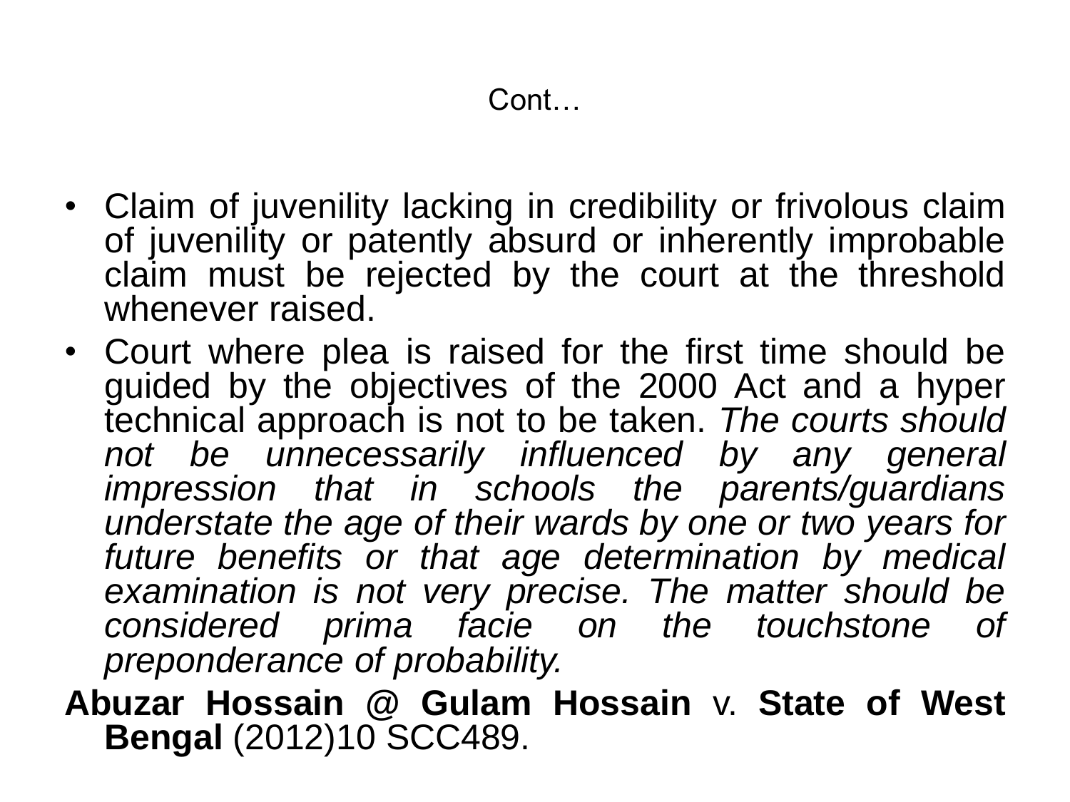# Cont…

- Claim of juvenility lacking in credibility or frivolous claim of juvenility or patently absurd or inherently improbable claim must be rejected by the court at the threshold whenever raised.
- Court where plea is raised for the first time should be guided by the objectives of the 2000 Act and a hyper technical approach is not to be taken. *The courts should not be unnecessarily influenced by any general impression that in schools the parents/guardians understate the age of their wards by one or two years for future benefits or that age determination by medical examination is not very precise. The matter should be considered prima facie on the touchstone of preponderance of probability.*

**Abuzar Hossain @ Gulam Hossain** v. **State of West Bengal** (2012)10 SCC489.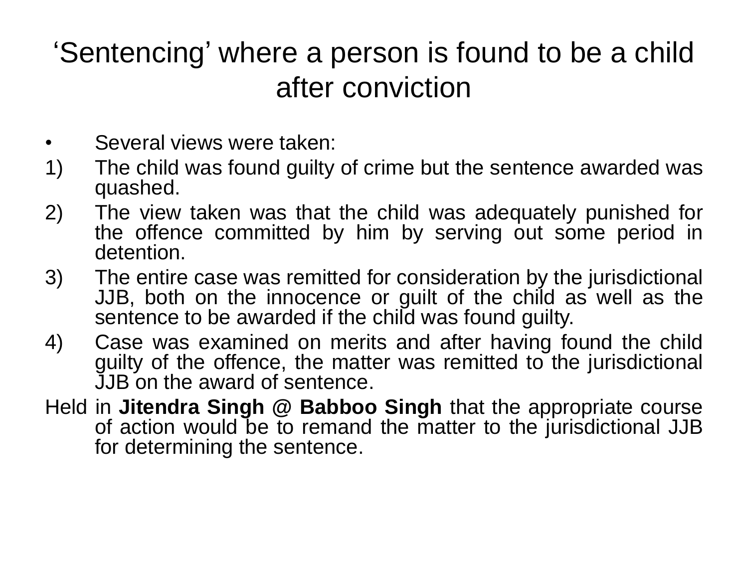# 'Sentencing' where a person is found to be a child after conviction

- Several views were taken:

1) The child was found guilty of crime but the sentence awarded was quashed.
2) The view taken was that the child was adequately punished for the offence committed by him by serving out some period in detention.
3) The entire case was remitted for consideration by the jurisdictional JJB, both on the innocence or guilt of the child as well as the sentence to be awarded if the child was found guilty.
4) Case was examined on merits and after having found the child guilty of the offence, the matter was remitted to the jurisdictional JJB on the award of sentence.

Held in **Jitendra Singh @ Babboo Singh** that the appropriate course of action would be to remand the matter to the jurisdictional JJB for determining the sentence.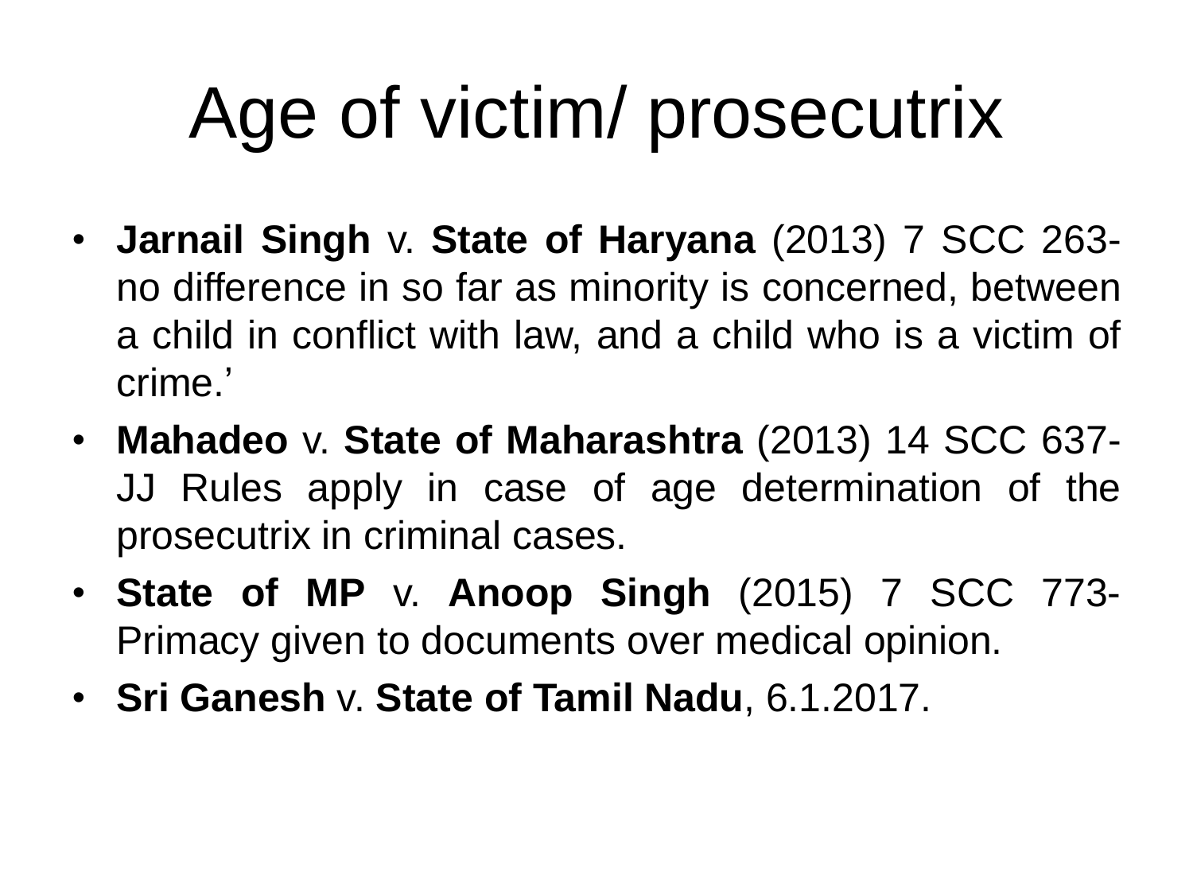# Age of victim/ prosecutrix

- **Jarnail Singh** v. **State of Haryana** (2013) 7 SCC 263- no difference in so far as minority is concerned, between a child in conflict with law, and a child who is a victim of crime.'
- **Mahadeo** v. **State of Maharashtra** (2013) 14 SCC 637- JJ Rules apply in case of age determination of the prosecutrix in criminal cases.
- **State of MP** v. **Anoop Singh** (2015) 7 SCC 773- Primacy given to documents over medical opinion.
- **Sri Ganesh** v. **State of Tamil Nadu**, 6.1.2017.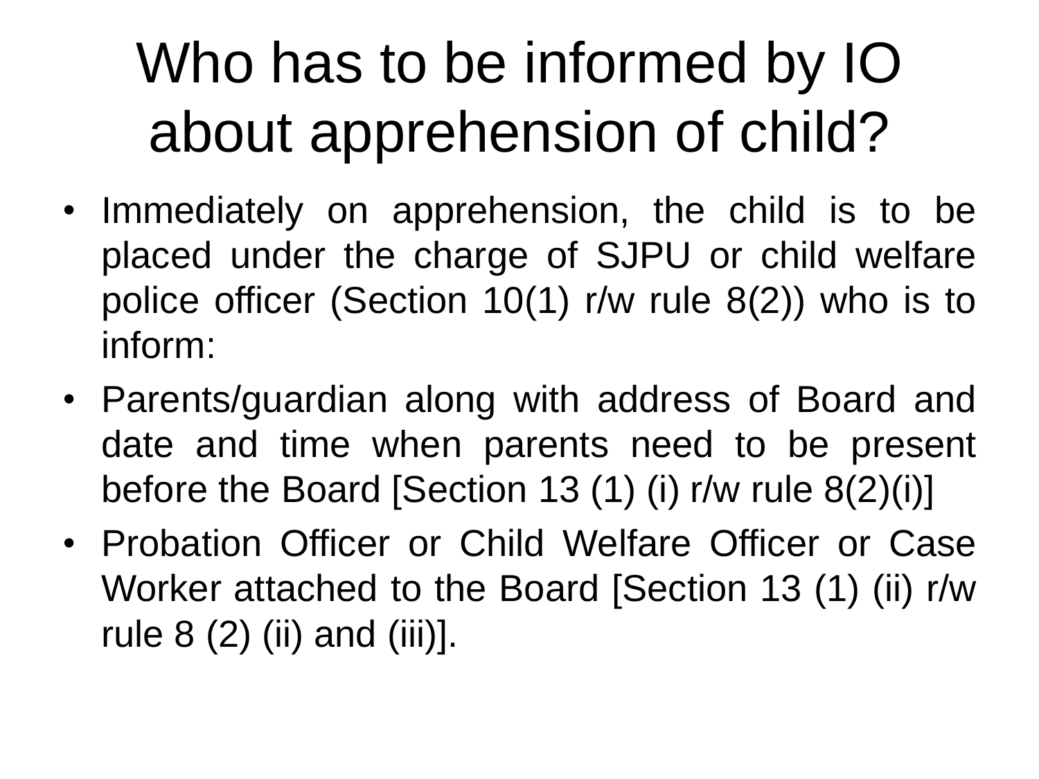# Who has to be informed by IO about apprehension of child?

- Immediately on apprehension, the child is to be placed under the charge of SJPU or child welfare police officer (Section 10(1) r/w rule 8(2)) who is to inform:
- Parents/guardian along with address of Board and date and time when parents need to be present before the Board [Section 13 (1) (i) r/w rule 8(2)(i)]
- Probation Officer or Child Welfare Officer or Case Worker attached to the Board [Section 13 (1) (ii) r/w rule 8 (2) (ii) and (iii)].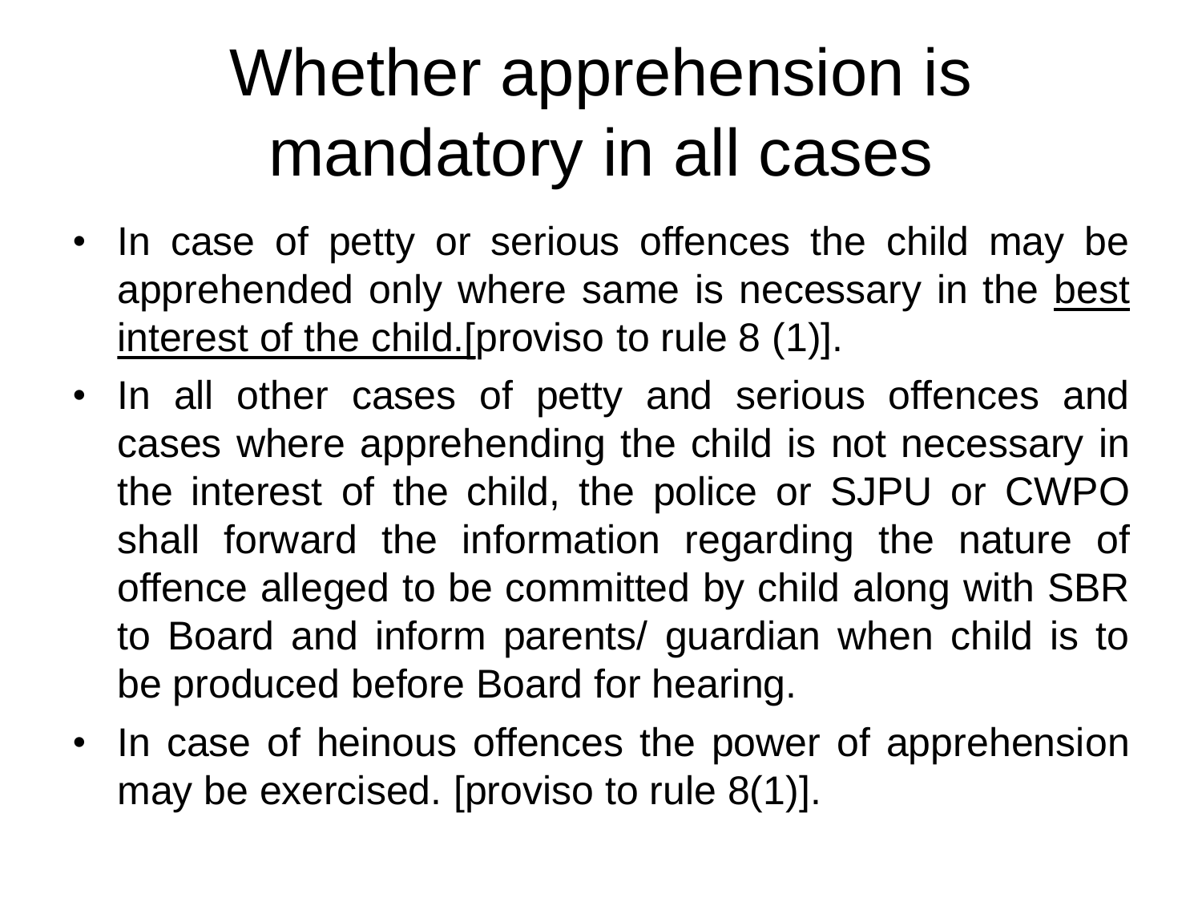# Whether apprehension is mandatory in all cases

- In case of petty or serious offences the child may be apprehended only where same is necessary in the <u>best interest of the child.[</u>proviso to rule 8 (1)].
- In all other cases of petty and serious offences and cases where apprehending the child is not necessary in the interest of the child, the police or SJPU or CWPO shall forward the information regarding the nature of offence alleged to be committed by child along with SBR to Board and inform parents/ guardian when child is to be produced before Board for hearing.
- In case of heinous offences the power of apprehension may be exercised. [proviso to rule 8(1)].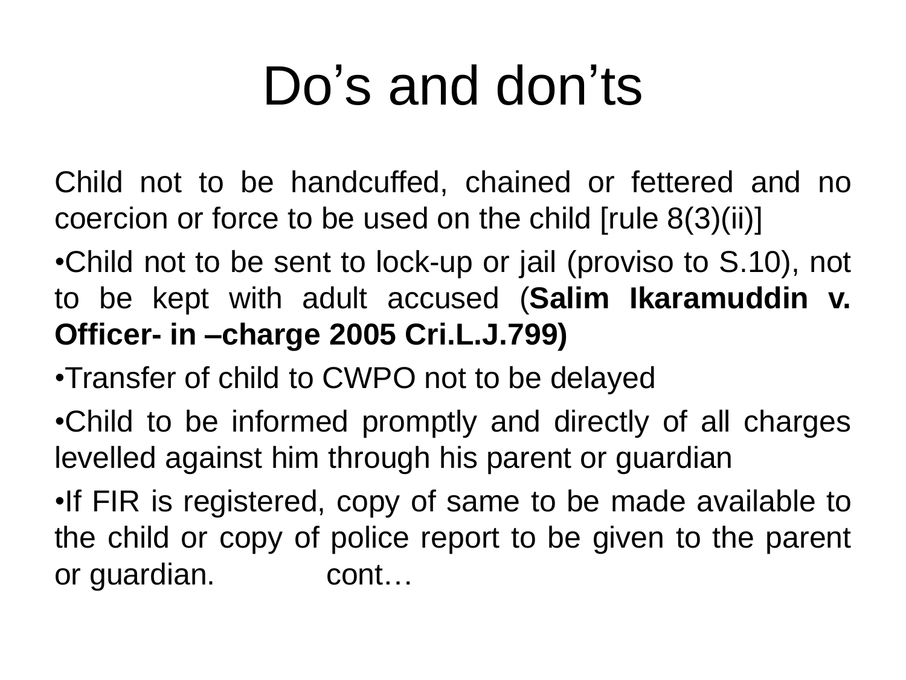# Do's and don'ts

Child not to be handcuffed, chained or fettered and no coercion or force to be used on the child [rule 8(3)(ii)]

•Child not to be sent to lock-up or jail (proviso to S.10), not to be kept with adult accused (**Salim Ikaramuddin v. Officer- in –charge 2005 Cri.L.J.799)**

•Transfer of child to CWPO not to be delayed

•Child to be informed promptly and directly of all charges levelled against him through his parent or guardian

•If FIR is registered, copy of same to be made available to the child or copy of police report to be given to the parent or guardian. cont…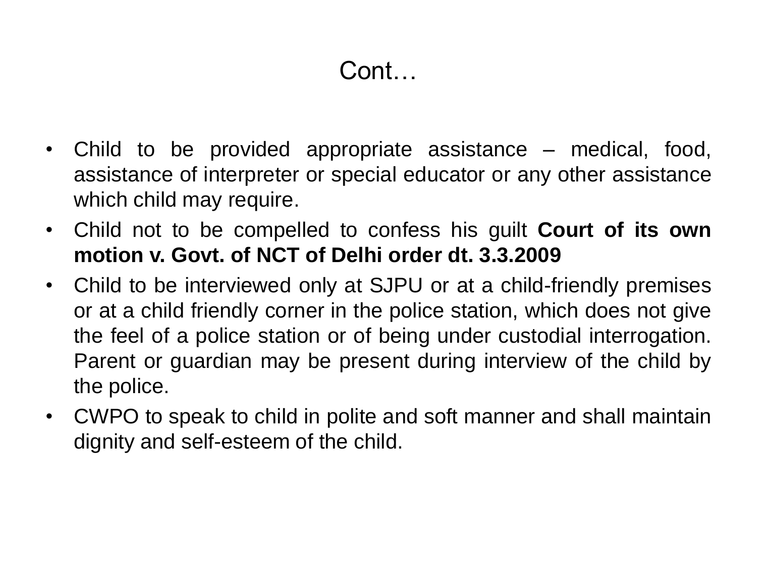# Cont…

- Child to be provided appropriate assistance – medical, food, assistance of interpreter or special educator or any other assistance which child may require.
- Child not to be compelled to confess his guilt **Court of its own motion v. Govt. of NCT of Delhi order dt. 3.3.2009**
- Child to be interviewed only at SJPU or at a child-friendly premises or at a child friendly corner in the police station, which does not give the feel of a police station or of being under custodial interrogation. Parent or guardian may be present during interview of the child by the police.
- CWPO to speak to child in polite and soft manner and shall maintain dignity and self-esteem of the child.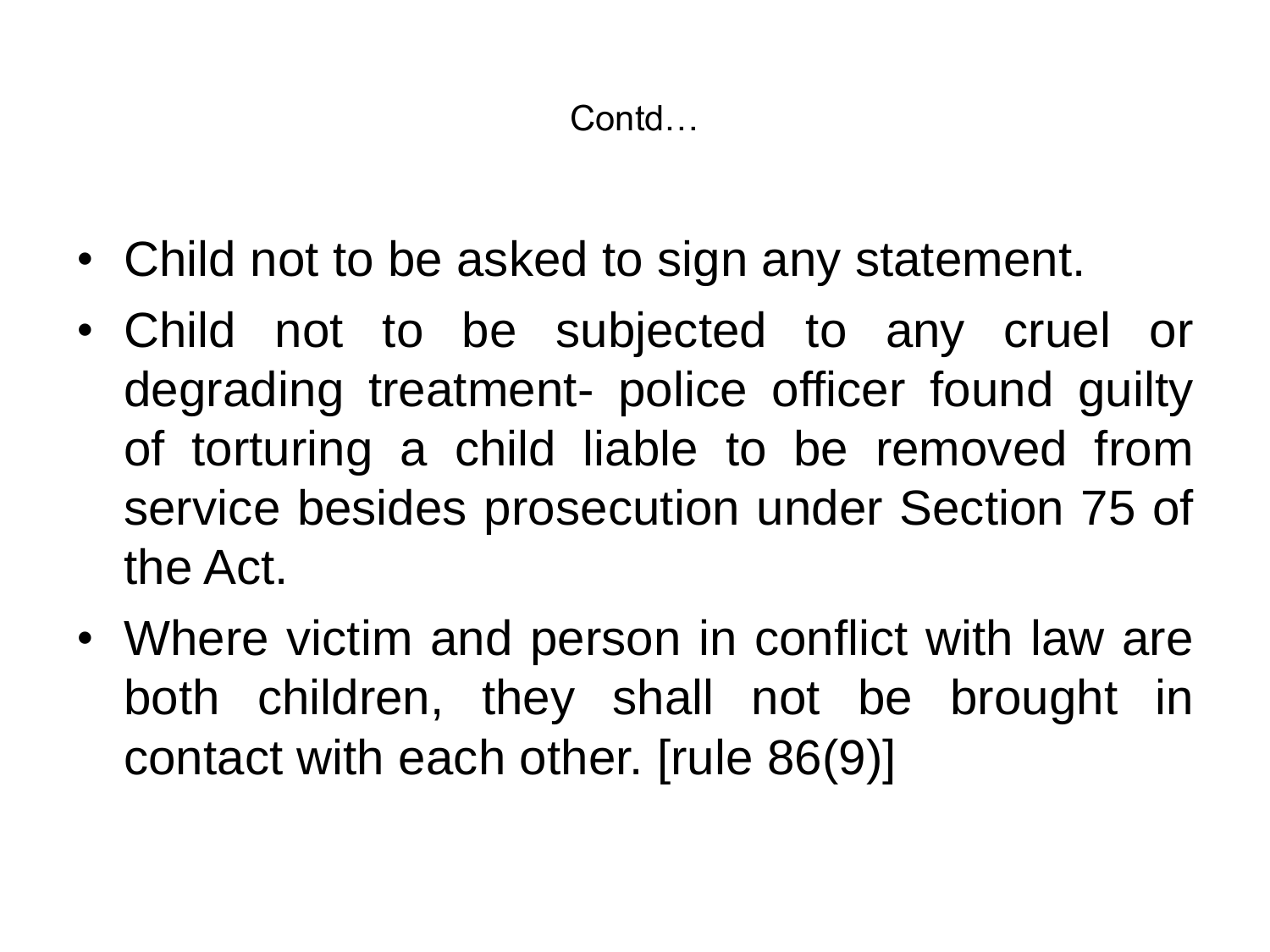## Contd…

- Child not to be asked to sign any statement.
- Child not to be subjected to any cruel or degrading treatment- police officer found guilty of torturing a child liable to be removed from service besides prosecution under Section 75 of the Act.
- Where victim and person in conflict with law are both children, they shall not be brought in contact with each other. [rule 86(9)]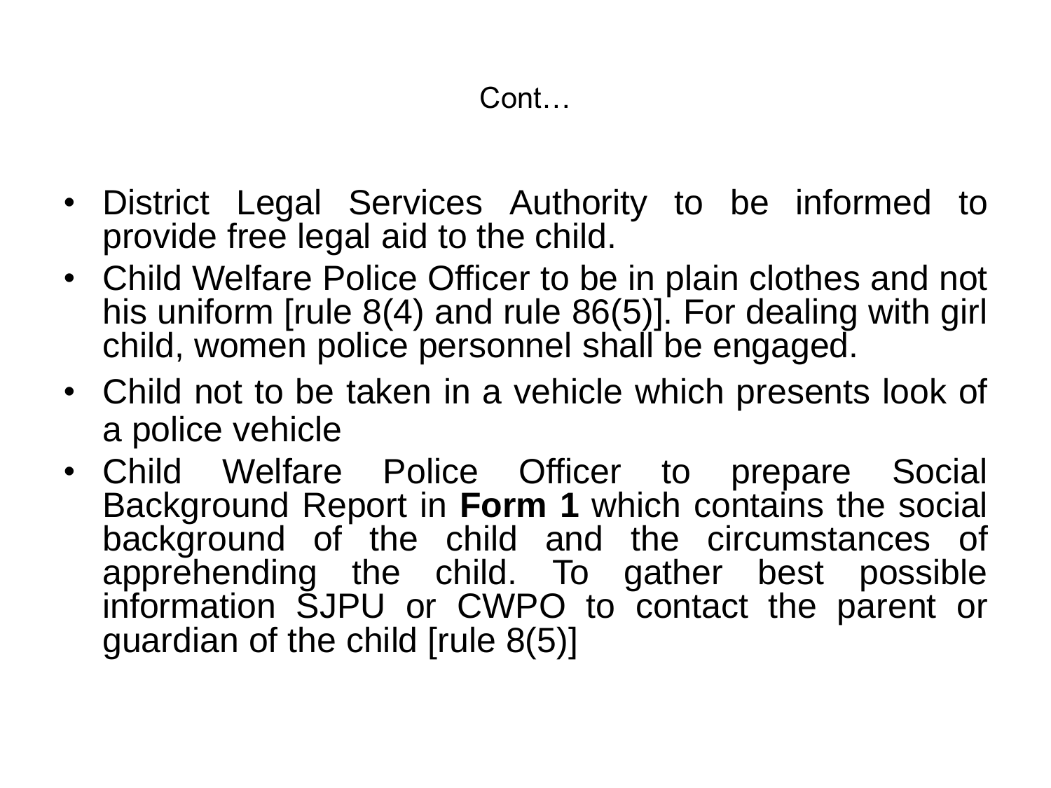Cont…

- District Legal Services Authority to be informed to provide free legal aid to the child.
- Child Welfare Police Officer to be in plain clothes and not his uniform [rule 8(4) and rule 86(5)]. For dealing with girl child, women police personnel shall be engaged.
- Child not to be taken in a vehicle which presents look of a police vehicle
- Child Welfare Police Officer to prepare Social Background Report in **Form 1** which contains the social background of the child and the circumstances of apprehending the child. To gather best possible information SJPU or CWPO to contact the parent or guardian of the child [rule 8(5)]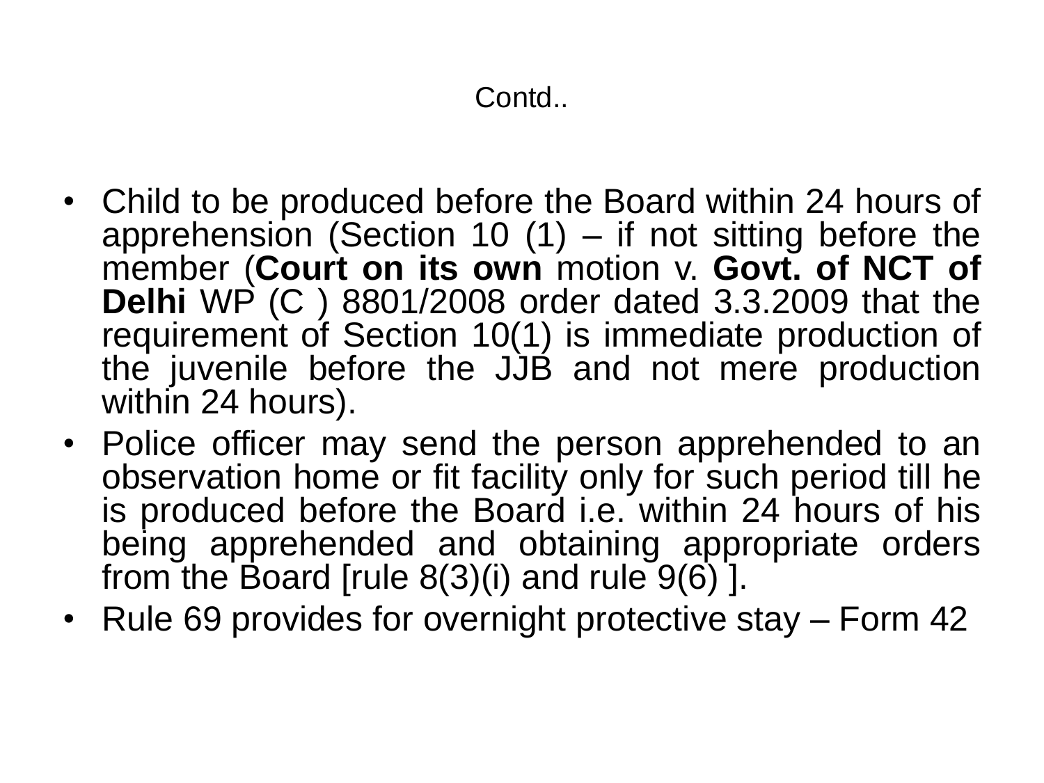## Contd..

- Child to be produced before the Board within 24 hours of apprehension (Section 10 (1) – if not sitting before the member (**Court on its own** motion v. **Govt. of NCT of Delhi** WP (C ) 8801/2008 order dated 3.3.2009 that the requirement of Section 10(1) is immediate production of the juvenile before the JJB and not mere production within 24 hours).
- Police officer may send the person apprehended to an observation home or fit facility only for such period till he is produced before the Board i.e. within 24 hours of his being apprehended and obtaining appropriate orders from the Board [rule 8(3)(i) and rule 9(6) ].
- Rule 69 provides for overnight protective stay – Form 42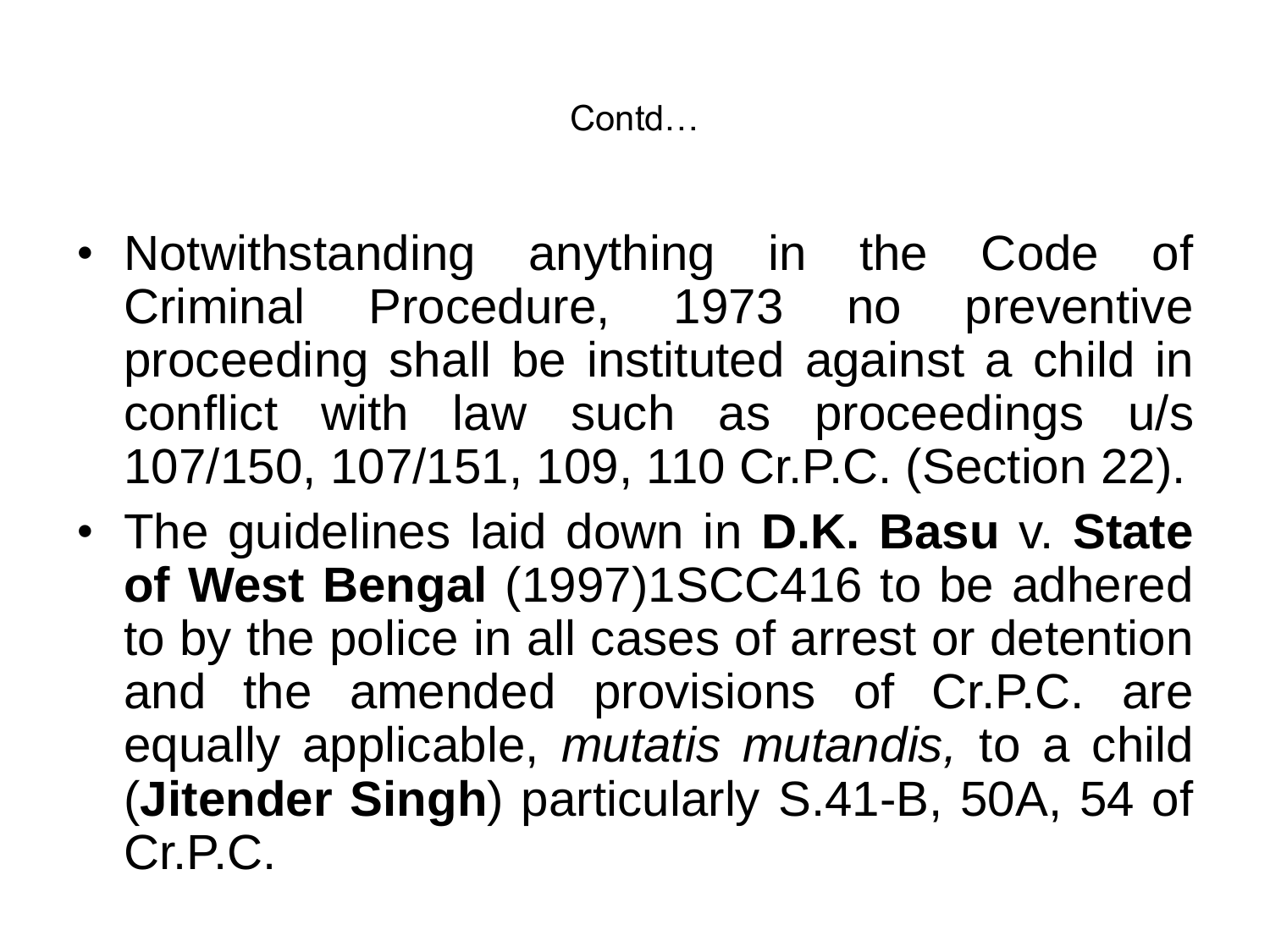# Contd…

- Notwithstanding anything in the Code of Criminal Procedure, 1973 no preventive proceeding shall be instituted against a child in conflict with law such as proceedings u/s 107/150, 107/151, 109, 110 Cr.P.C. (Section 22).
- The guidelines laid down in **D.K. Basu** v. **State of West Bengal** (1997)1SCC416 to be adhered to by the police in all cases of arrest or detention and the amended provisions of Cr.P.C. are equally applicable, *mutatis mutandis,* to a child (**Jitender Singh**) particularly S.41-B, 50A, 54 of Cr.P.C.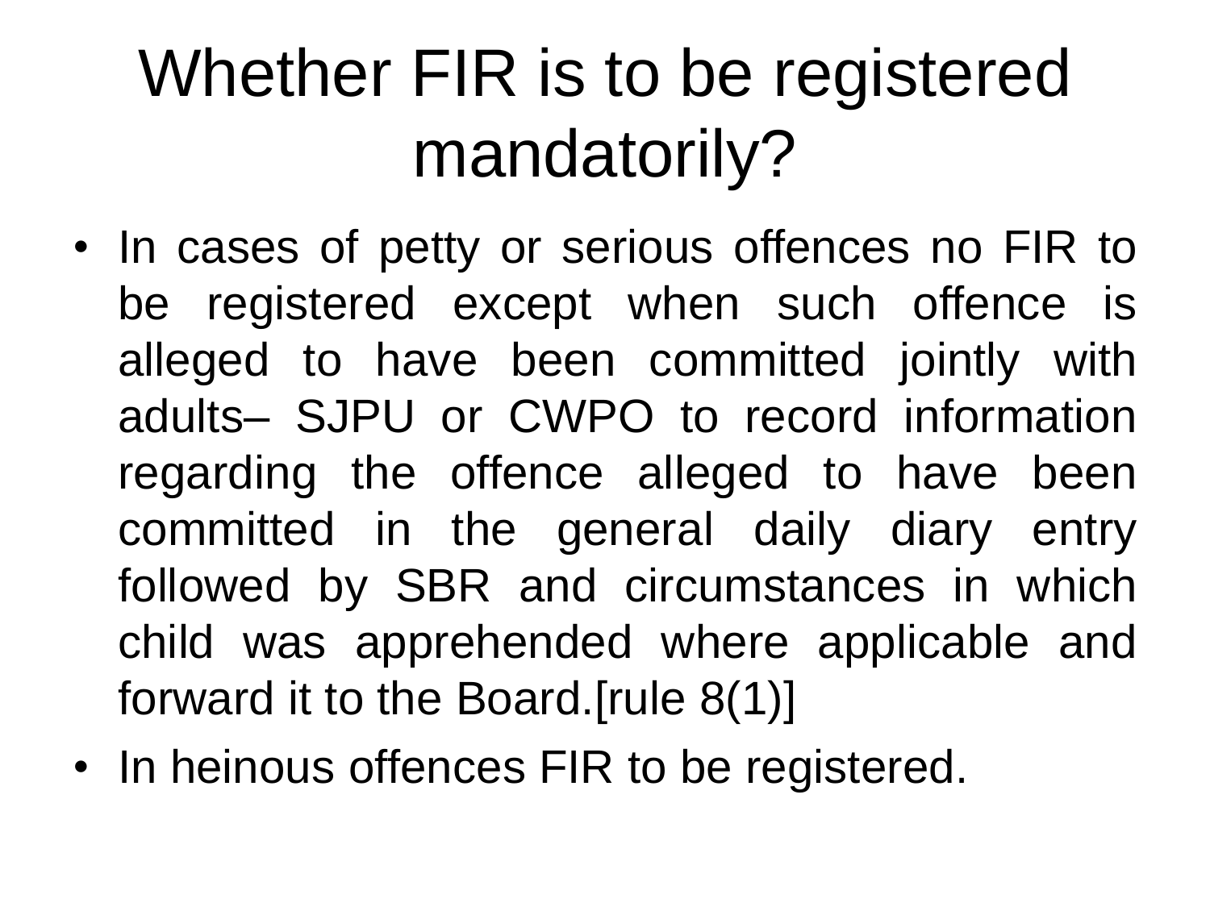# Whether FIR is to be registered mandatorily?

- In cases of petty or serious offences no FIR to be registered except when such offence is alleged to have been committed jointly with adults– SJPU or CWPO to record information regarding the offence alleged to have been committed in the general daily diary entry followed by SBR and circumstances in which child was apprehended where applicable and forward it to the Board.[rule 8(1)]
- In heinous offences FIR to be registered.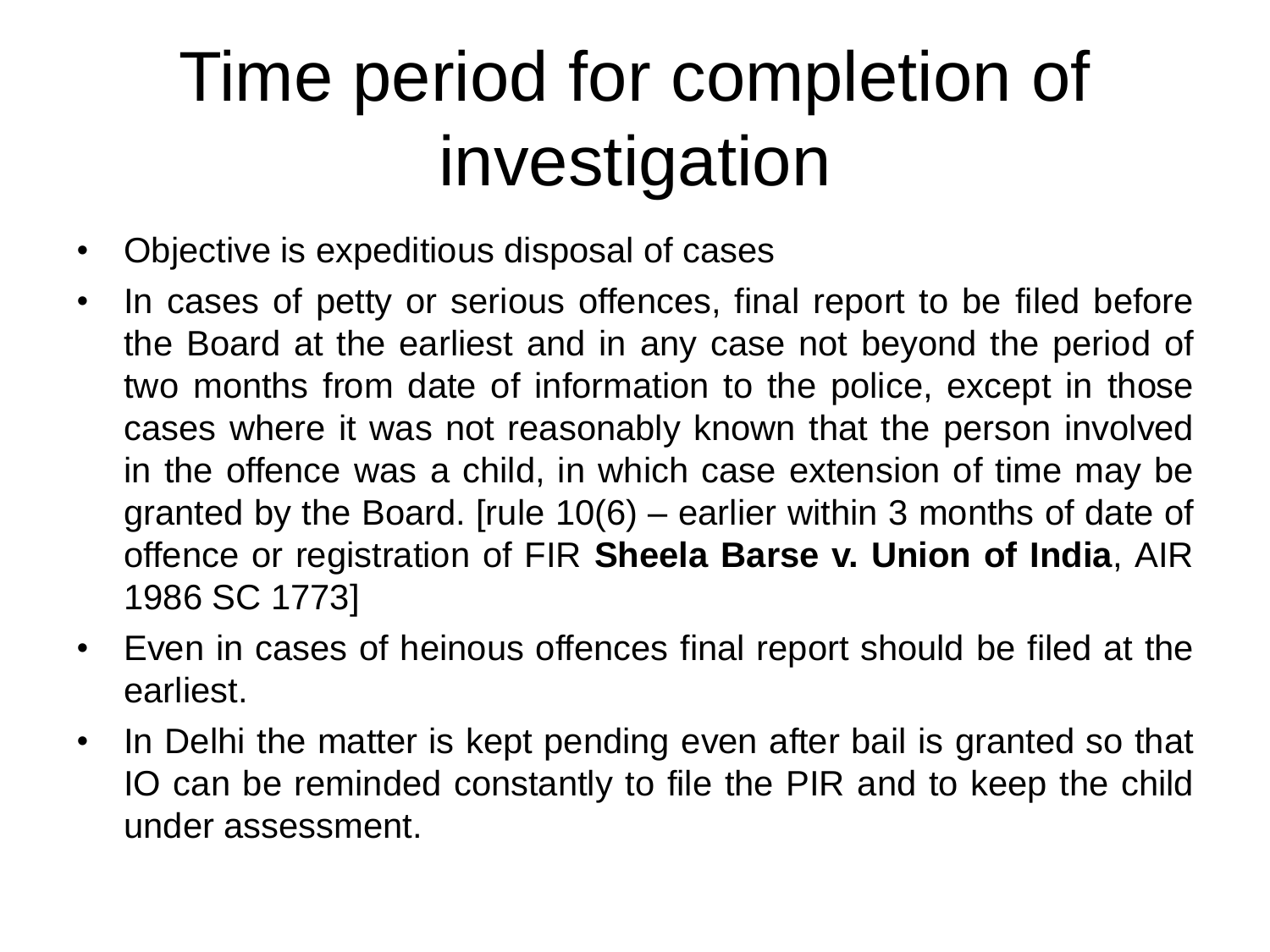# Time period for completion of investigation

- Objective is expeditious disposal of cases
- In cases of petty or serious offences, final report to be filed before the Board at the earliest and in any case not beyond the period of two months from date of information to the police, except in those cases where it was not reasonably known that the person involved in the offence was a child, in which case extension of time may be granted by the Board. [rule 10(6) – earlier within 3 months of date of offence or registration of FIR **Sheela Barse v. Union of India**, AIR 1986 SC 1773]
- Even in cases of heinous offences final report should be filed at the earliest.
- In Delhi the matter is kept pending even after bail is granted so that IO can be reminded constantly to file the PIR and to keep the child under assessment.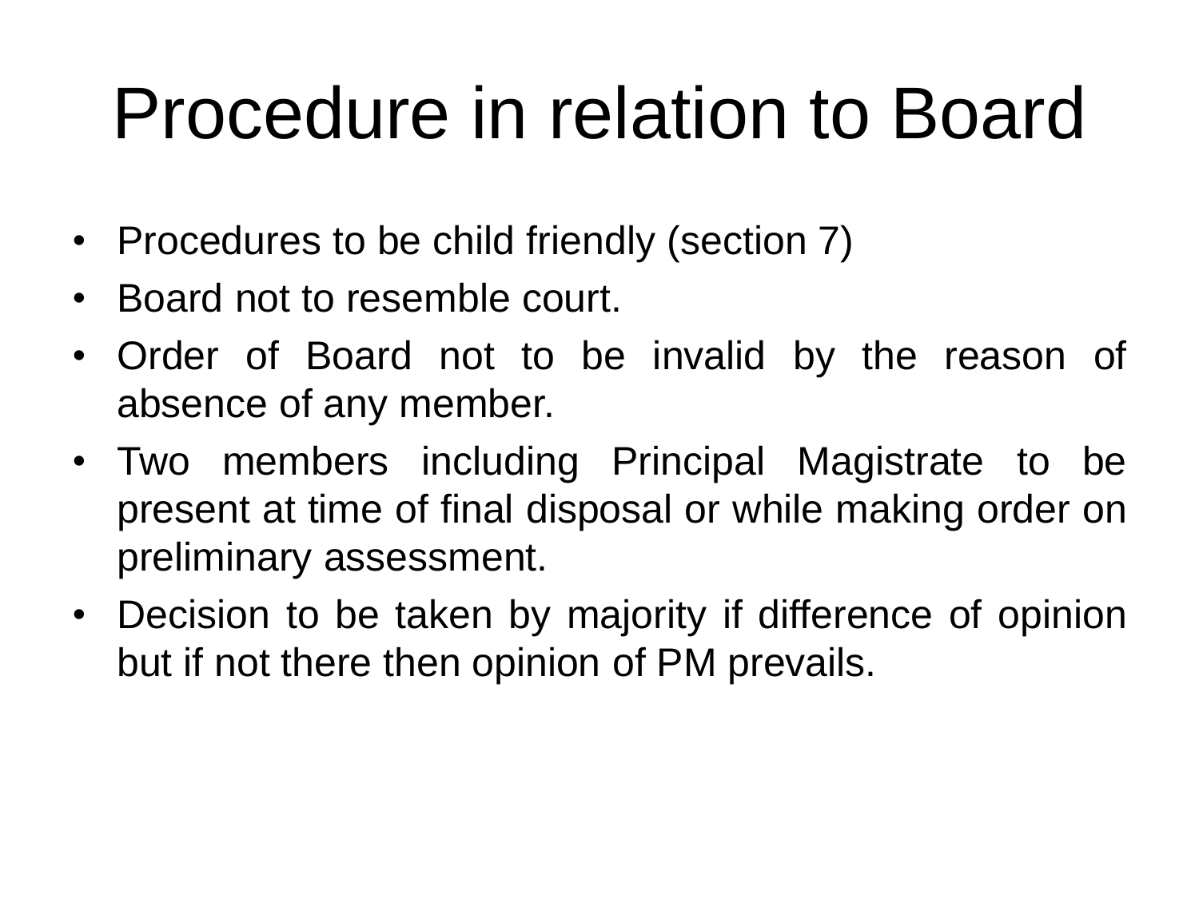# Procedure in relation to Board

- Procedures to be child friendly (section 7)
- Board not to resemble court.
- Order of Board not to be invalid by the reason of absence of any member.
- Two members including Principal Magistrate to be present at time of final disposal or while making order on preliminary assessment.
- Decision to be taken by majority if difference of opinion but if not there then opinion of PM prevails.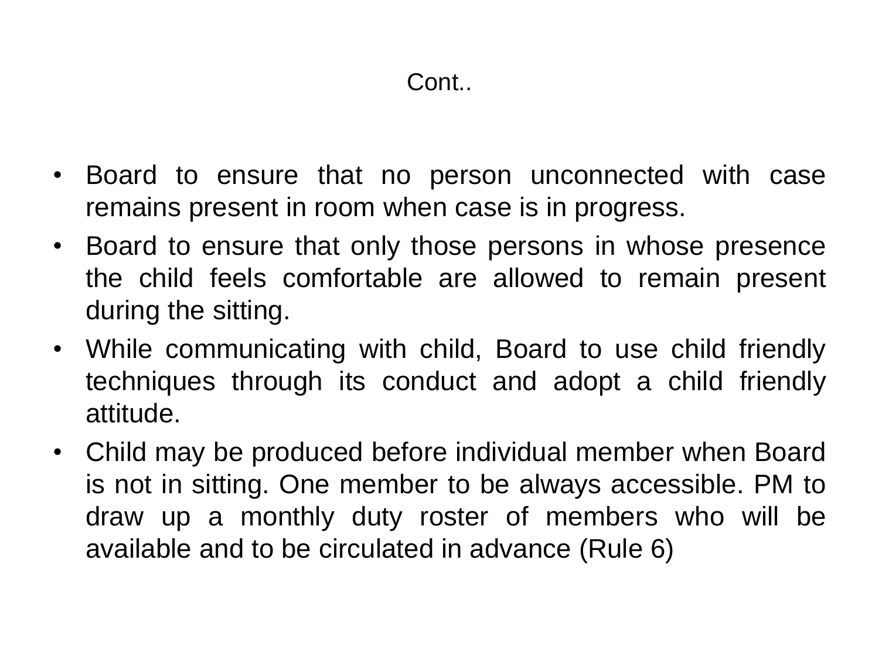# Cont..

- Board to ensure that no person unconnected with case remains present in room when case is in progress.
- Board to ensure that only those persons in whose presence the child feels comfortable are allowed to remain present during the sitting.
- While communicating with child, Board to use child friendly techniques through its conduct and adopt a child friendly attitude.
- Child may be produced before individual member when Board is not in sitting. One member to be always accessible. PM to draw up a monthly duty roster of members who will be available and to be circulated in advance (Rule 6)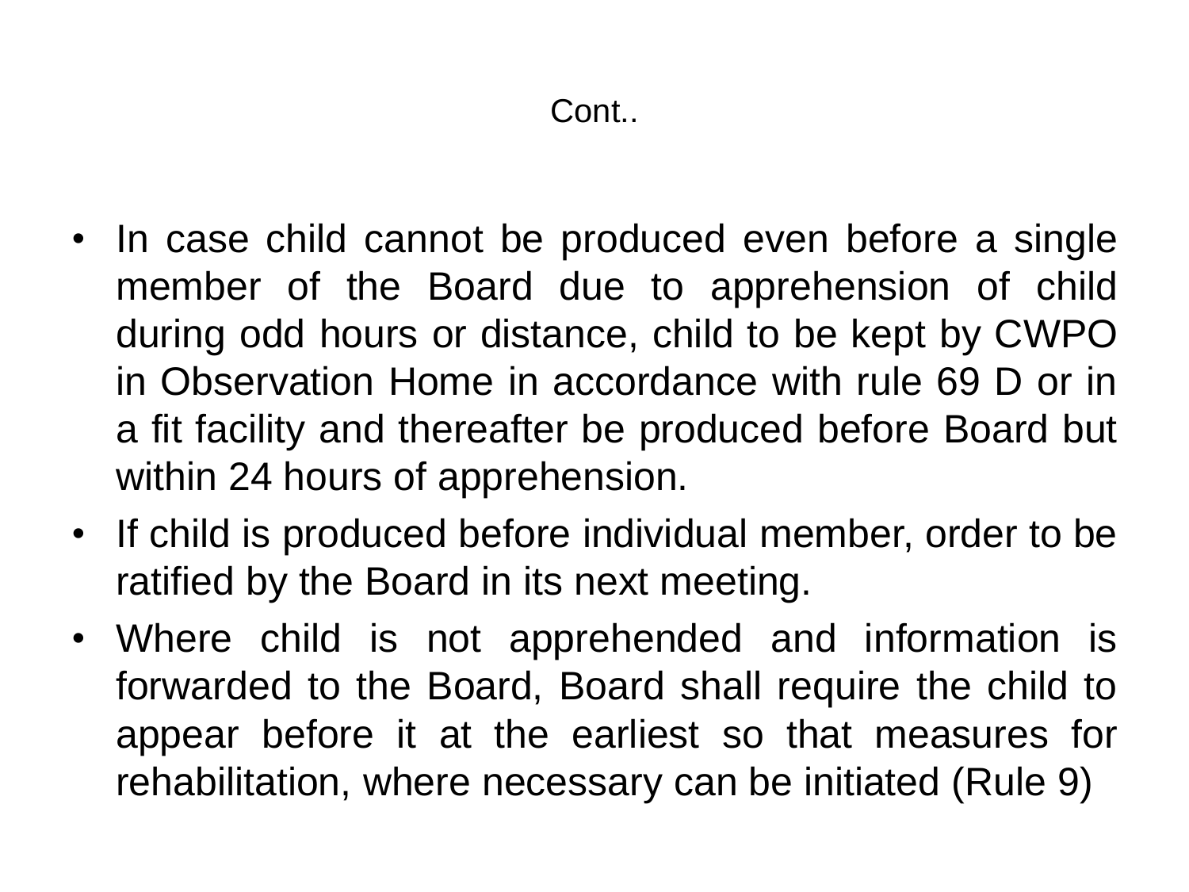# Cont..

- In case child cannot be produced even before a single member of the Board due to apprehension of child during odd hours or distance, child to be kept by CWPO in Observation Home in accordance with rule 69 D or in a fit facility and thereafter be produced before Board but within 24 hours of apprehension.
- If child is produced before individual member, order to be ratified by the Board in its next meeting.
- Where child is not apprehended and information is forwarded to the Board, Board shall require the child to appear before it at the earliest so that measures for rehabilitation, where necessary can be initiated (Rule 9)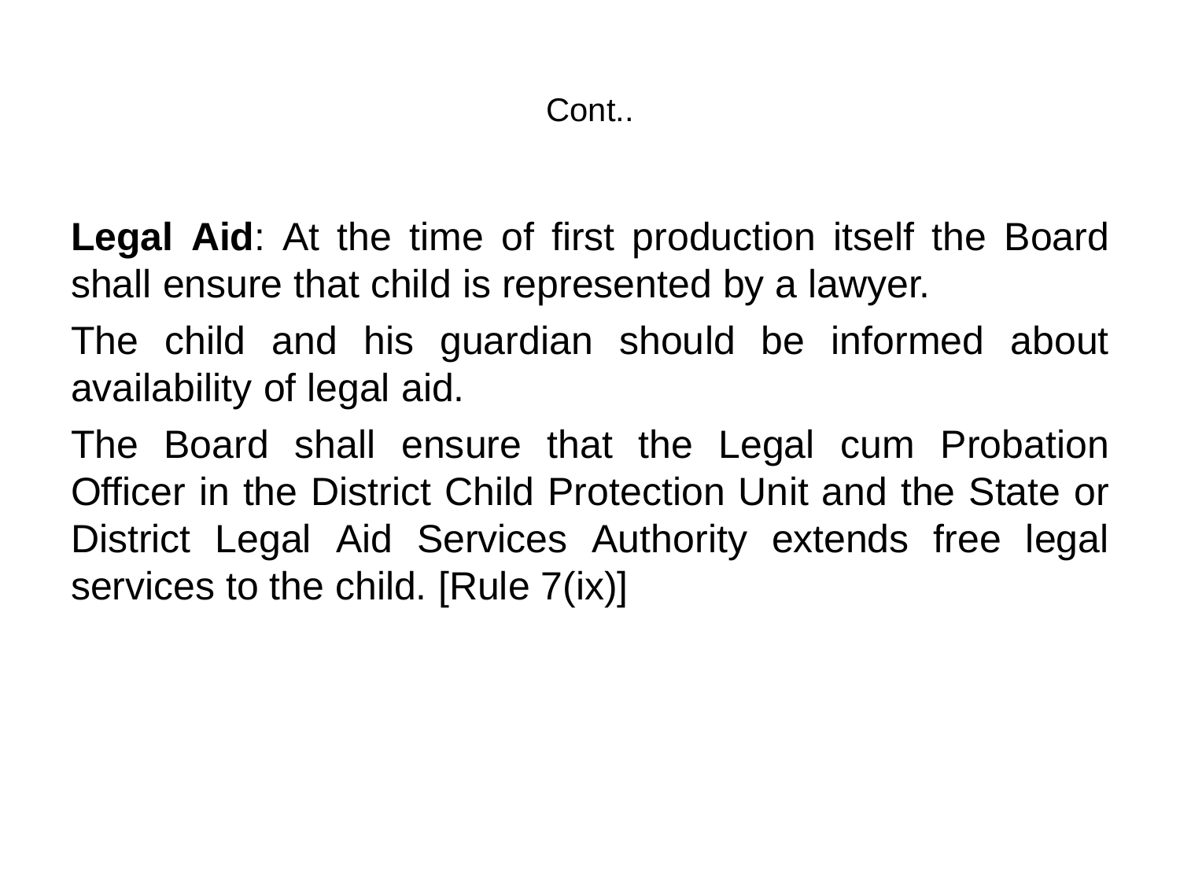## Cont..

**Legal Aid**: At the time of first production itself the Board shall ensure that child is represented by a lawyer.

The child and his guardian should be informed about availability of legal aid.

The Board shall ensure that the Legal cum Probation Officer in the District Child Protection Unit and the State or District Legal Aid Services Authority extends free legal services to the child. [Rule 7(ix)]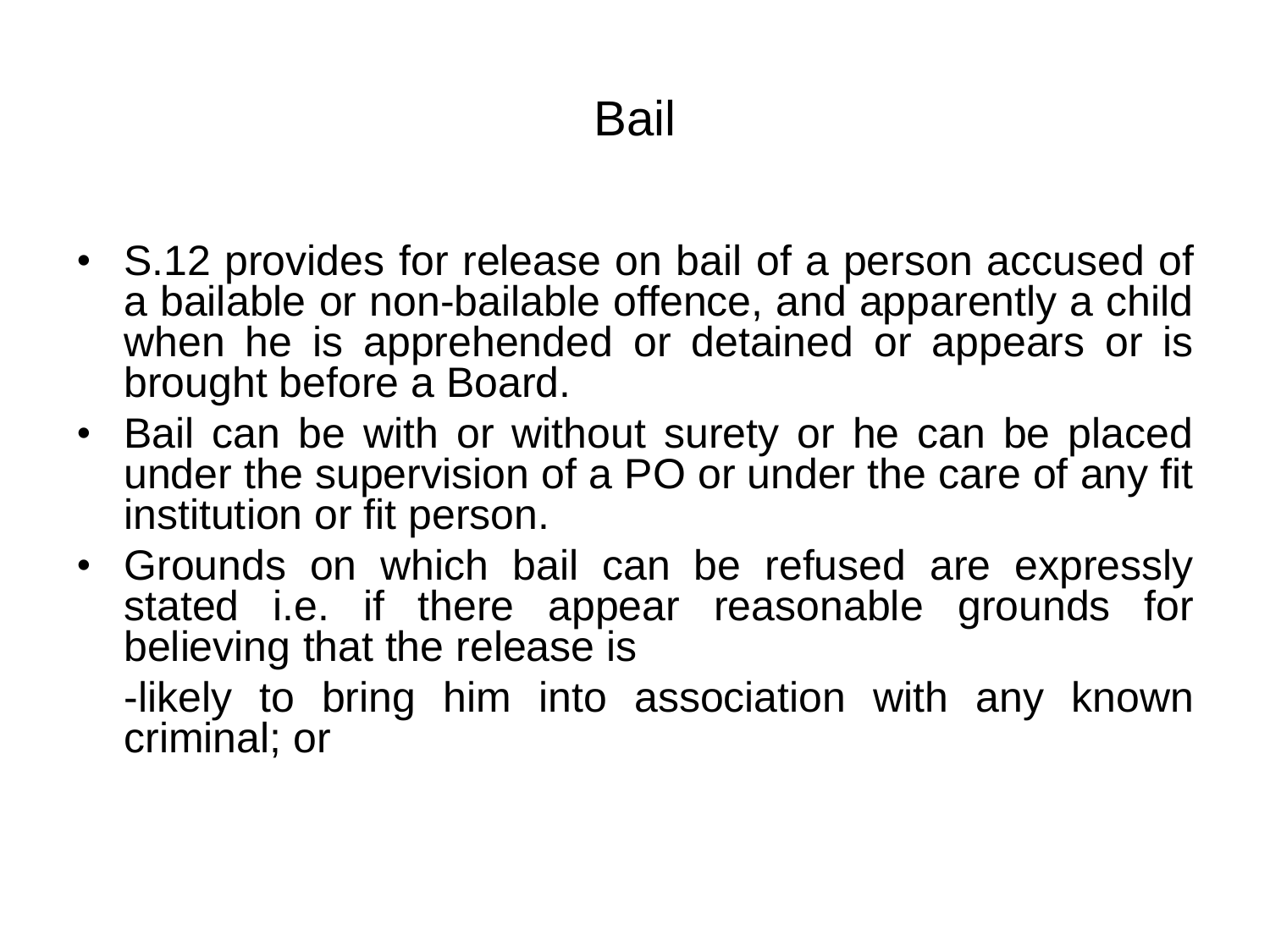# Bail

- S.12 provides for release on bail of a person accused of a bailable or non-bailable offence, and apparently a child when he is apprehended or detained or appears or is brought before a Board.
- Bail can be with or without surety or he can be placed under the supervision of a PO or under the care of any fit institution or fit person.
- Grounds on which bail can be refused are expressly stated i.e. if there appear reasonable grounds for believing that the release is

  -likely to bring him into association with any known criminal; or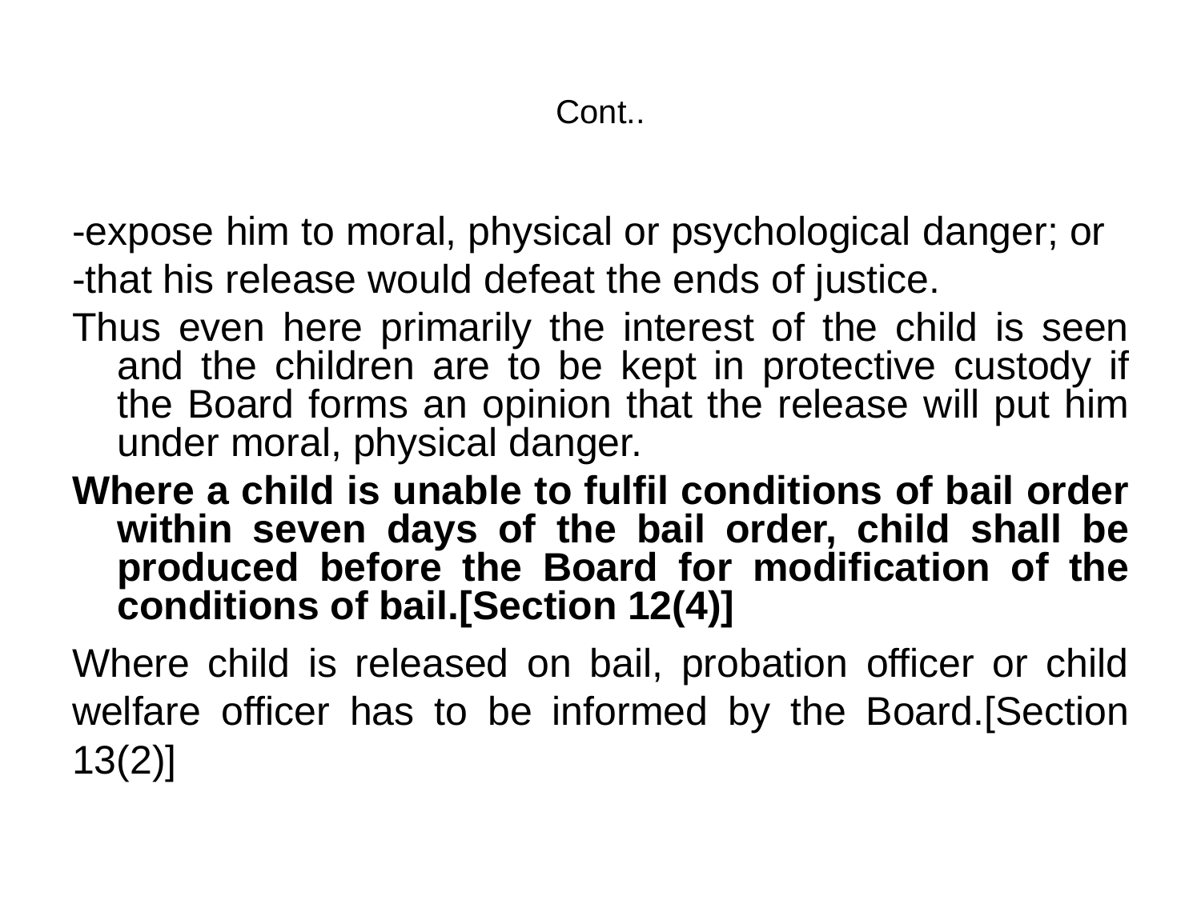Cont..

-expose him to moral, physical or psychological danger; or

-that his release would defeat the ends of justice.

Thus even here primarily the interest of the child is seen and the children are to be kept in protective custody if the Board forms an opinion that the release will put him under moral, physical danger.

**Where a child is unable to fulfil conditions of bail order within seven days of the bail order, child shall be produced before the Board for modification of the conditions of bail.[Section 12(4)]**

Where child is released on bail, probation officer or child welfare officer has to be informed by the Board.[Section 13(2)]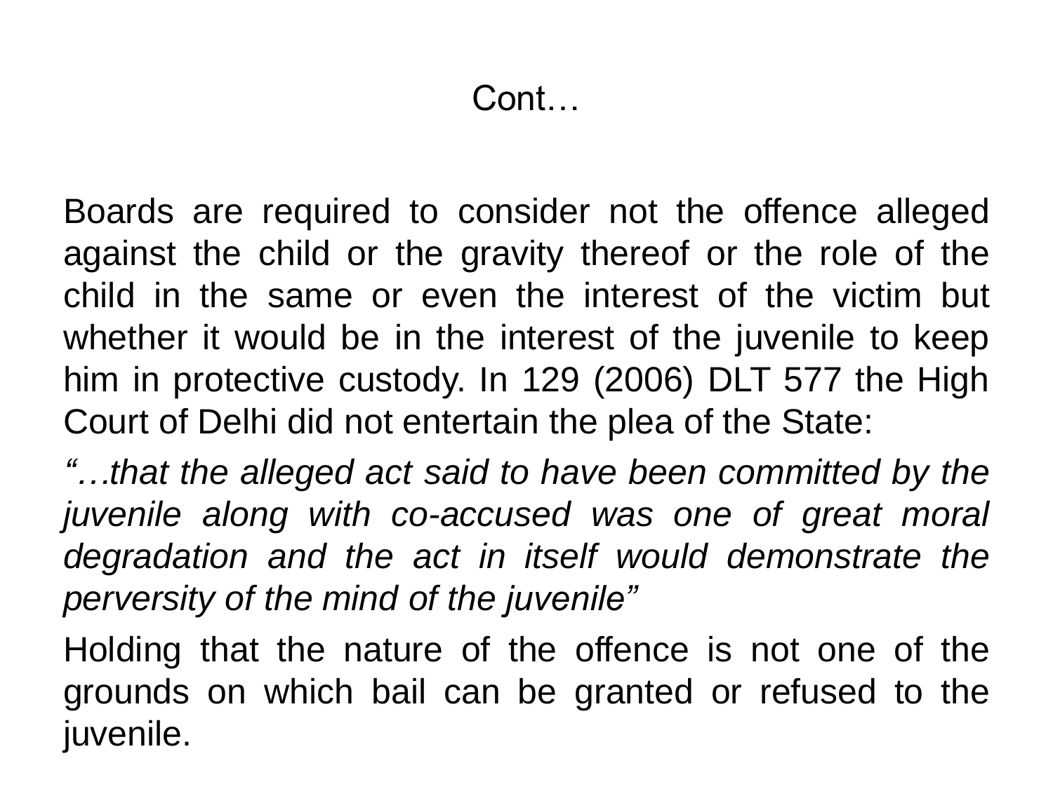## Cont…

Boards are required to consider not the offence alleged against the child or the gravity thereof or the role of the child in the same or even the interest of the victim but whether it would be in the interest of the juvenile to keep him in protective custody. In 129 (2006) DLT 577 the High Court of Delhi did not entertain the plea of the State:

*"…that the alleged act said to have been committed by the juvenile along with co-accused was one of great moral degradation and the act in itself would demonstrate the perversity of the mind of the juvenile"*

Holding that the nature of the offence is not one of the grounds on which bail can be granted or refused to the juvenile.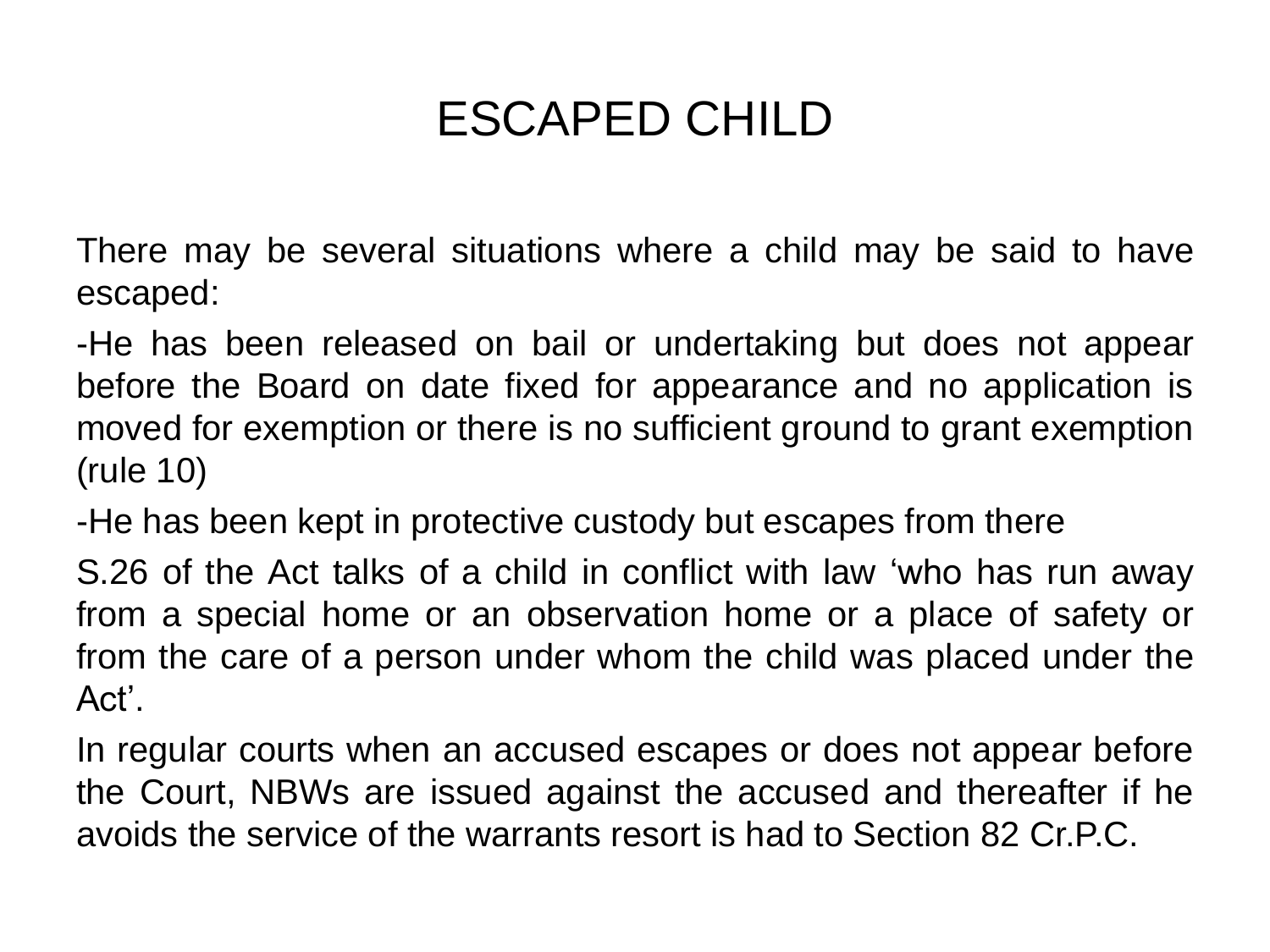# ESCAPED CHILD

There may be several situations where a child may be said to have escaped:

-He has been released on bail or undertaking but does not appear before the Board on date fixed for appearance and no application is moved for exemption or there is no sufficient ground to grant exemption (rule 10)

-He has been kept in protective custody but escapes from there

S.26 of the Act talks of a child in conflict with law 'who has run away from a special home or an observation home or a place of safety or from the care of a person under whom the child was placed under the Act'.

In regular courts when an accused escapes or does not appear before the Court, NBWs are issued against the accused and thereafter if he avoids the service of the warrants resort is had to Section 82 Cr.P.C.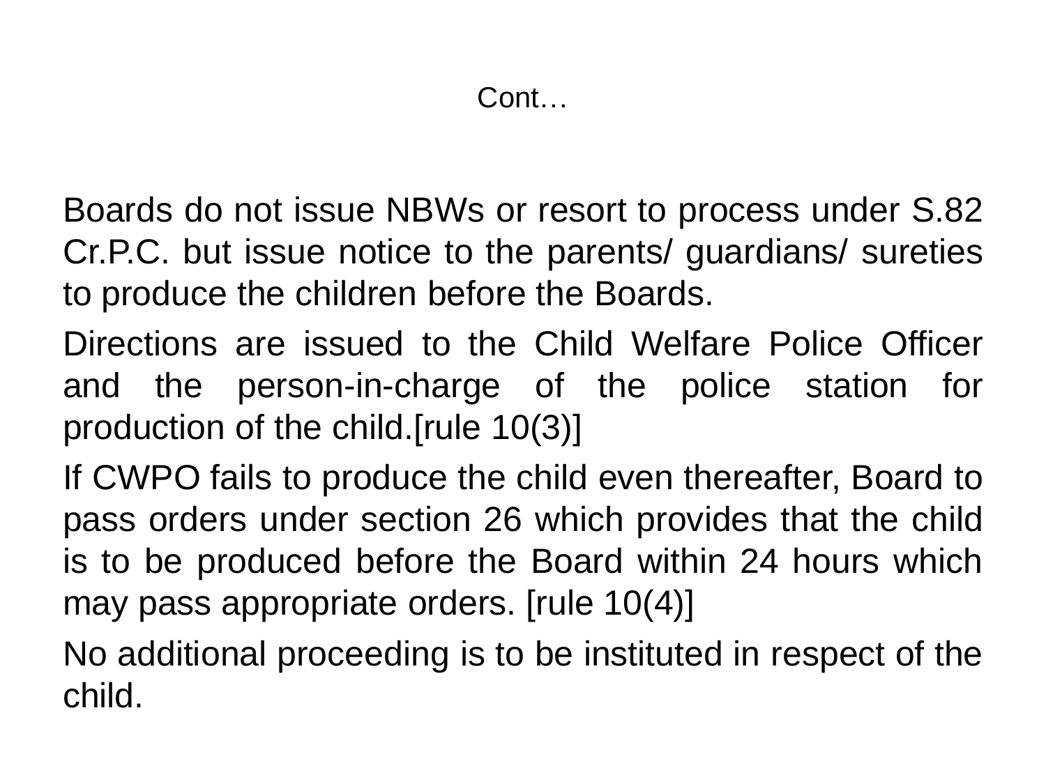# Cont…

Boards do not issue NBWs or resort to process under S.82 Cr.P.C. but issue notice to the parents/ guardians/ sureties to produce the children before the Boards.

Directions are issued to the Child Welfare Police Officer and the person-in-charge of the police station for production of the child.[rule 10(3)]

If CWPO fails to produce the child even thereafter, Board to pass orders under section 26 which provides that the child is to be produced before the Board within 24 hours which may pass appropriate orders. [rule 10(4)]

No additional proceeding is to be instituted in respect of the child.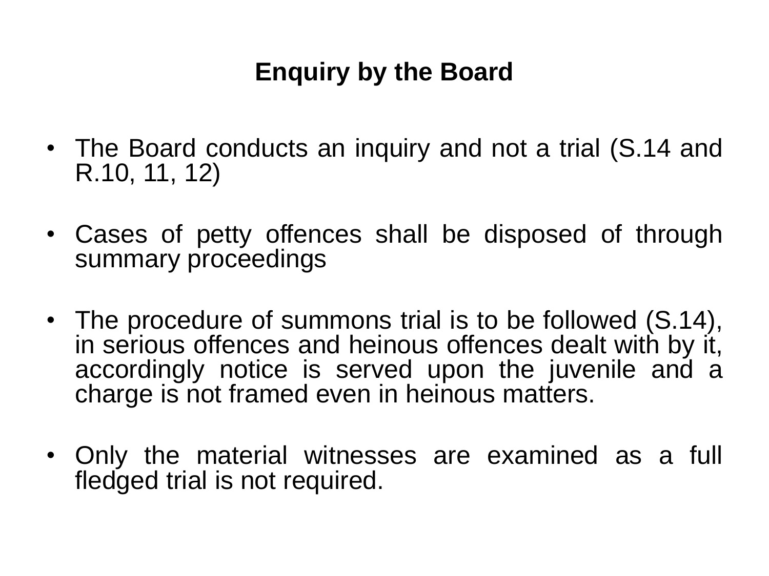# Enquiry by the Board

- The Board conducts an inquiry and not a trial (S.14 and R.10, 11, 12)

- Cases of petty offences shall be disposed of through summary proceedings

- The procedure of summons trial is to be followed (S.14), in serious offences and heinous offences dealt with by it, accordingly notice is served upon the juvenile and a charge is not framed even in heinous matters.

- Only the material witnesses are examined as a full fledged trial is not required.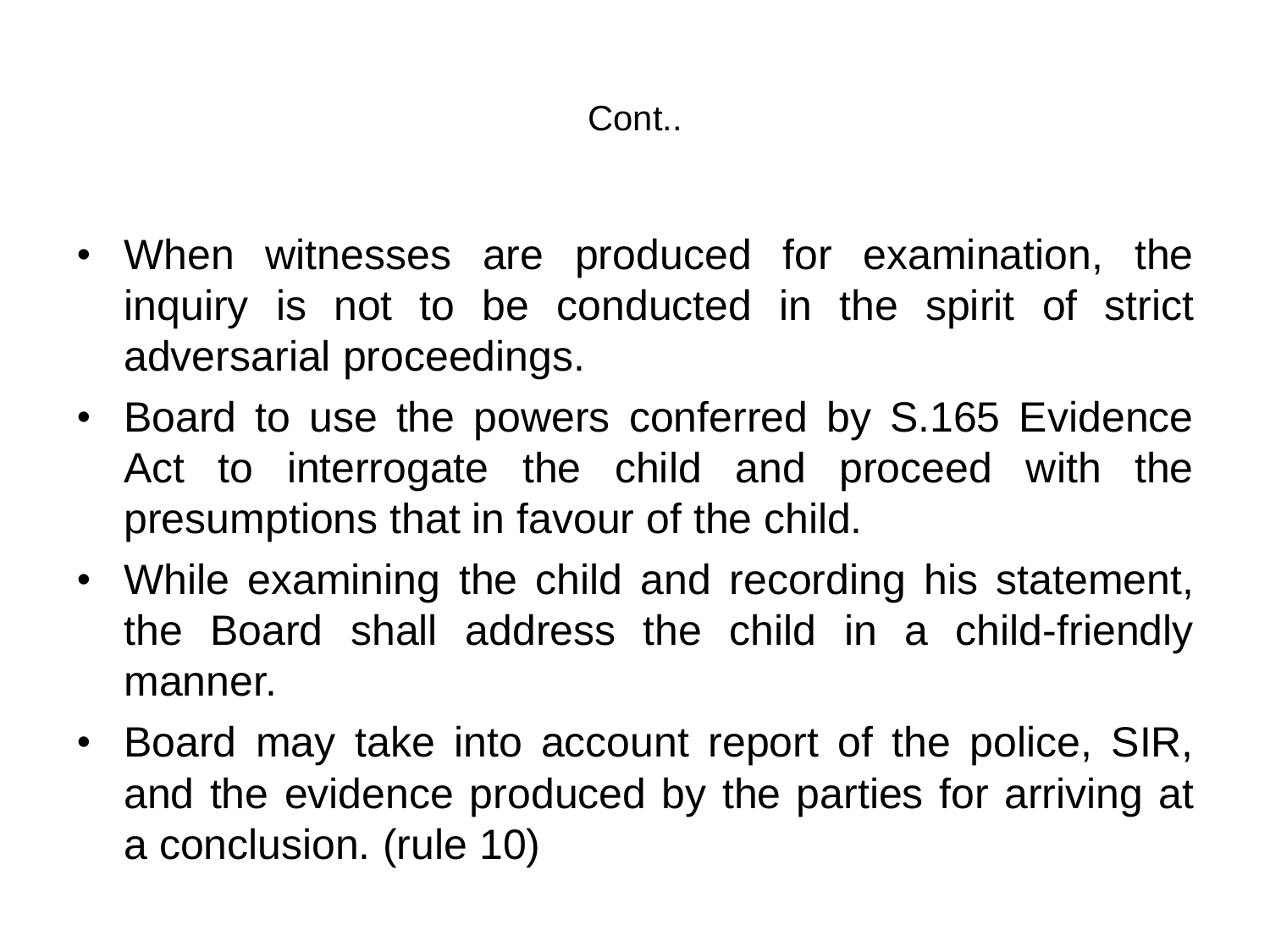# Cont..

- When witnesses are produced for examination, the inquiry is not to be conducted in the spirit of strict adversarial proceedings.
- Board to use the powers conferred by S.165 Evidence Act to interrogate the child and proceed with the presumptions that in favour of the child.
- While examining the child and recording his statement, the Board shall address the child in a child-friendly manner.
- Board may take into account report of the police, SIR, and the evidence produced by the parties for arriving at a conclusion. (rule 10)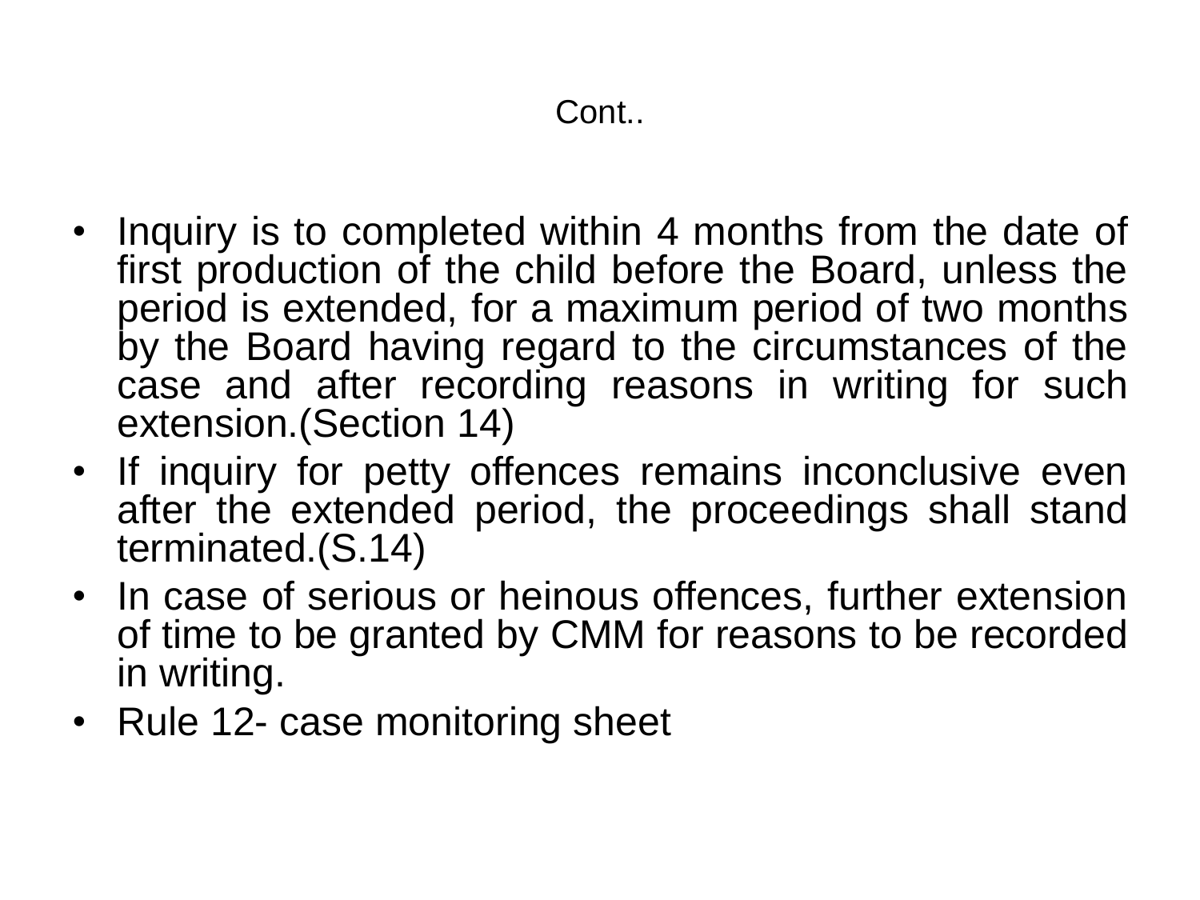# Cont..

- Inquiry is to completed within 4 months from the date of first production of the child before the Board, unless the period is extended, for a maximum period of two months by the Board having regard to the circumstances of the case and after recording reasons in writing for such extension.(Section 14)
- If inquiry for petty offences remains inconclusive even after the extended period, the proceedings shall stand terminated.(S.14)
- In case of serious or heinous offences, further extension of time to be granted by CMM for reasons to be recorded in writing.
- Rule 12- case monitoring sheet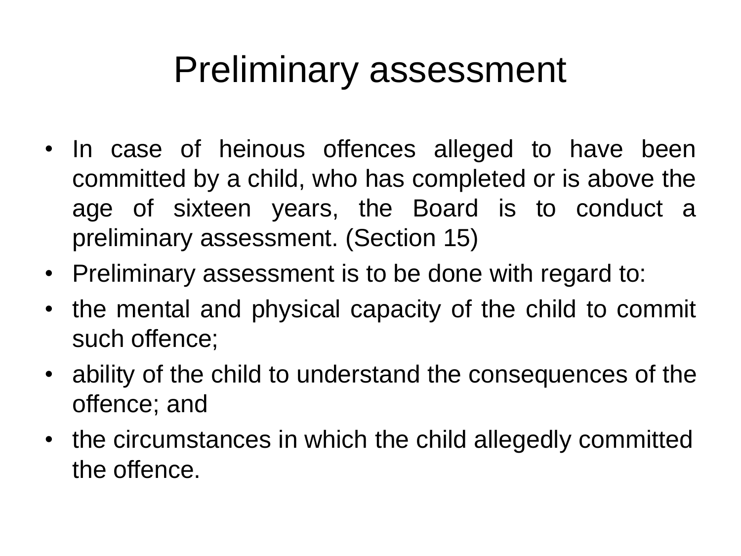# Preliminary assessment

- In case of heinous offences alleged to have been committed by a child, who has completed or is above the age of sixteen years, the Board is to conduct a preliminary assessment. (Section 15)
- Preliminary assessment is to be done with regard to:
- the mental and physical capacity of the child to commit such offence;
- ability of the child to understand the consequences of the offence; and
- the circumstances in which the child allegedly committed the offence.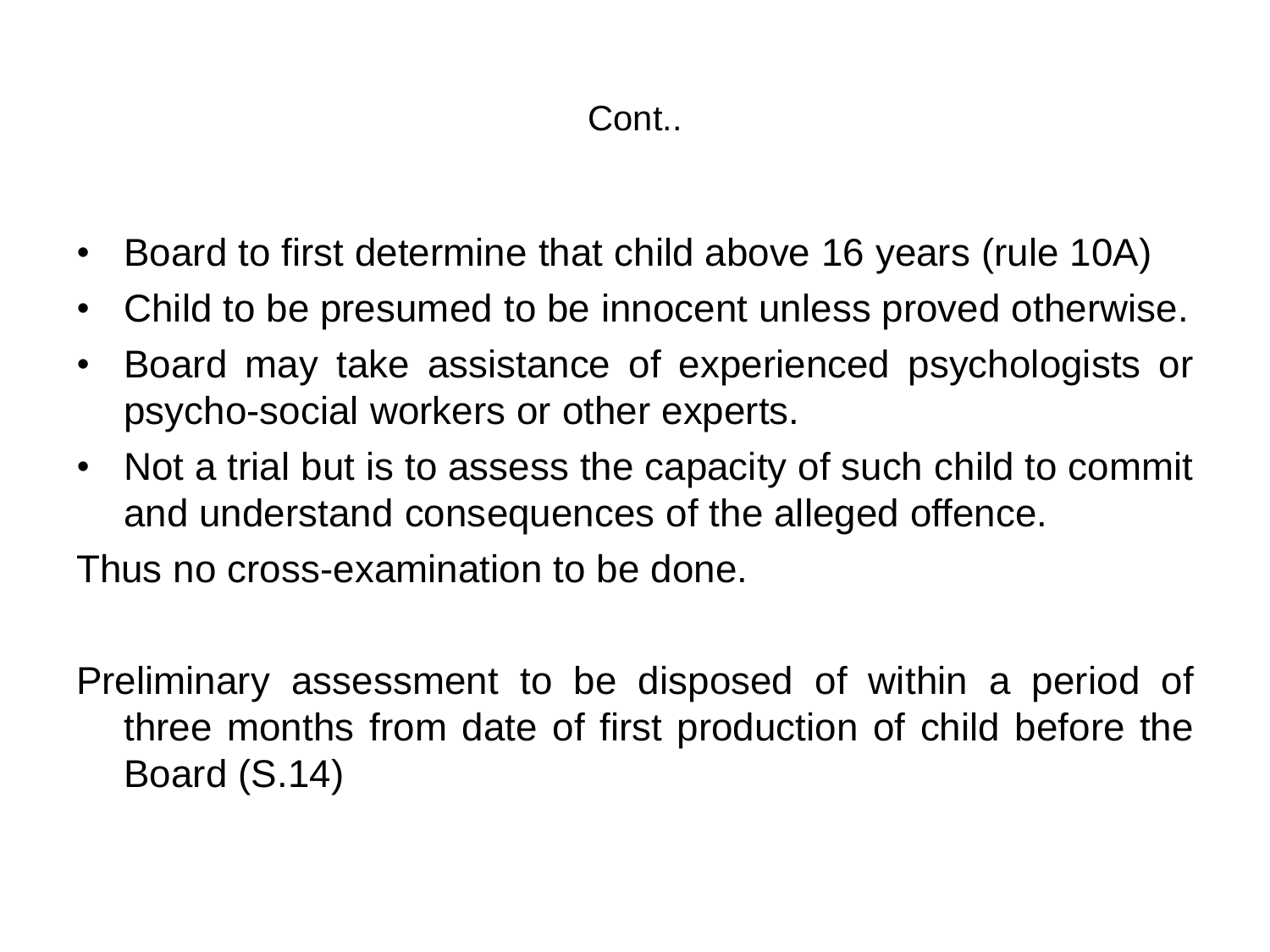# Cont..

- Board to first determine that child above 16 years (rule 10A)
- Child to be presumed to be innocent unless proved otherwise.
- Board may take assistance of experienced psychologists or psycho-social workers or other experts.
- Not a trial but is to assess the capacity of such child to commit and understand consequences of the alleged offence.

Thus no cross-examination to be done.

Preliminary assessment to be disposed of within a period of three months from date of first production of child before the Board (S.14)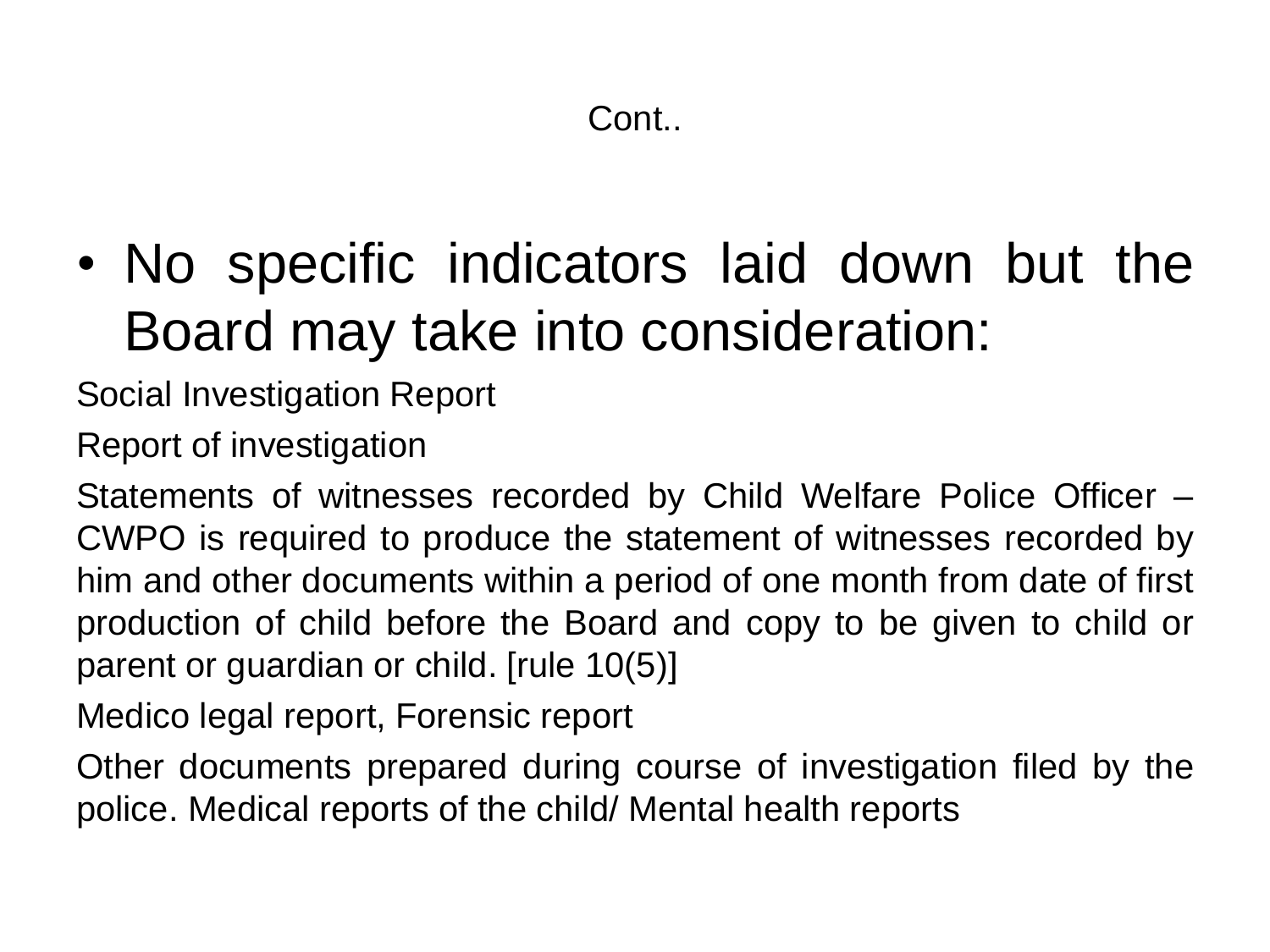## Cont..

- No specific indicators laid down but the Board may take into consideration:

Social Investigation Report

Report of investigation

Statements of witnesses recorded by Child Welfare Police Officer – CWPO is required to produce the statement of witnesses recorded by him and other documents within a period of one month from date of first production of child before the Board and copy to be given to child or parent or guardian or child. [rule 10(5)]

Medico legal report, Forensic report

Other documents prepared during course of investigation filed by the police. Medical reports of the child/ Mental health reports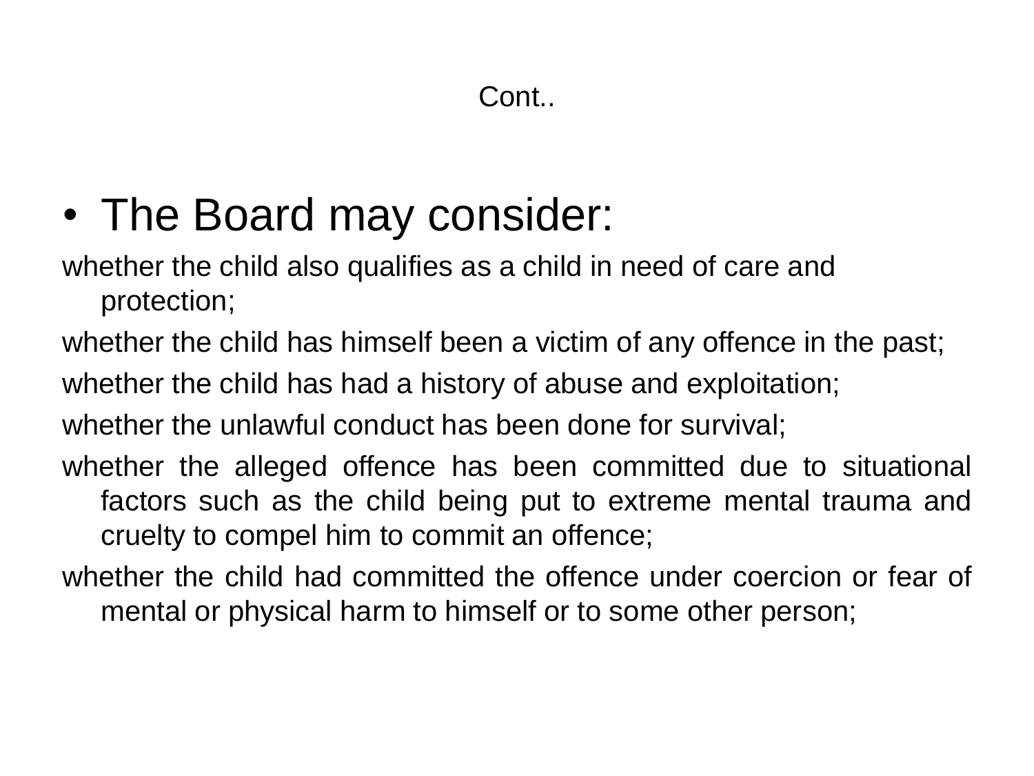# Cont..

- The Board may consider:

whether the child also qualifies as a child in need of care and protection;

whether the child has himself been a victim of any offence in the past;

whether the child has had a history of abuse and exploitation;

whether the unlawful conduct has been done for survival;

whether the alleged offence has been committed due to situational factors such as the child being put to extreme mental trauma and cruelty to compel him to commit an offence;

whether the child had committed the offence under coercion or fear of mental or physical harm to himself or to some other person;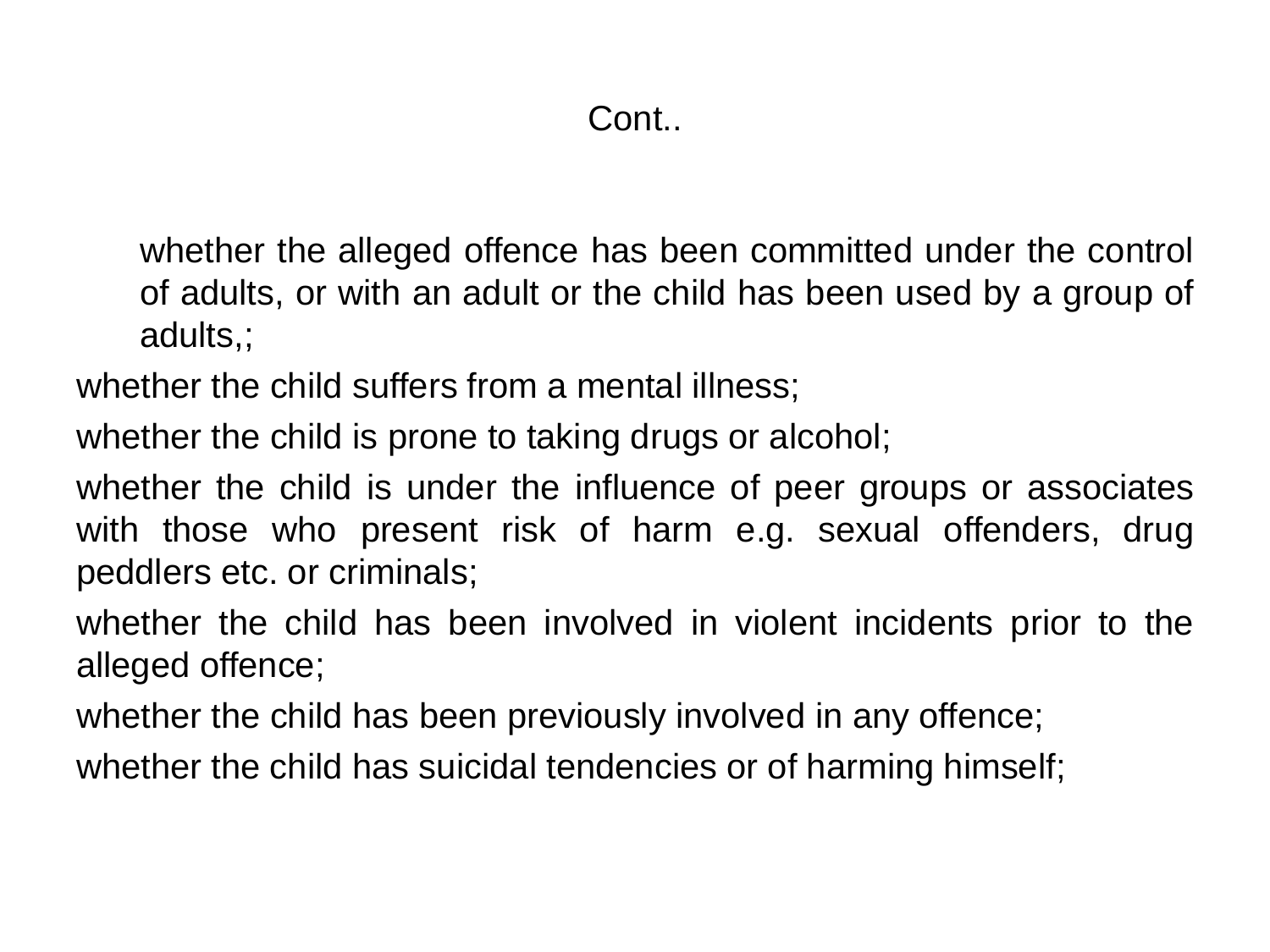Cont..

whether the alleged offence has been committed under the control of adults, or with an adult or the child has been used by a group of adults,;

whether the child suffers from a mental illness;

whether the child is prone to taking drugs or alcohol;

whether the child is under the influence of peer groups or associates with those who present risk of harm e.g. sexual offenders, drug peddlers etc. or criminals;

whether the child has been involved in violent incidents prior to the alleged offence;

whether the child has been previously involved in any offence;

whether the child has suicidal tendencies or of harming himself;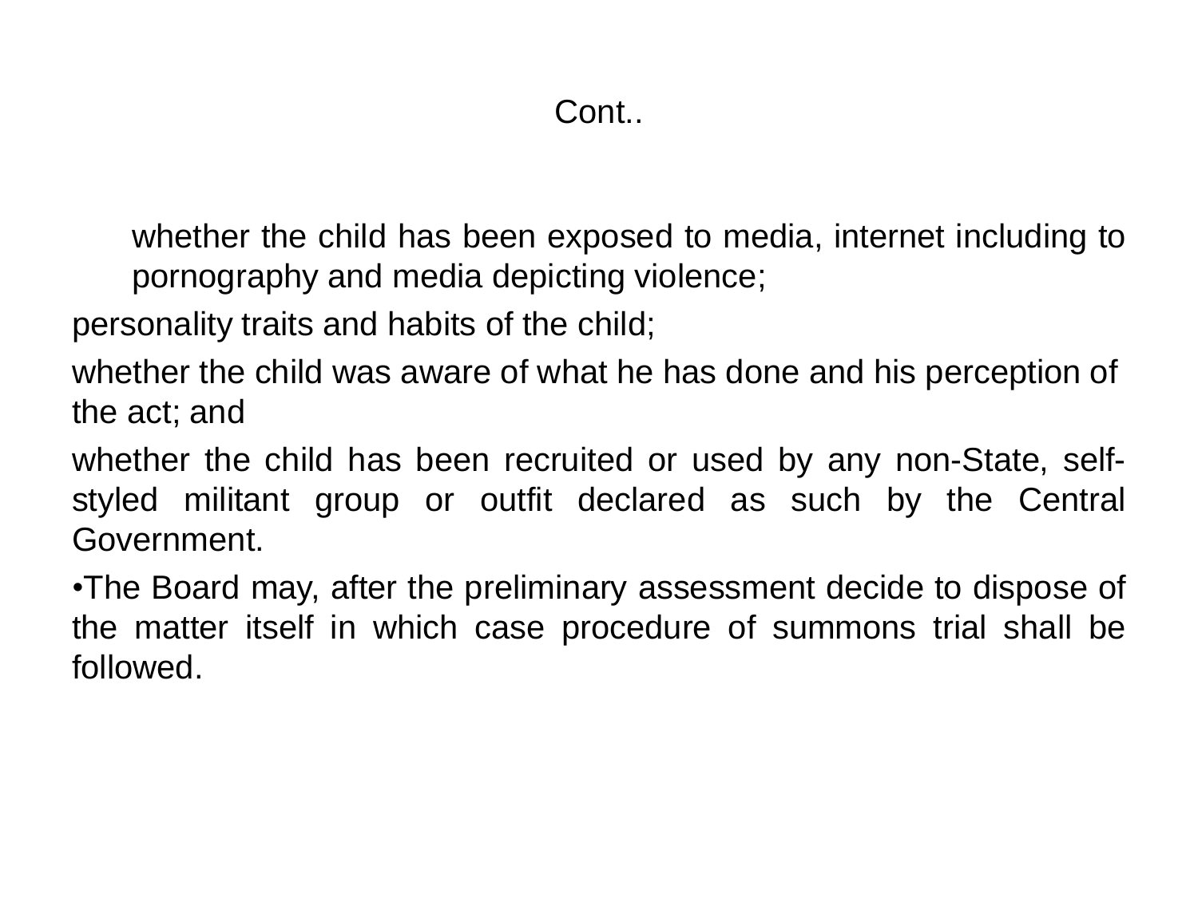## Cont..

whether the child has been exposed to media, internet including to pornography and media depicting violence;

personality traits and habits of the child;

whether the child was aware of what he has done and his perception of the act; and

whether the child has been recruited or used by any non-State, self-styled militant group or outfit declared as such by the Central Government.

- The Board may, after the preliminary assessment decide to dispose of the matter itself in which case procedure of summons trial shall be followed.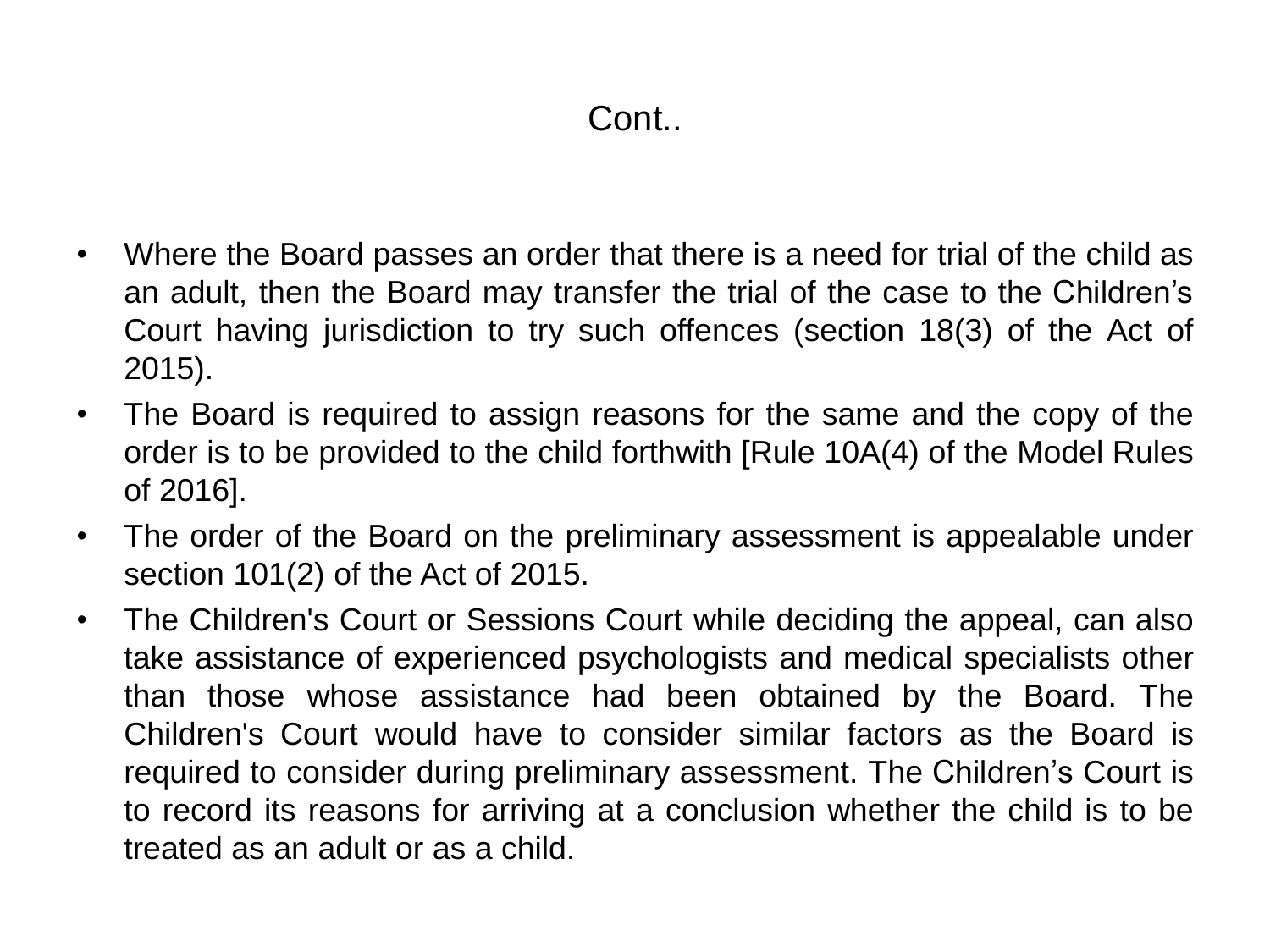## Cont..

- Where the Board passes an order that there is a need for trial of the child as an adult, then the Board may transfer the trial of the case to the Children's Court having jurisdiction to try such offences (section 18(3) of the Act of 2015).
- The Board is required to assign reasons for the same and the copy of the order is to be provided to the child forthwith [Rule 10A(4) of the Model Rules of 2016].
- The order of the Board on the preliminary assessment is appealable under section 101(2) of the Act of 2015.
- The Children's Court or Sessions Court while deciding the appeal, can also take assistance of experienced psychologists and medical specialists other than those whose assistance had been obtained by the Board. The Children's Court would have to consider similar factors as the Board is required to consider during preliminary assessment. The Children's Court is to record its reasons for arriving at a conclusion whether the child is to be treated as an adult or as a child.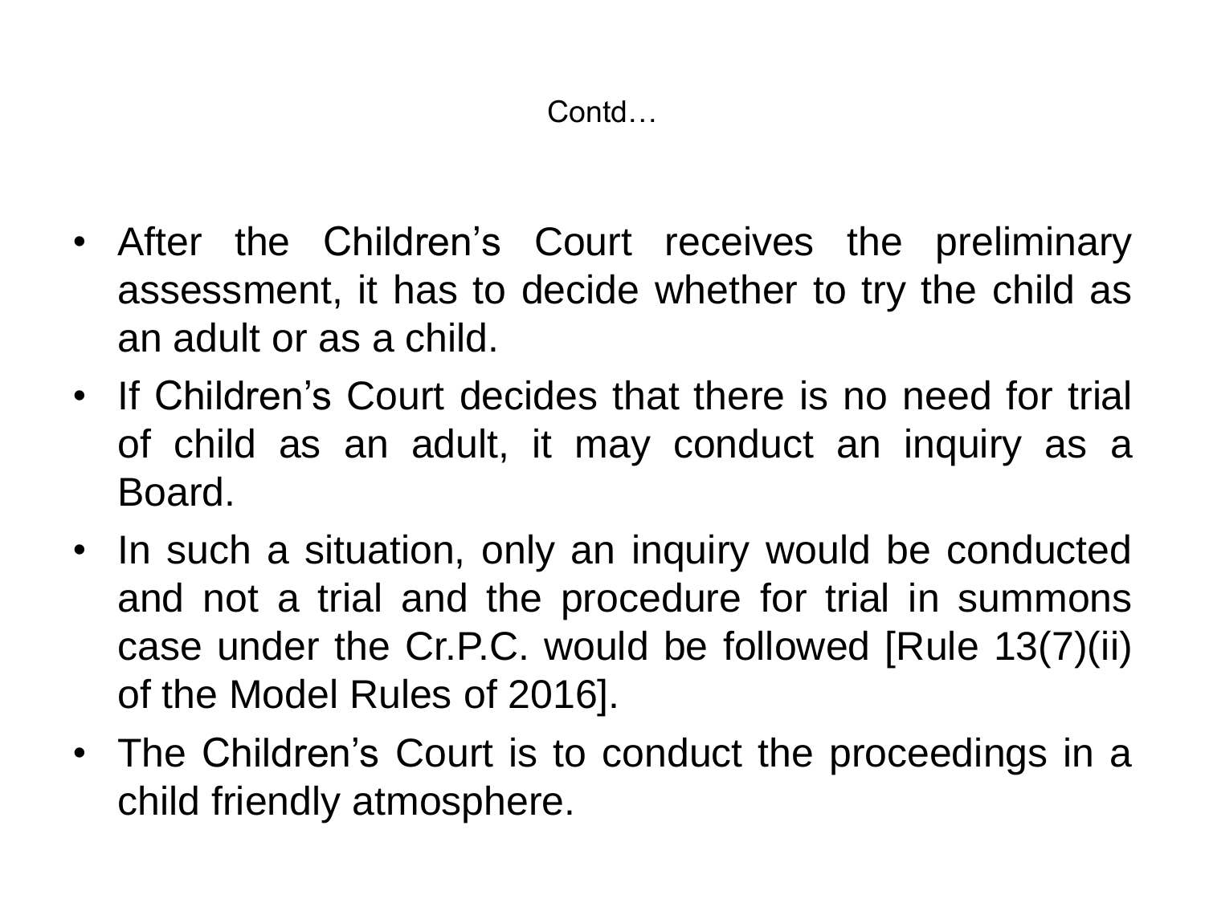## Contd…

- After the Children's Court receives the preliminary assessment, it has to decide whether to try the child as an adult or as a child.
- If Children's Court decides that there is no need for trial of child as an adult, it may conduct an inquiry as a Board.
- In such a situation, only an inquiry would be conducted and not a trial and the procedure for trial in summons case under the Cr.P.C. would be followed [Rule 13(7)(ii) of the Model Rules of 2016].
- The Children's Court is to conduct the proceedings in a child friendly atmosphere.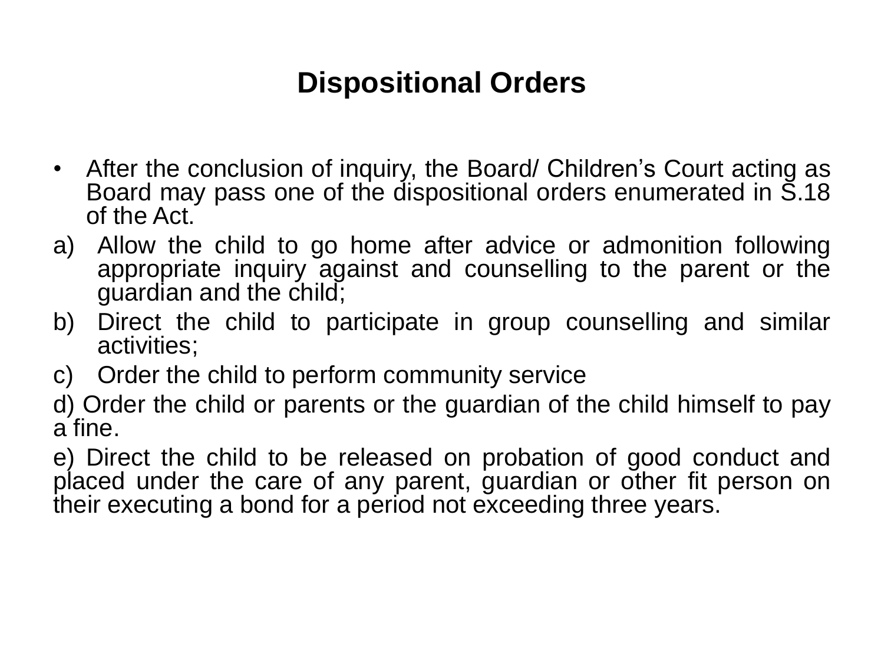## Dispositional Orders

- After the conclusion of inquiry, the Board/ Children's Court acting as Board may pass one of the dispositional orders enumerated in S.18 of the Act.

a) Allow the child to go home after advice or admonition following appropriate inquiry against and counselling to the parent or the guardian and the child;

b) Direct the child to participate in group counselling and similar activities;

c) Order the child to perform community service

d) Order the child or parents or the guardian of the child himself to pay a fine.

e) Direct the child to be released on probation of good conduct and placed under the care of any parent, guardian or other fit person on their executing a bond for a period not exceeding three years.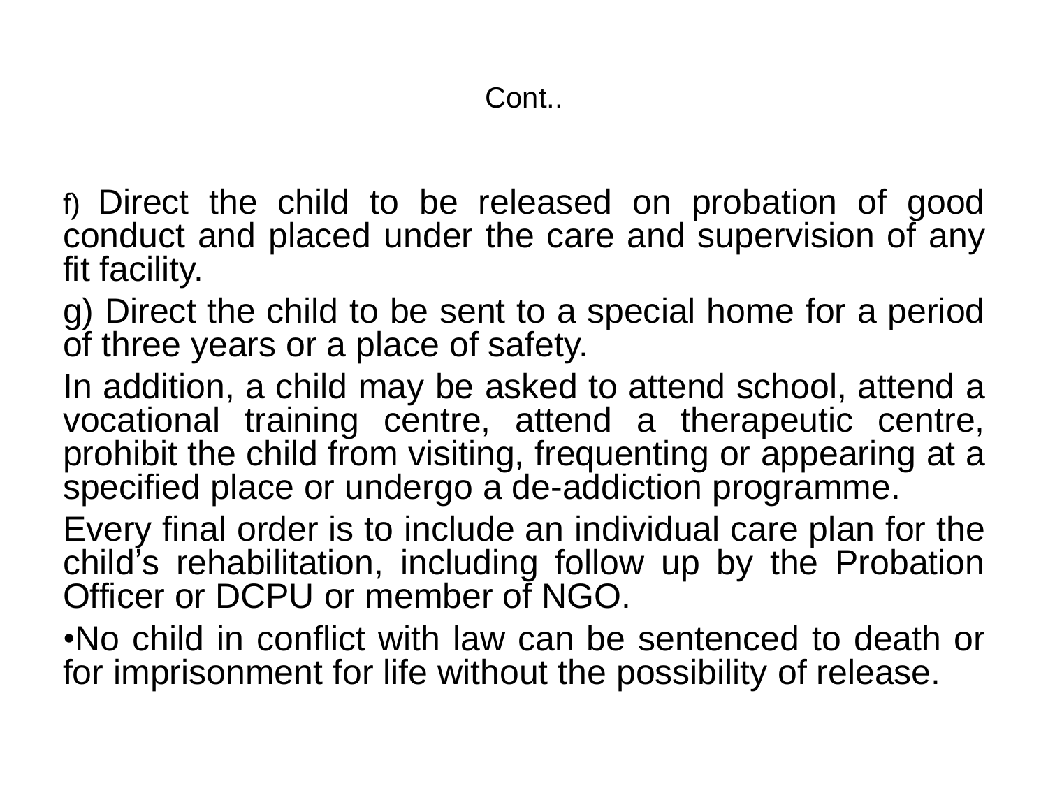Cont..

f) Direct the child to be released on probation of good conduct and placed under the care and supervision of any fit facility.

g) Direct the child to be sent to a special home for a period of three years or a place of safety.

In addition, a child may be asked to attend school, attend a vocational training centre, attend a therapeutic centre, prohibit the child from visiting, frequenting or appearing at a specified place or undergo a de-addiction programme.

Every final order is to include an individual care plan for the child's rehabilitation, including follow up by the Probation Officer or DCPU or member of NGO.

- No child in conflict with law can be sentenced to death or for imprisonment for life without the possibility of release.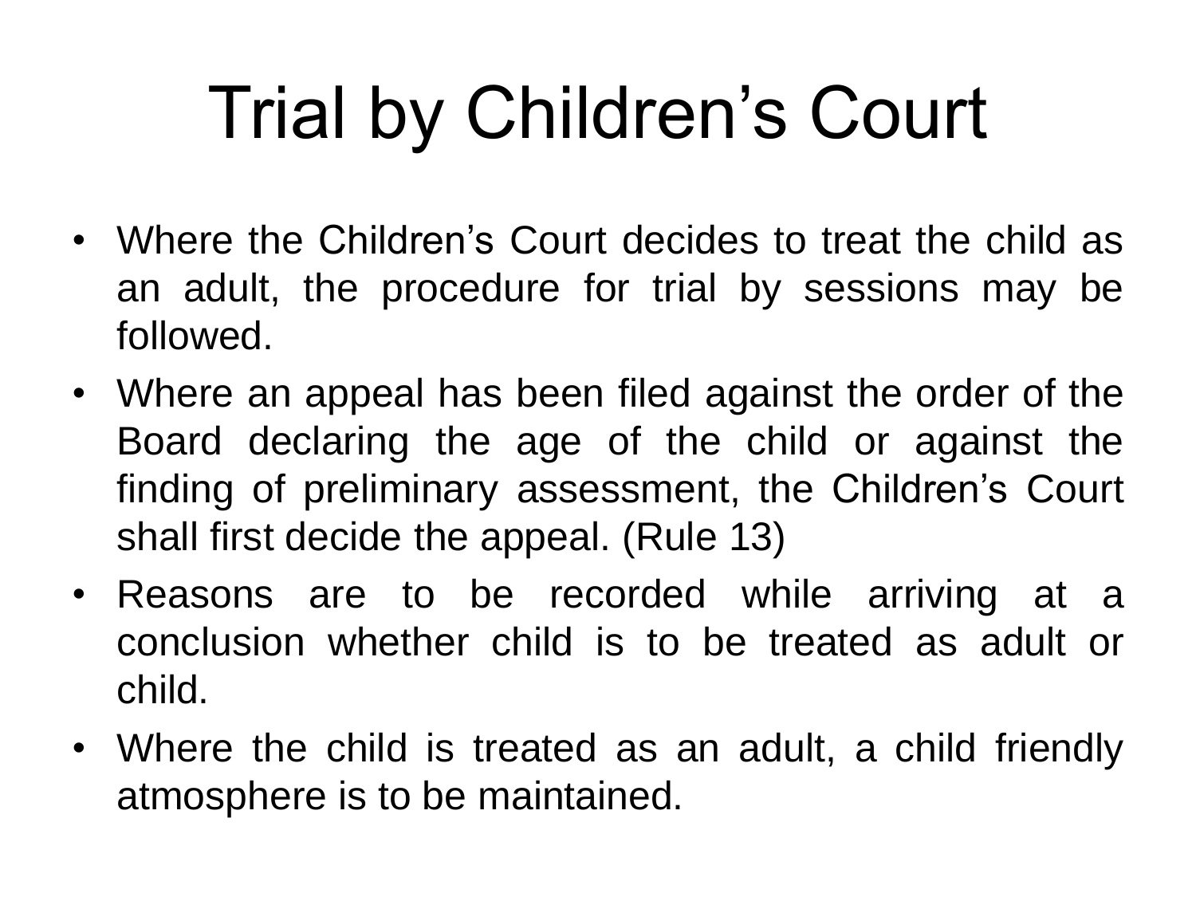# Trial by Children’s Court

- Where the Children’s Court decides to treat the child as an adult, the procedure for trial by sessions may be followed.
- Where an appeal has been filed against the order of the Board declaring the age of the child or against the finding of preliminary assessment, the Children’s Court shall first decide the appeal. (Rule 13)
- Reasons are to be recorded while arriving at a conclusion whether child is to be treated as adult or child.
- Where the child is treated as an adult, a child friendly atmosphere is to be maintained.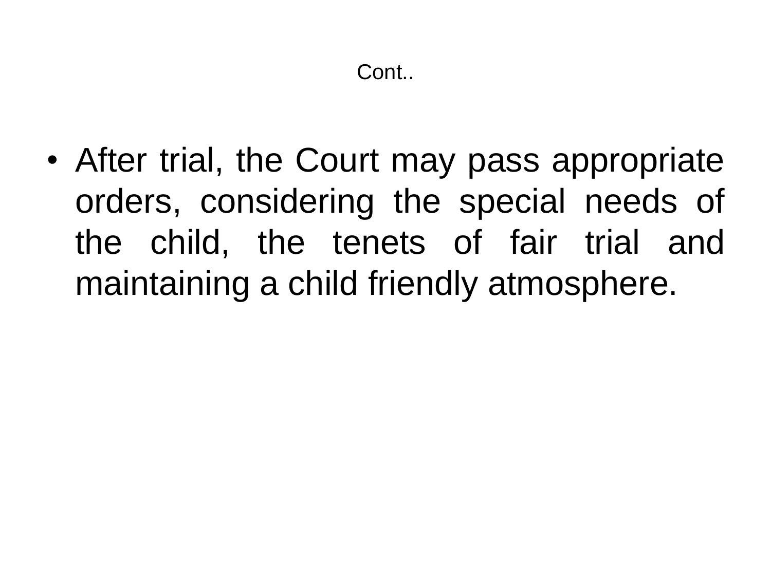## Cont..

- After trial, the Court may pass appropriate orders, considering the special needs of the child, the tenets of fair trial and maintaining a child friendly atmosphere.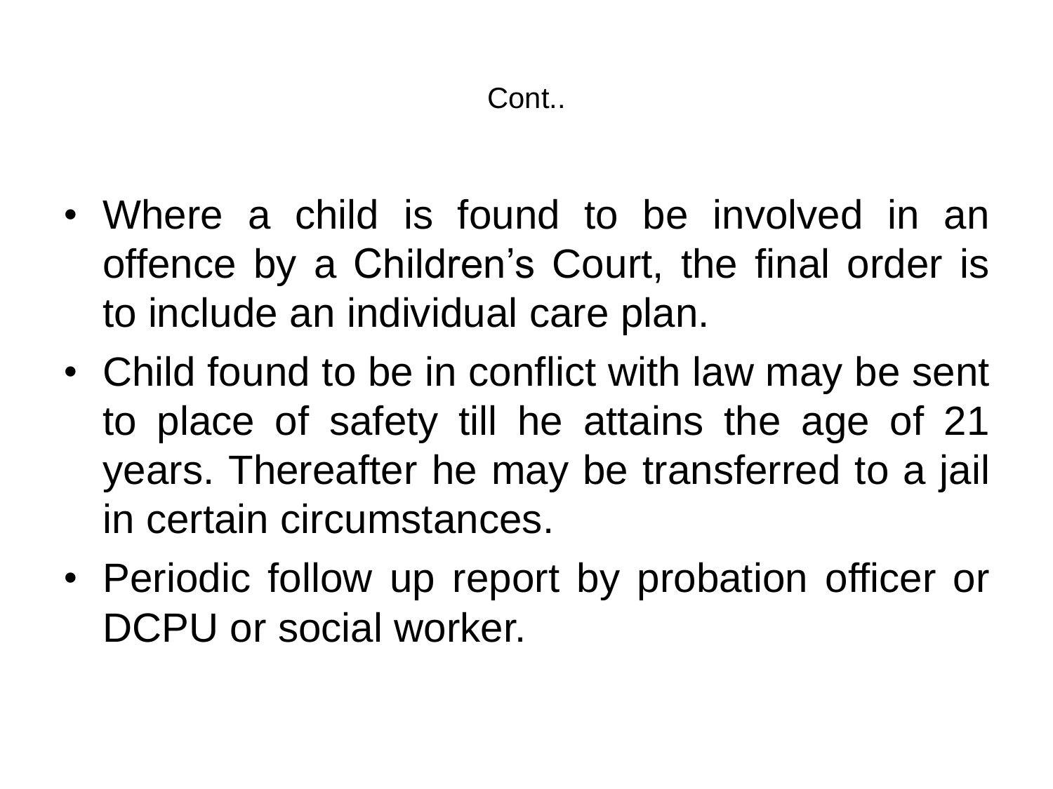# Cont..

- Where a child is found to be involved in an offence by a Children's Court, the final order is to include an individual care plan.
- Child found to be in conflict with law may be sent to place of safety till he attains the age of 21 years. Thereafter he may be transferred to a jail in certain circumstances.
- Periodic follow up report by probation officer or DCPU or social worker.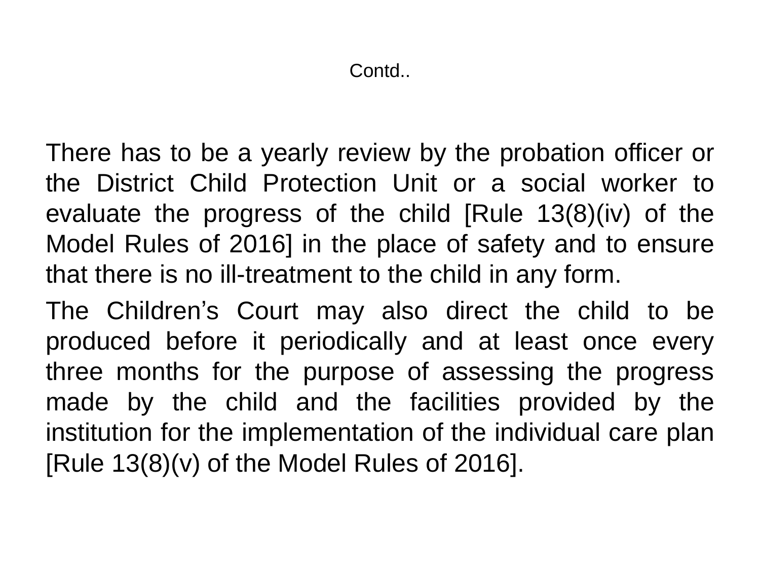## Contd..

There has to be a yearly review by the probation officer or the District Child Protection Unit or a social worker to evaluate the progress of the child [Rule 13(8)(iv) of the Model Rules of 2016] in the place of safety and to ensure that there is no ill-treatment to the child in any form.

The Children's Court may also direct the child to be produced before it periodically and at least once every three months for the purpose of assessing the progress made by the child and the facilities provided by the institution for the implementation of the individual care plan [Rule 13(8)(v) of the Model Rules of 2016].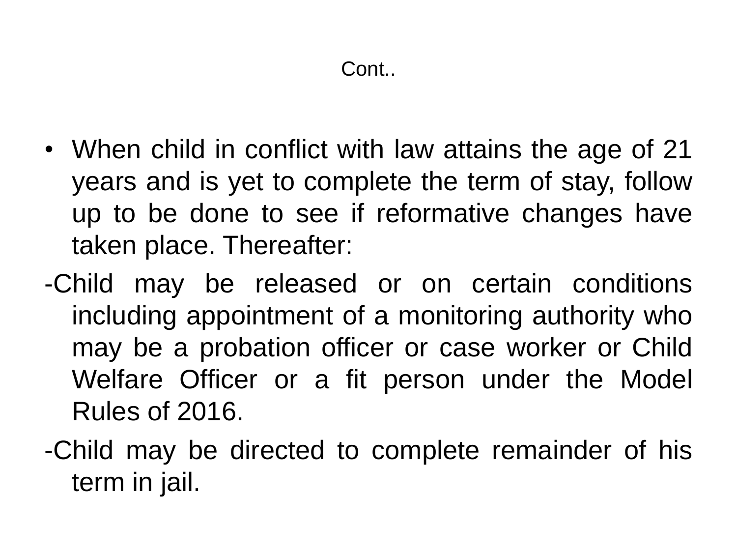# Cont..

- When child in conflict with law attains the age of 21 years and is yet to complete the term of stay, follow up to be done to see if reformative changes have taken place. Thereafter:

-Child may be released or on certain conditions including appointment of a monitoring authority who may be a probation officer or case worker or Child Welfare Officer or a fit person under the Model Rules of 2016.

-Child may be directed to complete remainder of his term in jail.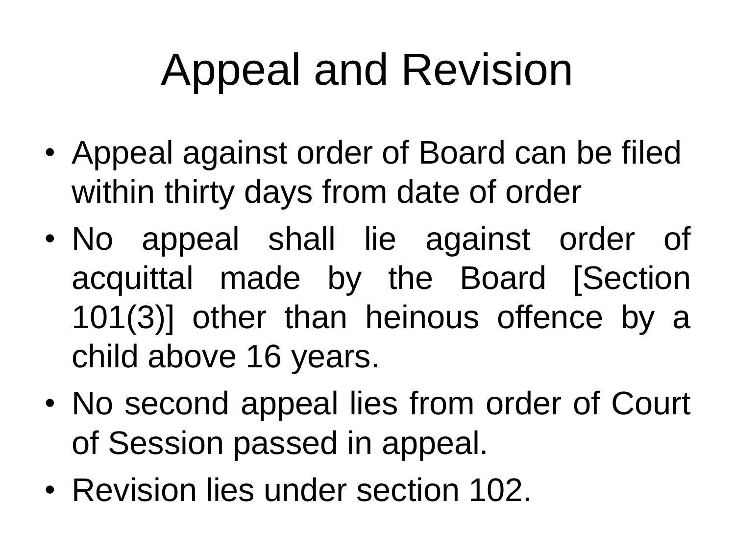# Appeal and Revision

- Appeal against order of Board can be filed within thirty days from date of order
- No appeal shall lie against order of acquittal made by the Board [Section 101(3)] other than heinous offence by a child above 16 years.
- No second appeal lies from order of Court of Session passed in appeal.
- Revision lies under section 102.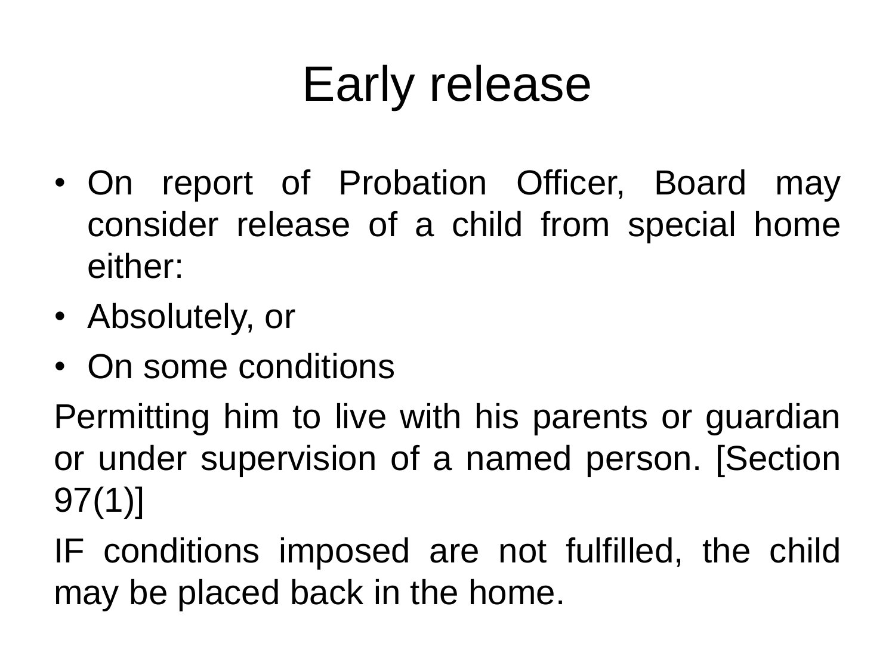# Early release

- On report of Probation Officer, Board may consider release of a child from special home either:
- Absolutely, or
- On some conditions

Permitting him to live with his parents or guardian or under supervision of a named person. [Section 97(1)]

IF conditions imposed are not fulfilled, the child may be placed back in the home.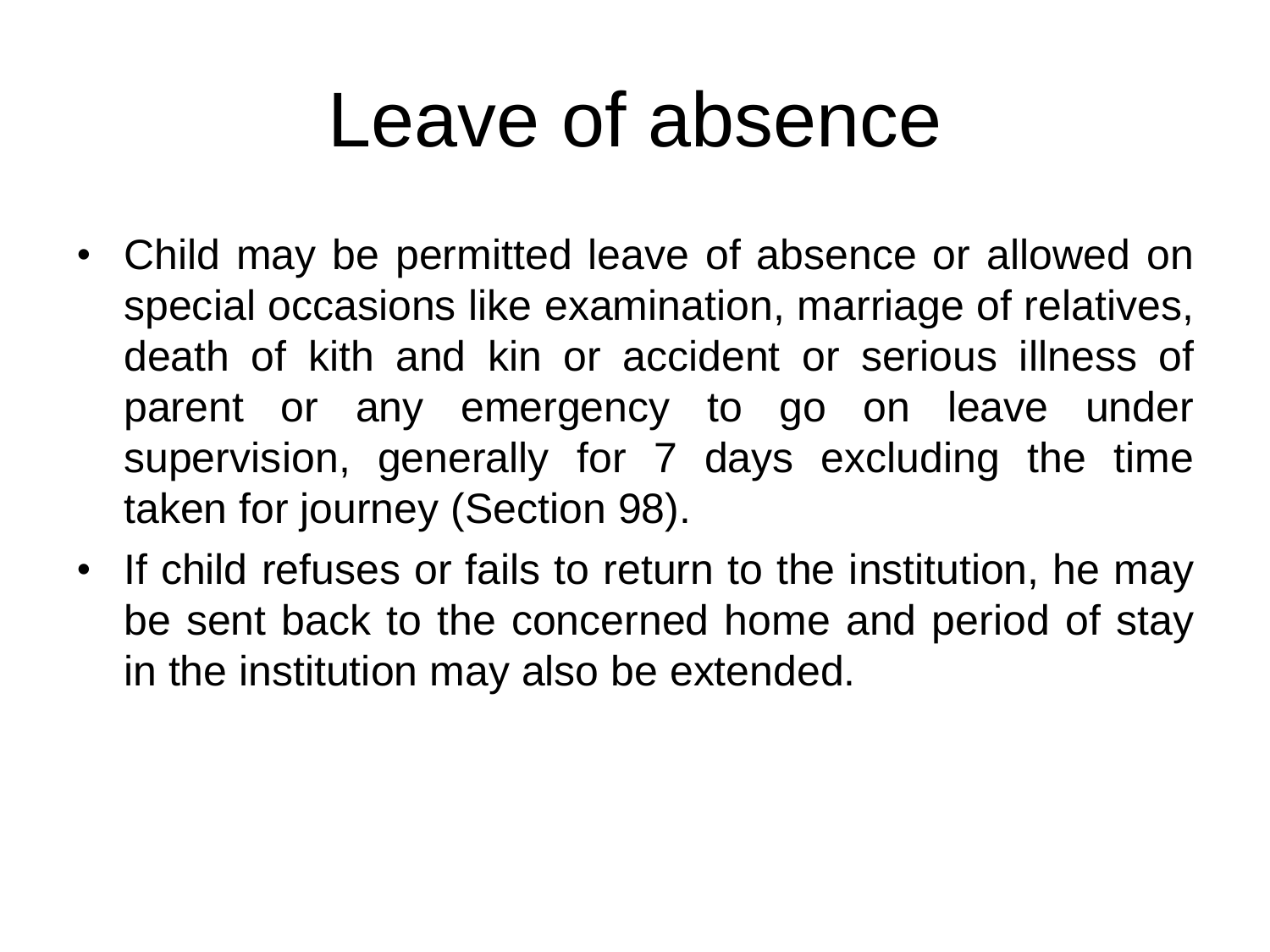# Leave of absence

- Child may be permitted leave of absence or allowed on special occasions like examination, marriage of relatives, death of kith and kin or accident or serious illness of parent or any emergency to go on leave under supervision, generally for 7 days excluding the time taken for journey (Section 98).
- If child refuses or fails to return to the institution, he may be sent back to the concerned home and period of stay in the institution may also be extended.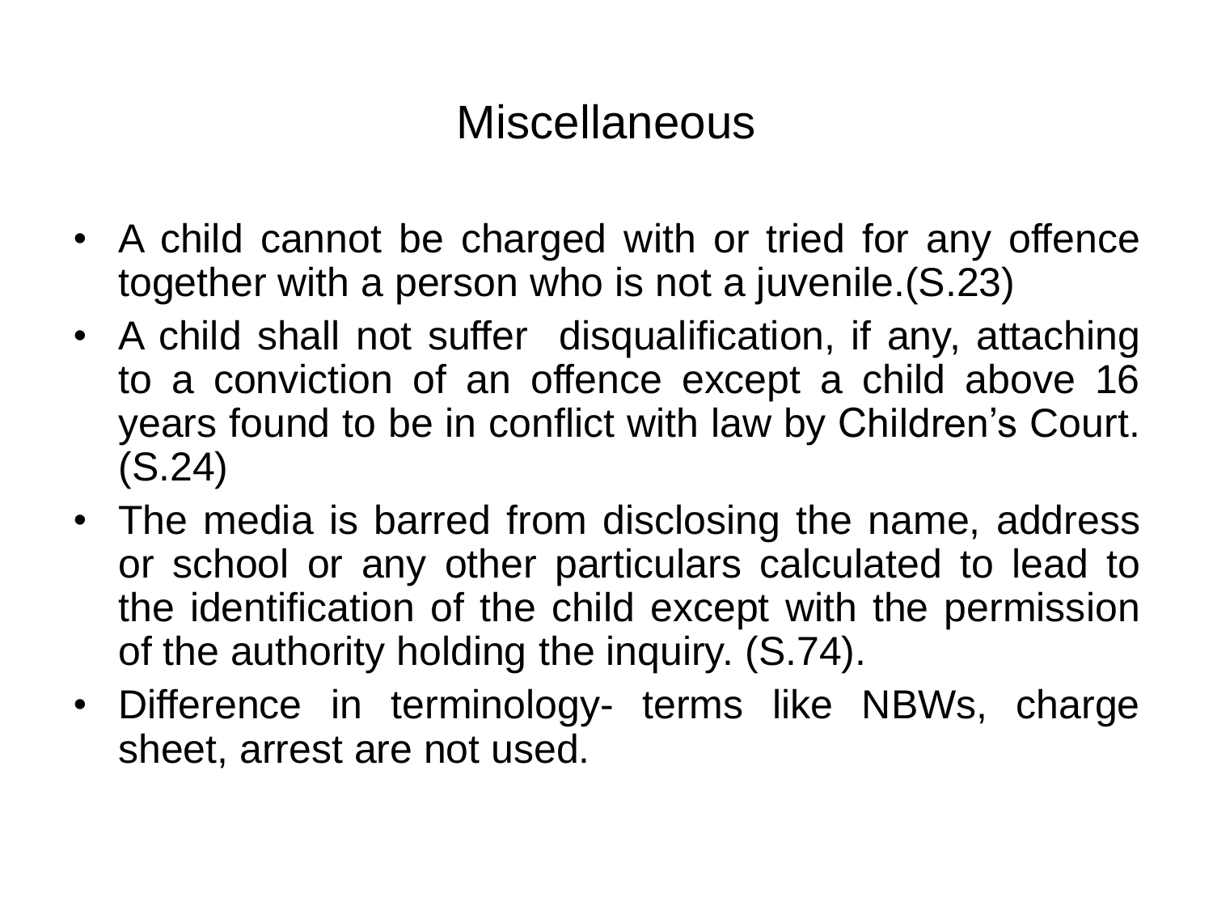# Miscellaneous

- A child cannot be charged with or tried for any offence together with a person who is not a juvenile.(S.23)
- A child shall not suffer disqualification, if any, attaching to a conviction of an offence except a child above 16 years found to be in conflict with law by Children's Court.(S.24)
- The media is barred from disclosing the name, address or school or any other particulars calculated to lead to the identification of the child except with the permission of the authority holding the inquiry. (S.74).
- Difference in terminology- terms like NBWs, charge sheet, arrest are not used.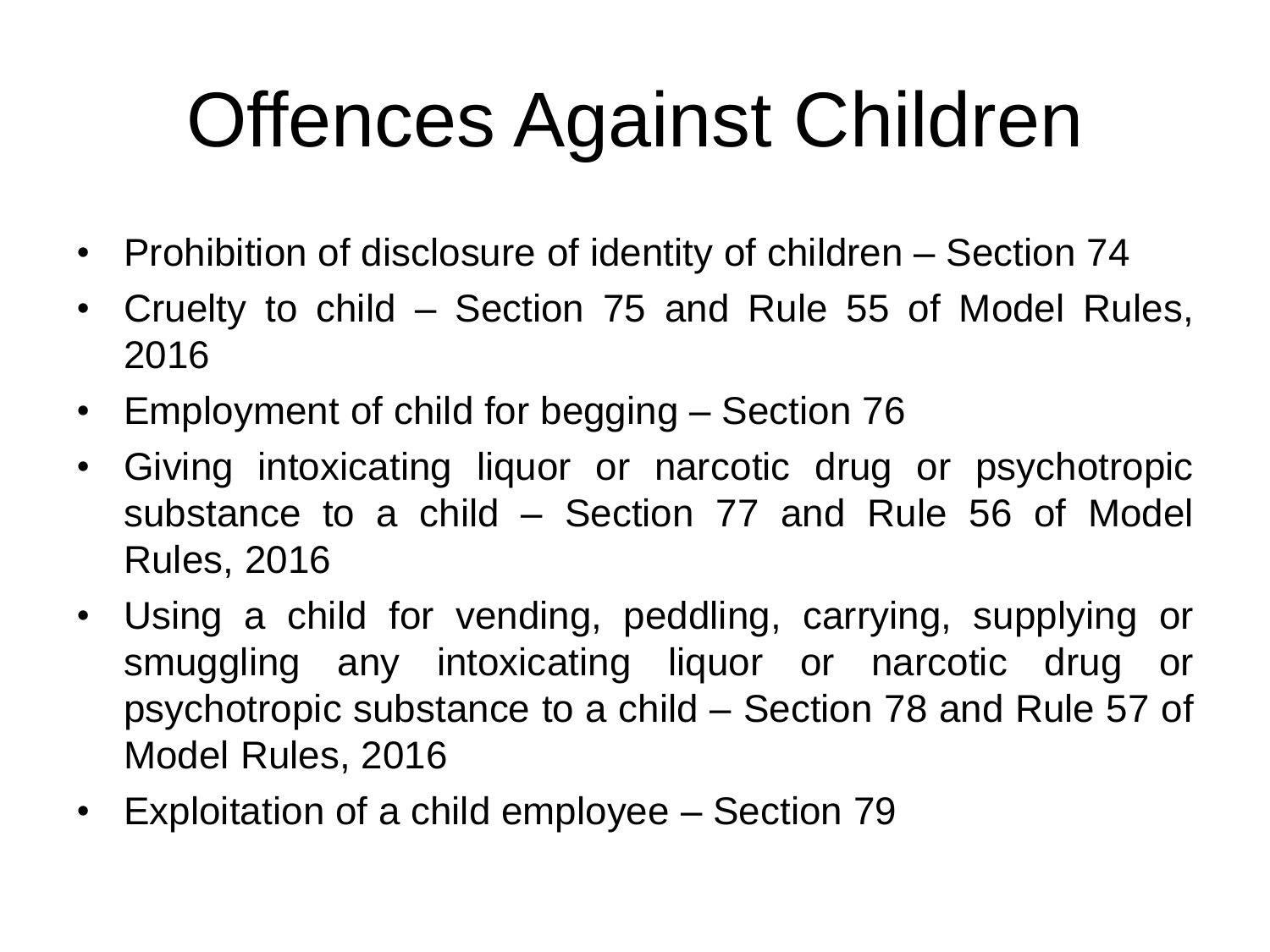# Offences Against Children

- Prohibition of disclosure of identity of children – Section 74
- Cruelty to child – Section 75 and Rule 55 of Model Rules, 2016
- Employment of child for begging – Section 76
- Giving intoxicating liquor or narcotic drug or psychotropic substance to a child – Section 77 and Rule 56 of Model Rules, 2016
- Using a child for vending, peddling, carrying, supplying or smuggling any intoxicating liquor or narcotic drug or psychotropic substance to a child – Section 78 and Rule 57 of Model Rules, 2016
- Exploitation of a child employee – Section 79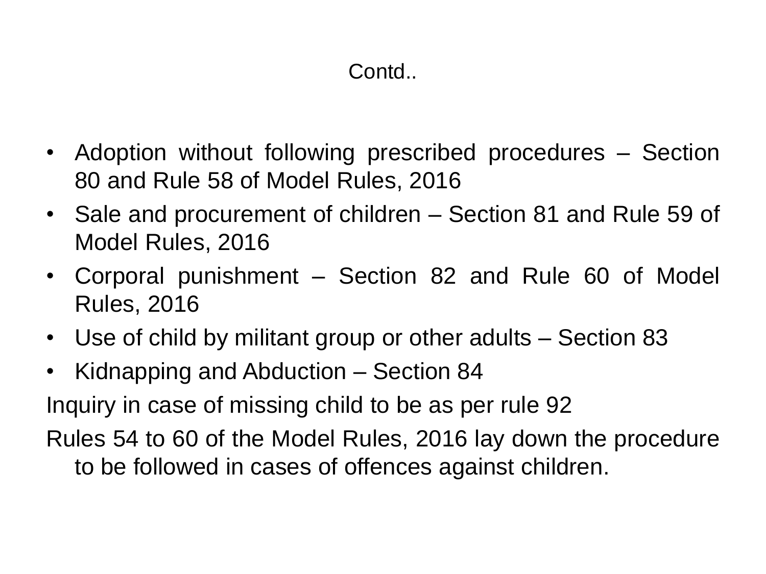## Contd..

- Adoption without following prescribed procedures – Section 80 and Rule 58 of Model Rules, 2016
- Sale and procurement of children – Section 81 and Rule 59 of Model Rules, 2016
- Corporal punishment – Section 82 and Rule 60 of Model Rules, 2016
- Use of child by militant group or other adults – Section 83
- Kidnapping and Abduction – Section 84

Inquiry in case of missing child to be as per rule 92

Rules 54 to 60 of the Model Rules, 2016 lay down the procedure to be followed in cases of offences against children.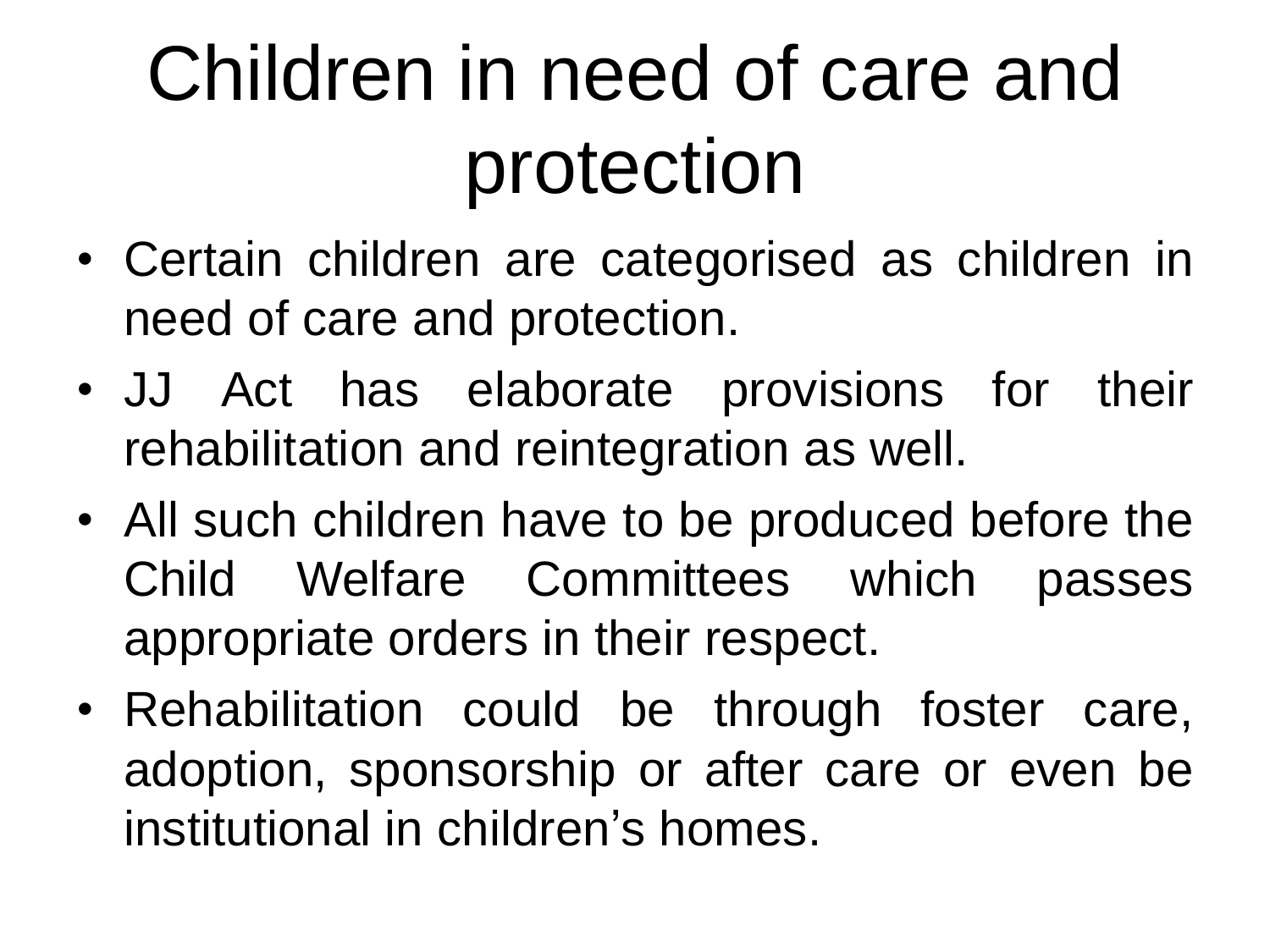# Children in need of care and protection

- Certain children are categorised as children in need of care and protection.
- JJ Act has elaborate provisions for their rehabilitation and reintegration as well.
- All such children have to be produced before the Child Welfare Committees which passes appropriate orders in their respect.
- Rehabilitation could be through foster care, adoption, sponsorship or after care or even be institutional in children's homes.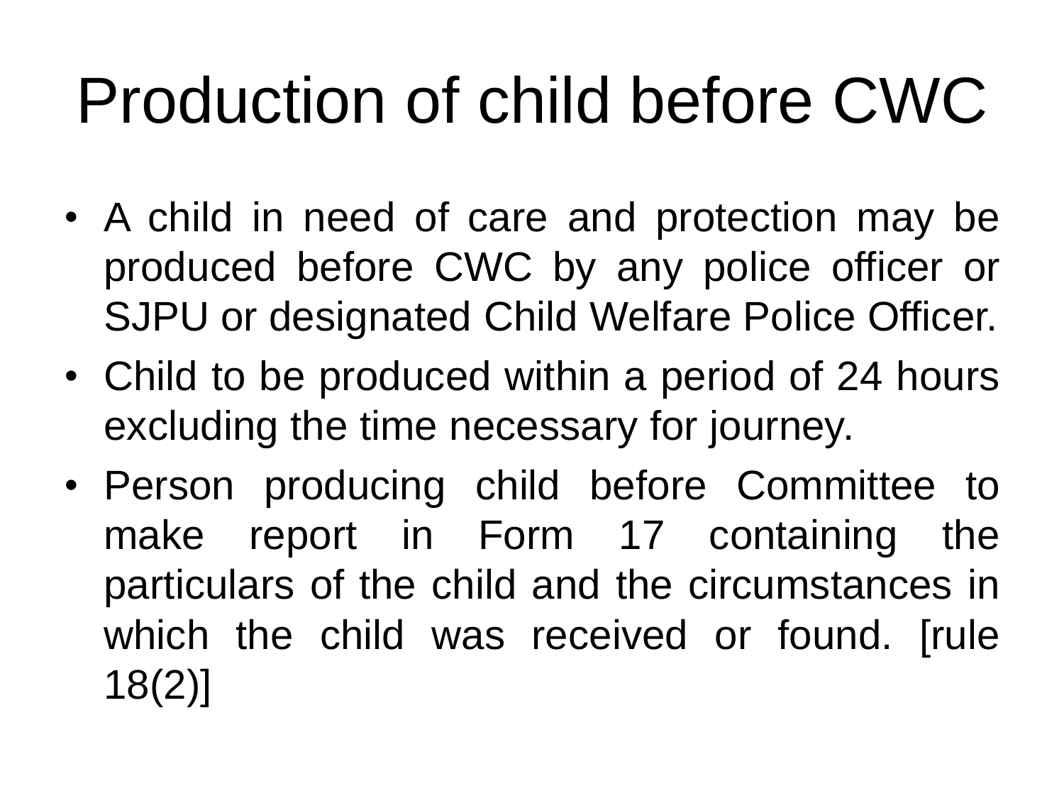# Production of child before CWC

- A child in need of care and protection may be produced before CWC by any police officer or SJPU or designated Child Welfare Police Officer.
- Child to be produced within a period of 24 hours excluding the time necessary for journey.
- Person producing child before Committee to make report in Form 17 containing the particulars of the child and the circumstances in which the child was received or found. [rule 18(2)]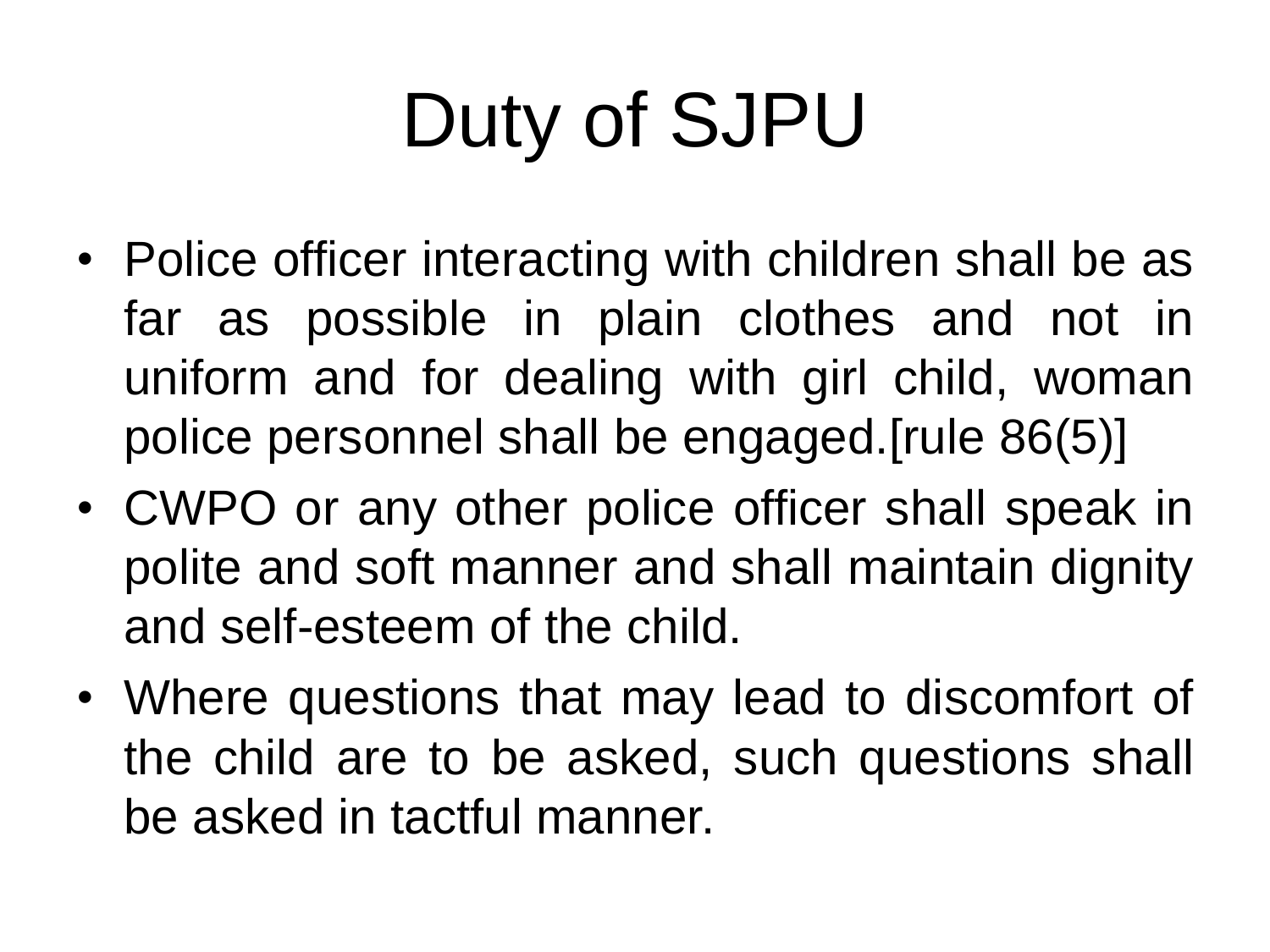# Duty of SJPU

- Police officer interacting with children shall be as far as possible in plain clothes and not in uniform and for dealing with girl child, woman police personnel shall be engaged.[rule 86(5)]
- CWPO or any other police officer shall speak in polite and soft manner and shall maintain dignity and self-esteem of the child.
- Where questions that may lead to discomfort of the child are to be asked, such questions shall be asked in tactful manner.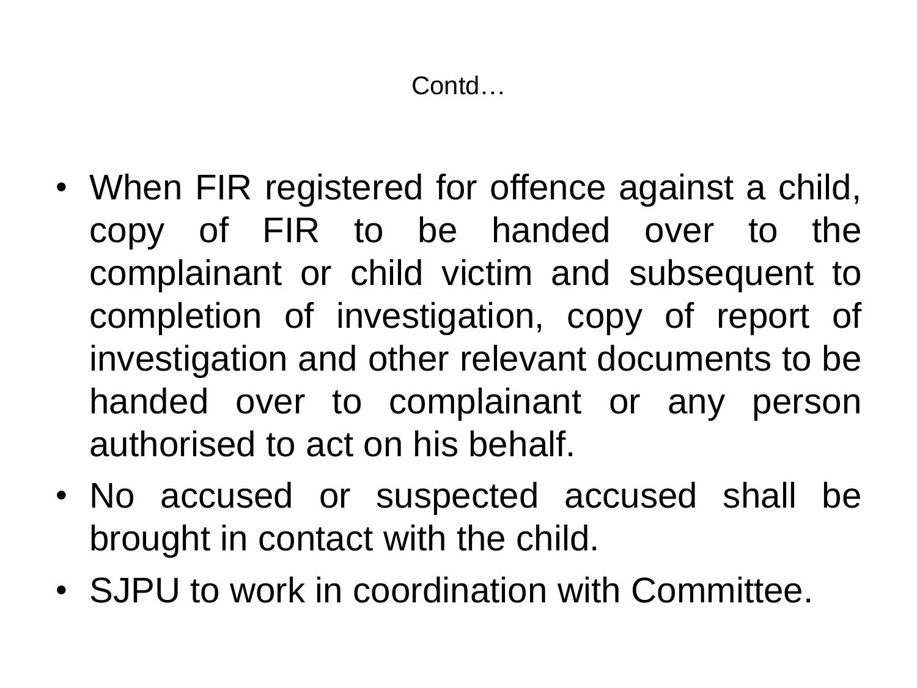# Contd…

- When FIR registered for offence against a child, copy of FIR to be handed over to the complainant or child victim and subsequent to completion of investigation, copy of report of investigation and other relevant documents to be handed over to complainant or any person authorised to act on his behalf.
- No accused or suspected accused shall be brought in contact with the child.
- SJPU to work in coordination with Committee.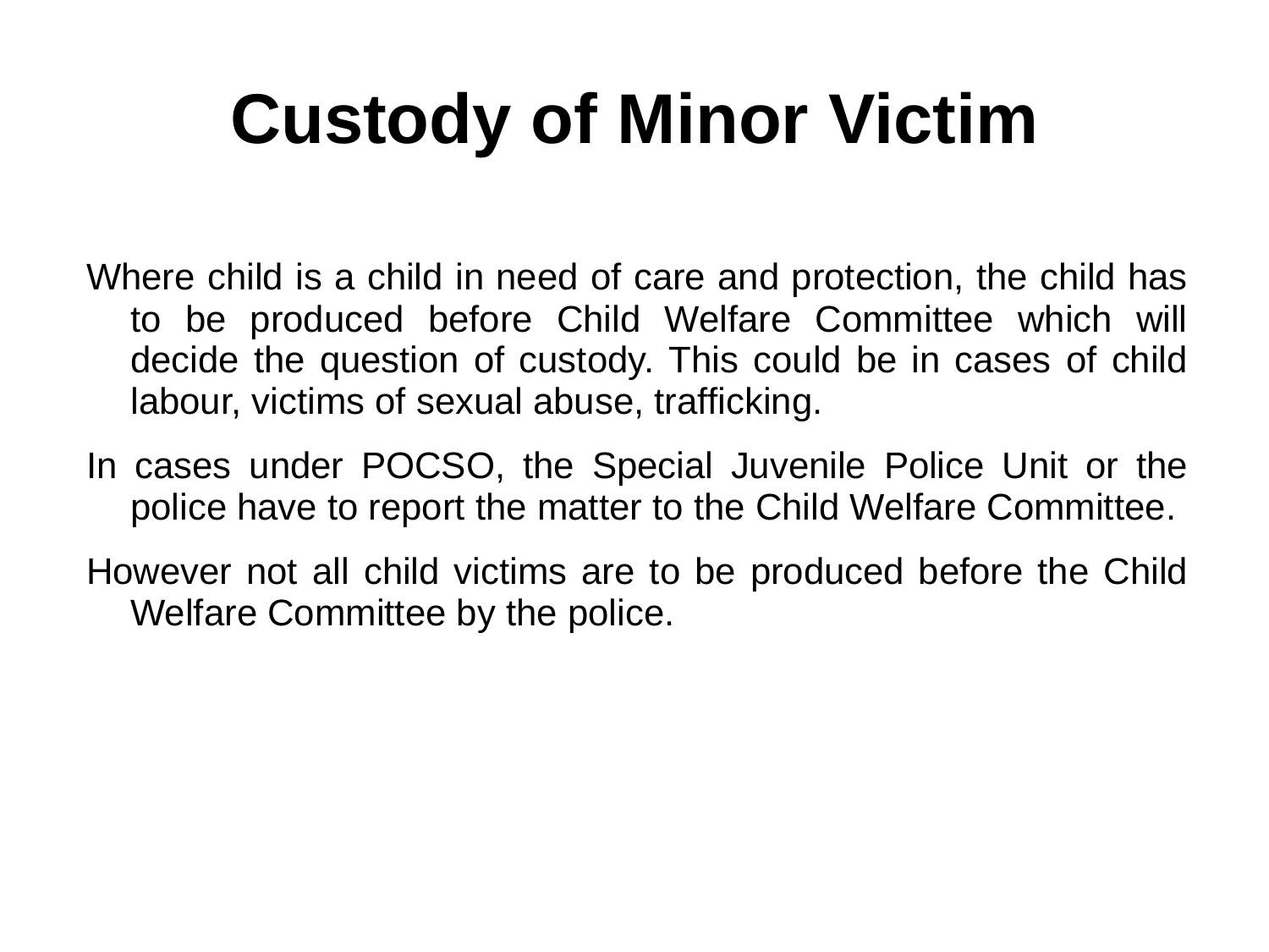# Custody of Minor Victim

Where child is a child in need of care and protection, the child has to be produced before Child Welfare Committee which will decide the question of custody. This could be in cases of child labour, victims of sexual abuse, trafficking.

In cases under POCSO, the Special Juvenile Police Unit or the police have to report the matter to the Child Welfare Committee.

However not all child victims are to be produced before the Child Welfare Committee by the police.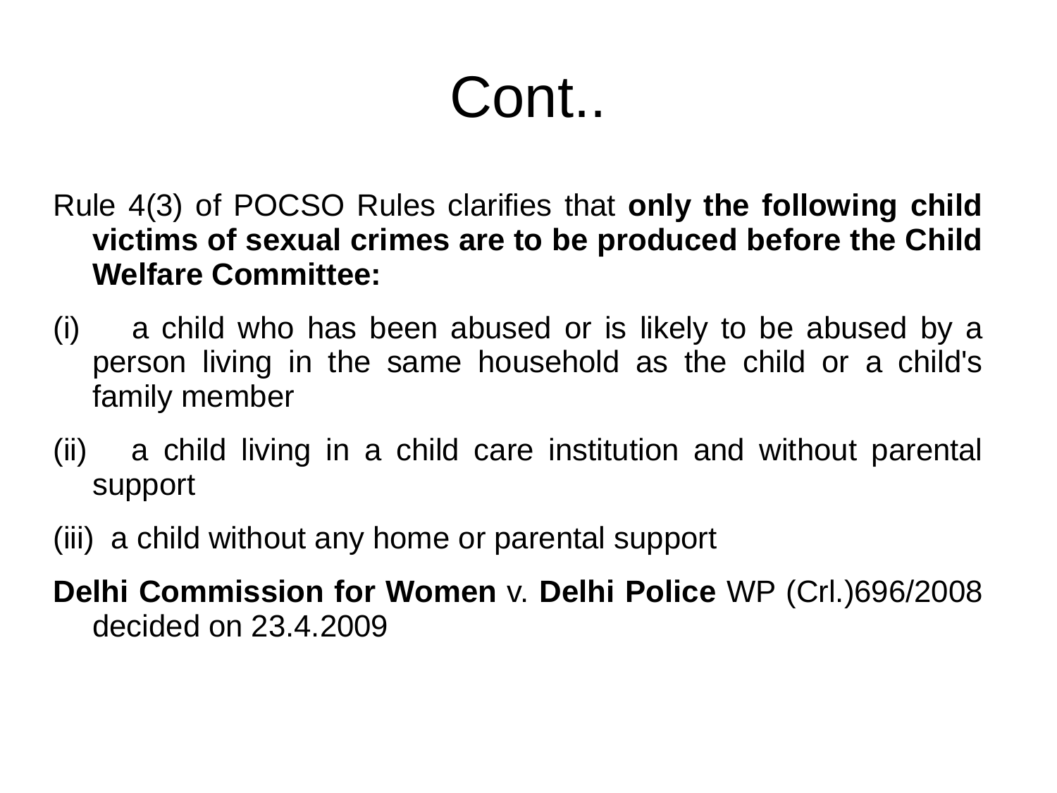# Cont..

Rule 4(3) of POCSO Rules clarifies that **only the following child victims of sexual crimes are to be produced before the Child Welfare Committee:**

(i) a child who has been abused or is likely to be abused by a person living in the same household as the child or a child's family member

(ii) a child living in a child care institution and without parental support

(iii) a child without any home or parental support

**Delhi Commission for Women** v. **Delhi Police** WP (Crl.)696/2008 decided on 23.4.2009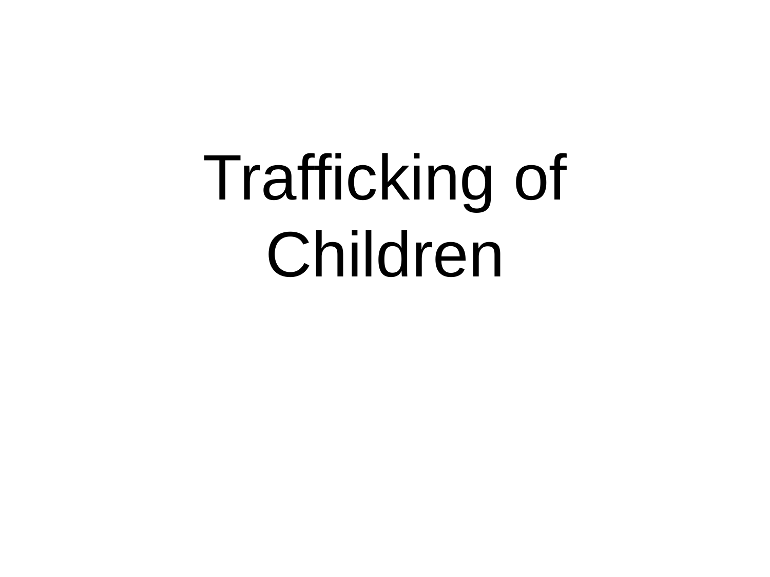# Trafficking of Children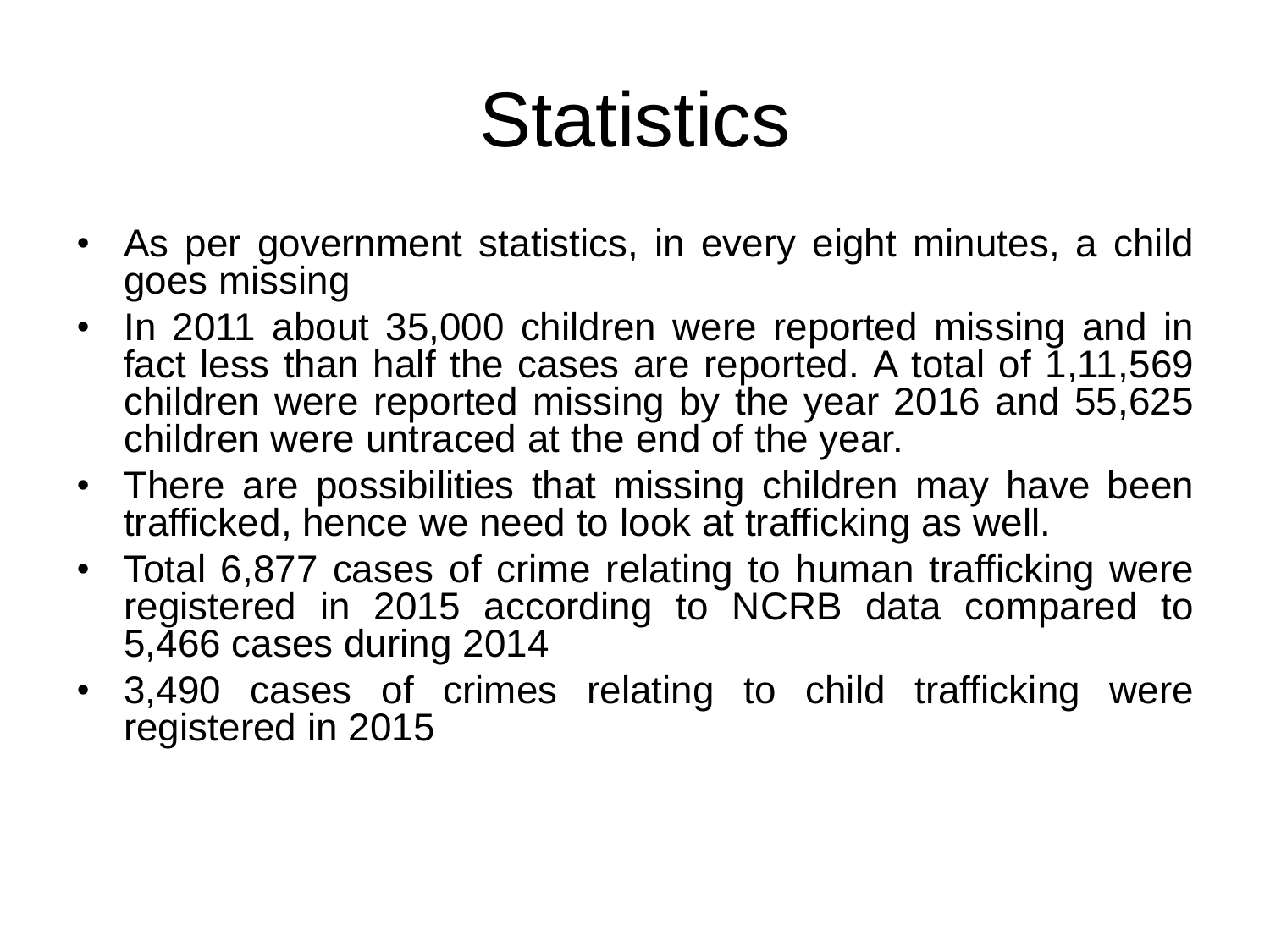# Statistics

- As per government statistics, in every eight minutes, a child goes missing
- In 2011 about 35,000 children were reported missing and in fact less than half the cases are reported. A total of 1,11,569 children were reported missing by the year 2016 and 55,625 children were untraced at the end of the year.
- There are possibilities that missing children may have been trafficked, hence we need to look at trafficking as well.
- Total 6,877 cases of crime relating to human trafficking were registered in 2015 according to NCRB data compared to 5,466 cases during 2014
- 3,490 cases of crimes relating to child trafficking were registered in 2015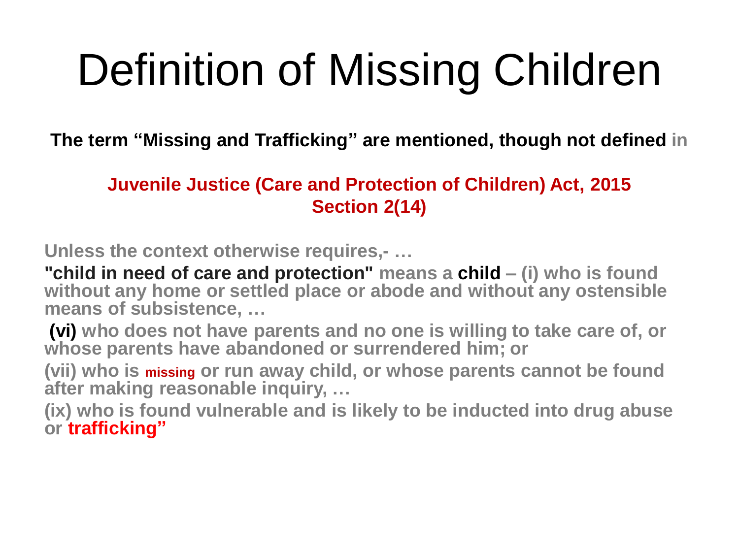# Definition of Missing Children

**The term "Missing and Trafficking" are mentioned, though not defined in**

**Juvenile Justice (Care and Protection of Children) Act, 2015**
**Section 2(14)**

**Unless the context otherwise requires,- …**

**"child in need of care and protection" means a child – (i) who is found without any home or settled place or abode and without any ostensible means of subsistence, …**

**(vi) who does not have parents and no one is willing to take care of, or whose parents have abandoned or surrendered him; or**

**(vii) who is missing or run away child, or whose parents cannot be found after making reasonable inquiry, …**

**(ix) who is found vulnerable and is likely to be inducted into drug abuse or trafficking"**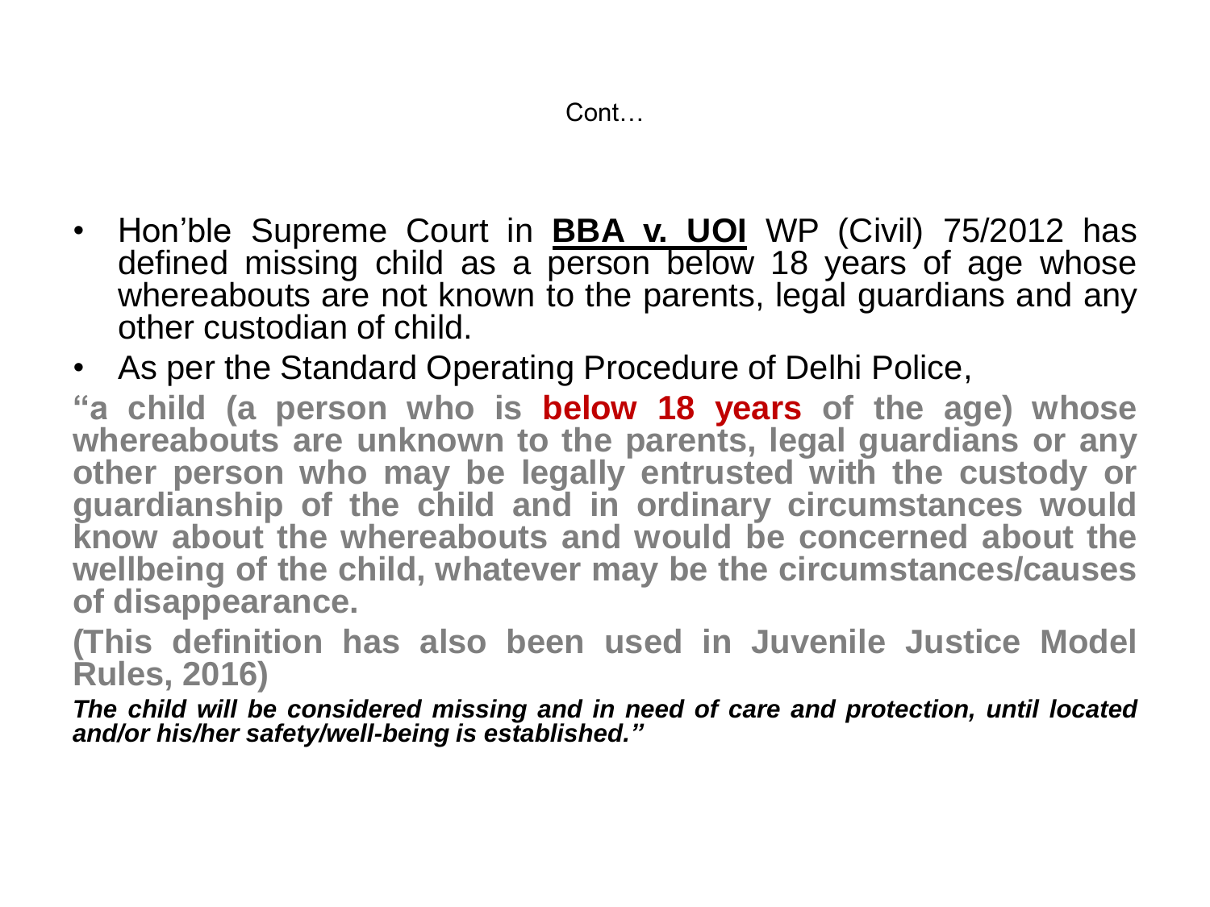Cont…

- Hon'ble Supreme Court in **BBA v. UOI** WP (Civil) 75/2012 has defined missing child as a person below 18 years of age whose whereabouts are not known to the parents, legal guardians and any other custodian of child.
- As per the Standard Operating Procedure of Delhi Police,

**"a child (a person who is below 18 years of the age) whose whereabouts are unknown to the parents, legal guardians or any other person who may be legally entrusted with the custody or guardianship of the child and in ordinary circumstances would know about the whereabouts and would be concerned about the wellbeing of the child, whatever may be the circumstances/causes of disappearance.**

**(This definition has also been used in Juvenile Justice Model Rules, 2016)**

***The child will be considered missing and in need of care and protection, until located and/or his/her safety/well-being is established."***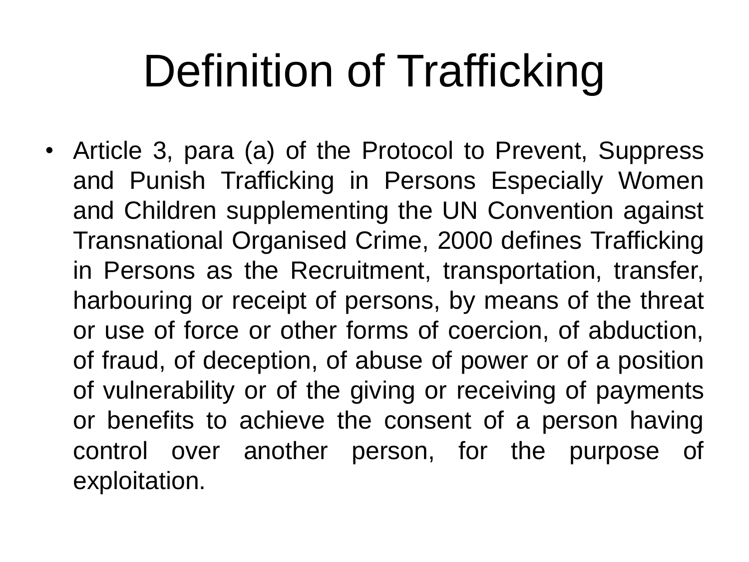# Definition of Trafficking

- Article 3, para (a) of the Protocol to Prevent, Suppress and Punish Trafficking in Persons Especially Women and Children supplementing the UN Convention against Transnational Organised Crime, 2000 defines Trafficking in Persons as the Recruitment, transportation, transfer, harbouring or receipt of persons, by means of the threat or use of force or other forms of coercion, of abduction, of fraud, of deception, of abuse of power or of a position of vulnerability or of the giving or receiving of payments or benefits to achieve the consent of a person having control over another person, for the purpose of exploitation.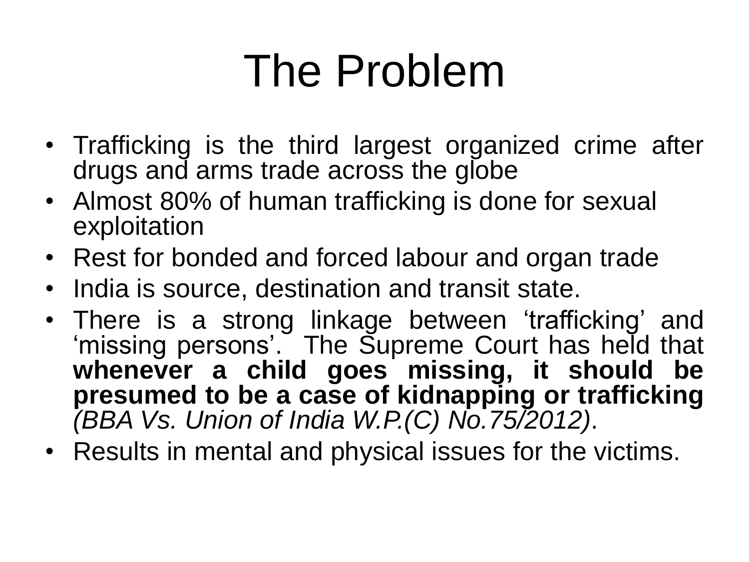# The Problem

- Trafficking is the third largest organized crime after drugs and arms trade across the globe
- Almost 80% of human trafficking is done for sexual exploitation
- Rest for bonded and forced labour and organ trade
- India is source, destination and transit state.
- There is a strong linkage between ‘trafficking’ and ‘missing persons’. The Supreme Court has held that **whenever a child goes missing, it should be presumed to be a case of kidnapping or trafficking** *(BBA Vs. Union of India W.P.(C) No.75/2012)*.
- Results in mental and physical issues for the victims.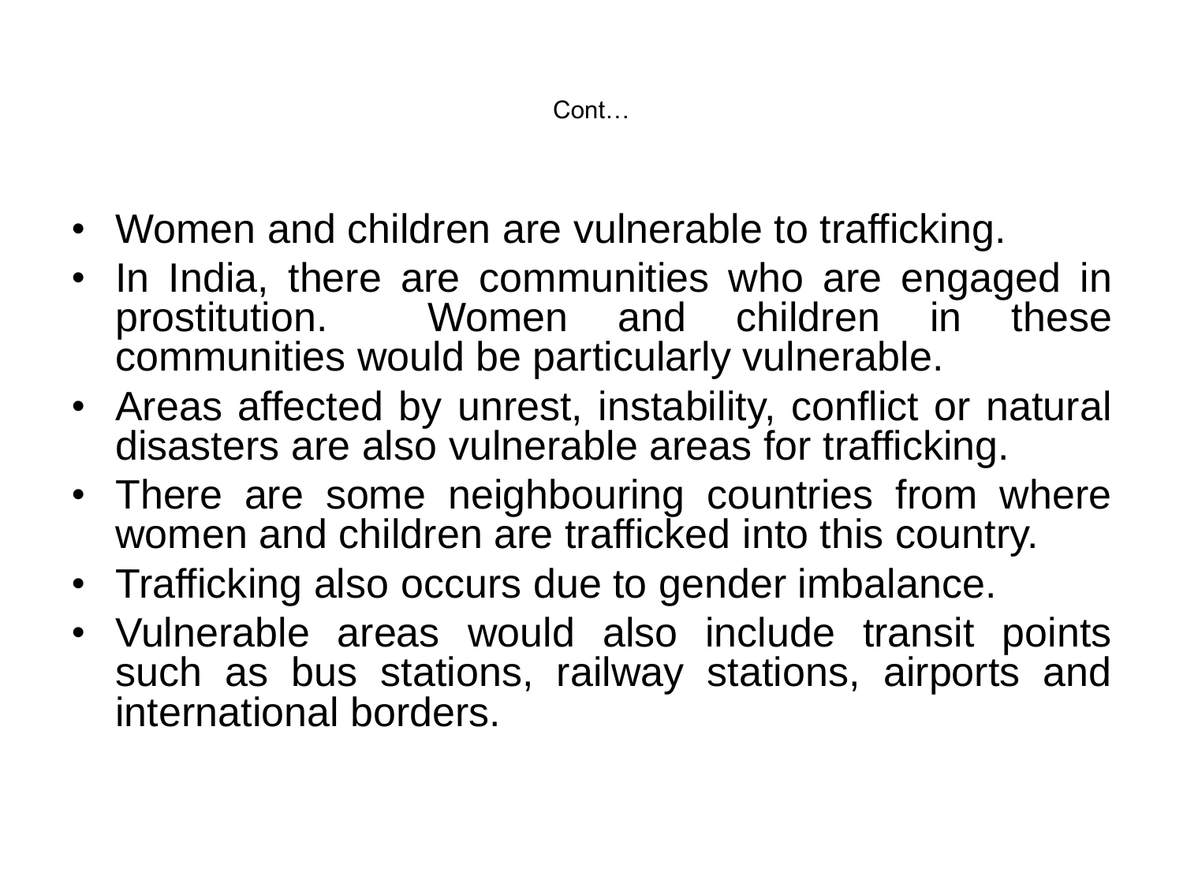## Cont…

- Women and children are vulnerable to trafficking.
- In India, there are communities who are engaged in prostitution. Women and children in these communities would be particularly vulnerable.
- Areas affected by unrest, instability, conflict or natural disasters are also vulnerable areas for trafficking.
- There are some neighbouring countries from where women and children are trafficked into this country.
- Trafficking also occurs due to gender imbalance.
- Vulnerable areas would also include transit points such as bus stations, railway stations, airports and international borders.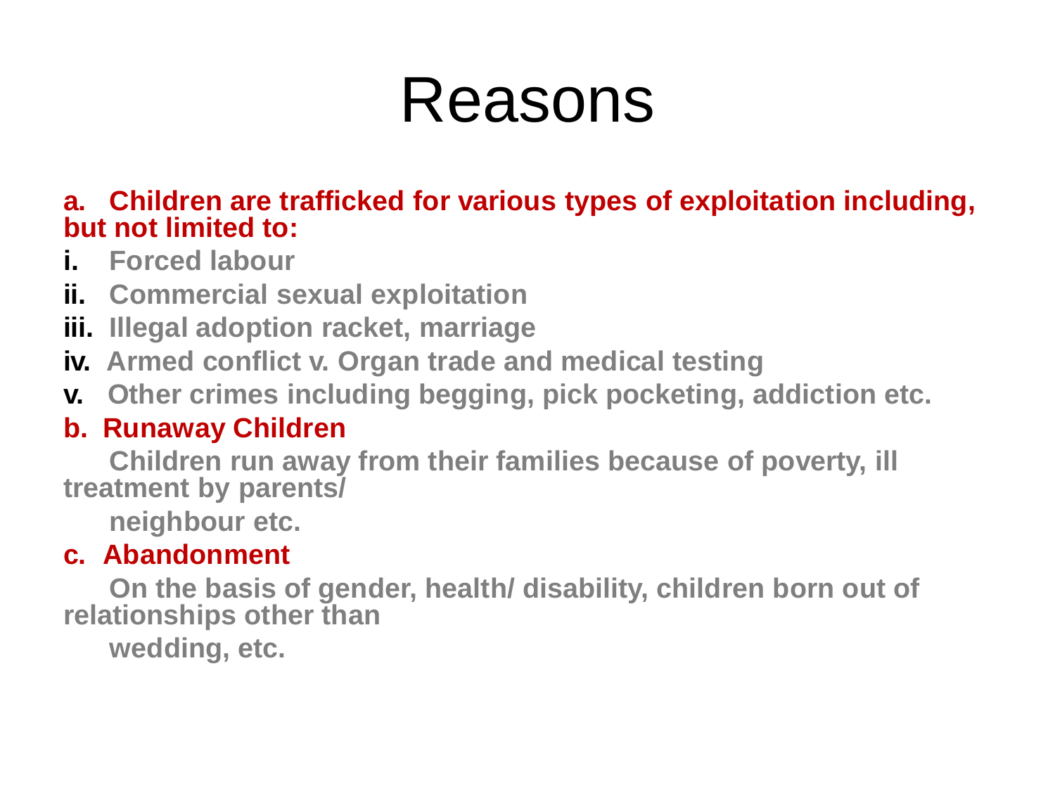# Reasons

**a. Children are trafficked for various types of exploitation including, but not limited to:**

**i.** **Forced labour**

**ii.** **Commercial sexual exploitation**

**iii.** **Illegal adoption racket, marriage**

**iv.** **Armed conflict v. Organ trade and medical testing**

**v.** **Other crimes including begging, pick pocketing, addiction etc.**

**b. Runaway Children**

**Children run away from their families because of poverty, ill treatment by parents/ neighbour etc.**

**c. Abandonment**

**On the basis of gender, health/ disability, children born out of relationships other than wedding, etc.**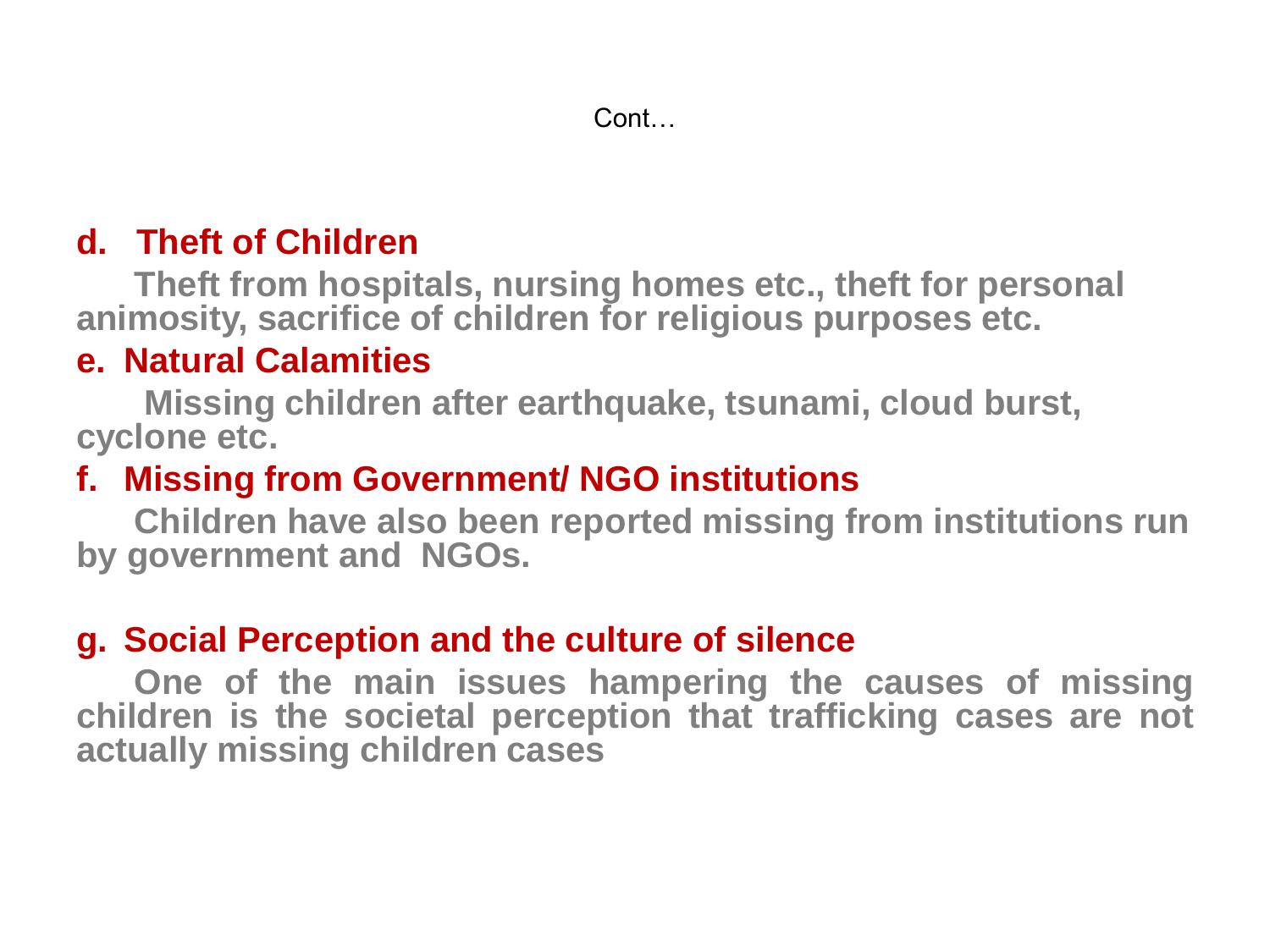Cont…

**d. Theft of Children**

Theft from hospitals, nursing homes etc., theft for personal animosity, sacrifice of children for religious purposes etc.

**e. Natural Calamities**

Missing children after earthquake, tsunami, cloud burst, cyclone etc.

**f. Missing from Government/ NGO institutions**

Children have also been reported missing from institutions run by government and NGOs.

**g. Social Perception and the culture of silence**

One of the main issues hampering the causes of missing children is the societal perception that trafficking cases are not actually missing children cases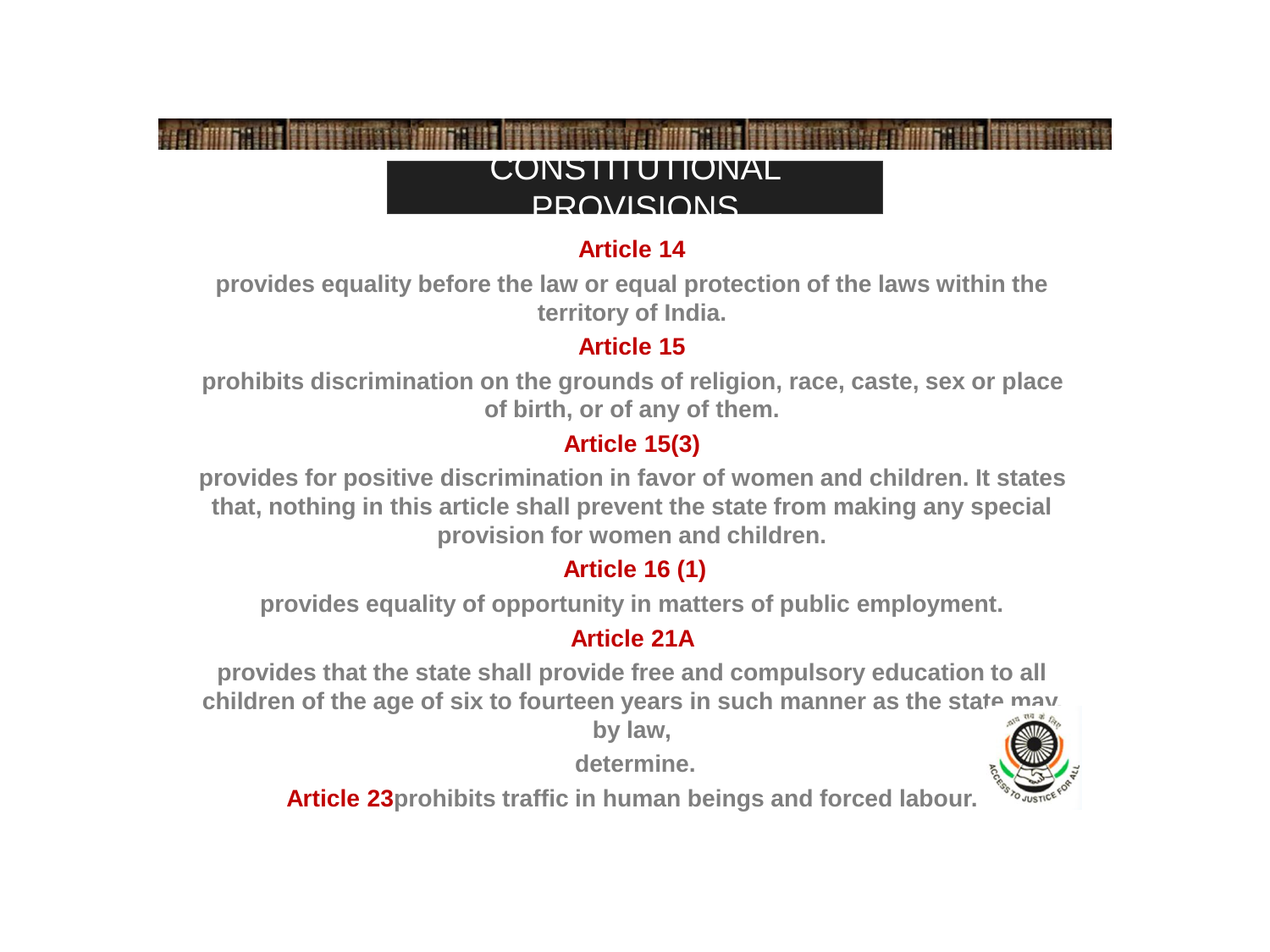# CONSTITUTIONAL PROVISIONS

**Article 14**

**provides equality before the law or equal protection of the laws within the territory of India.**

**Article 15**

**prohibits discrimination on the grounds of religion, race, caste, sex or place of birth, or of any of them.**

**Article 15(3)**

**provides for positive discrimination in favor of women and children. It states that, nothing in this article shall prevent the state from making any special provision for women and children.**

**Article 16 (1)**

**provides equality of opportunity in matters of public employment.**

**Article 21A**

**provides that the state shall provide free and compulsory education to all children of the age of six to fourteen years in such manner as the state may by law, determine.**

**Article 23** **prohibits traffic in human beings and forced labour.**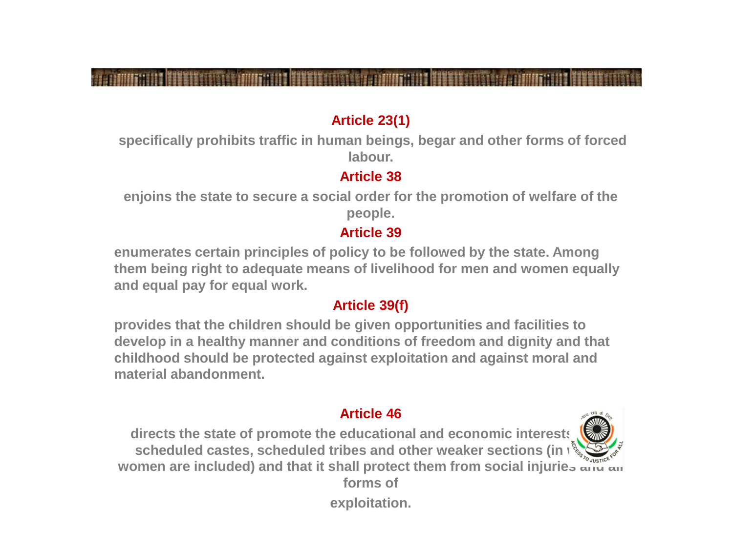## Article 23(1)

specifically prohibits traffic in human beings, begar and other forms of forced labour.

## Article 38

enjoins the state to secure a social order for the promotion of welfare of the people.

## Article 39

enumerates certain principles of policy to be followed by the state. Among them being right to adequate means of livelihood for men and women equally and equal pay for equal work.

## Article 39(f)

provides that the children should be given opportunities and facilities to develop in a healthy manner and conditions of freedom and dignity and that childhood should be protected against exploitation and against moral and material abandonment.

## Article 46

directs the state of promote the educational and economic interests scheduled castes, scheduled tribes and other weaker sections (in w women are included) and that it shall protect them from social injuries and all forms of

exploitation.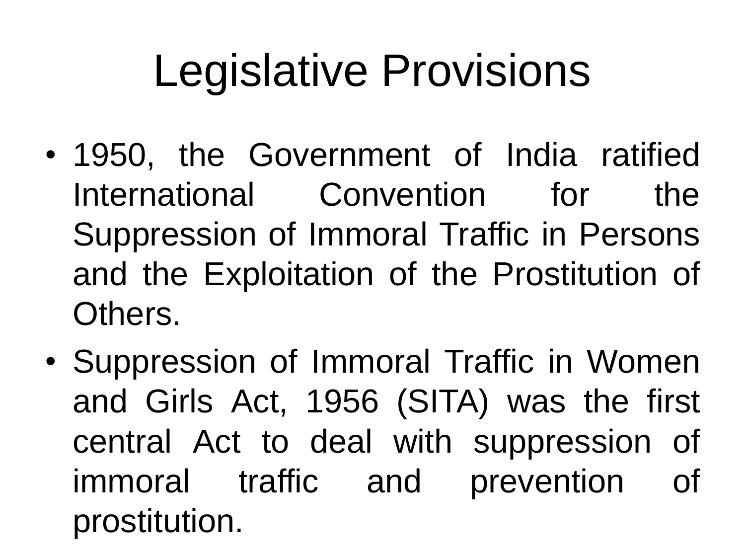# Legislative Provisions

- 1950, the Government of India ratified International Convention for the Suppression of Immoral Traffic in Persons and the Exploitation of the Prostitution of Others.
- Suppression of Immoral Traffic in Women and Girls Act, 1956 (SITA) was the first central Act to deal with suppression of immoral traffic and prevention of prostitution.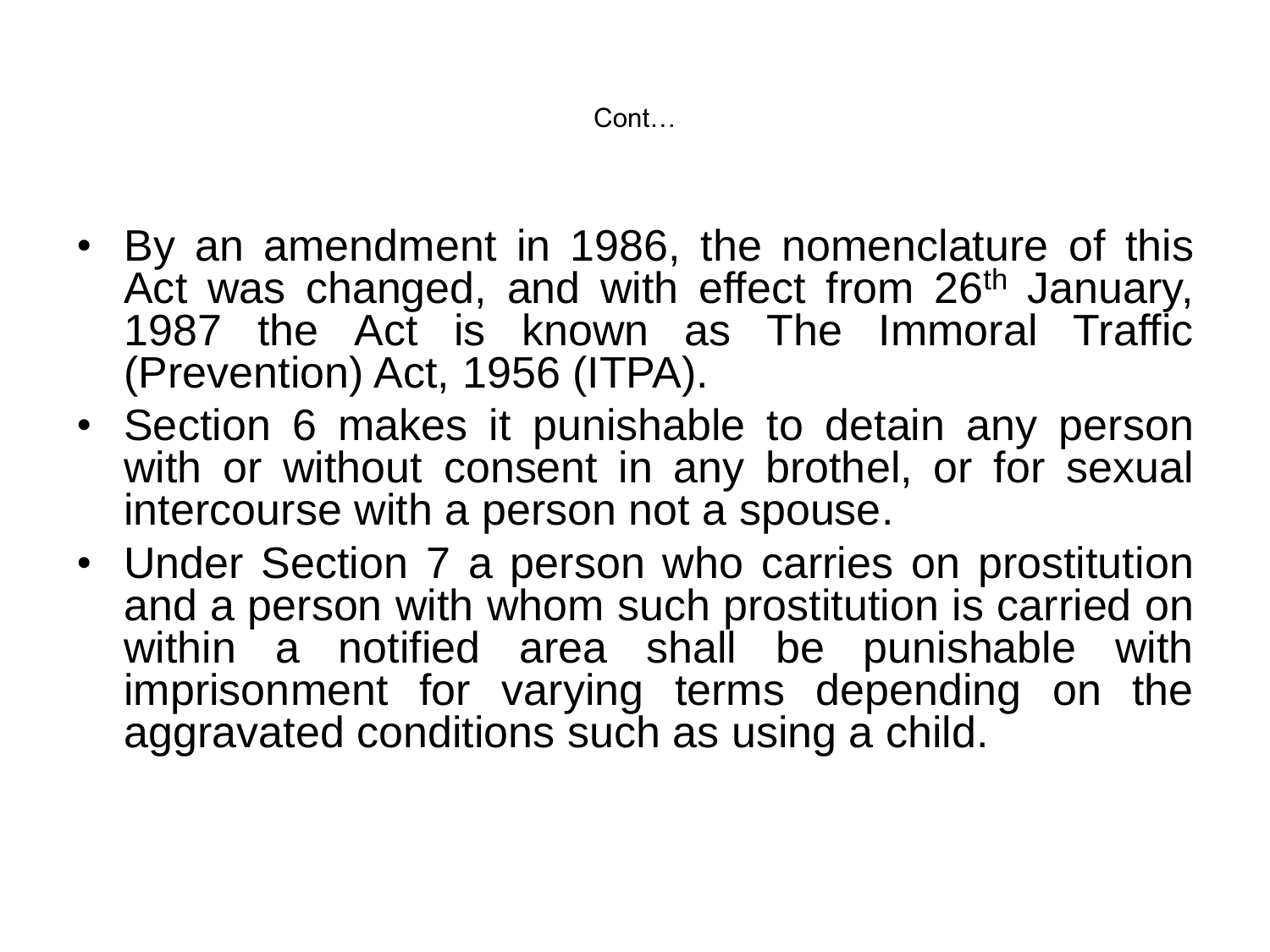## Cont…

- By an amendment in 1986, the nomenclature of this Act was changed, and with effect from 26th January, 1987 the Act is known as The Immoral Traffic (Prevention) Act, 1956 (ITPA).
- Section 6 makes it punishable to detain any person with or without consent in any brothel, or for sexual intercourse with a person not a spouse.
- Under Section 7 a person who carries on prostitution and a person with whom such prostitution is carried on within a notified area shall be punishable with imprisonment for varying terms depending on the aggravated conditions such as using a child.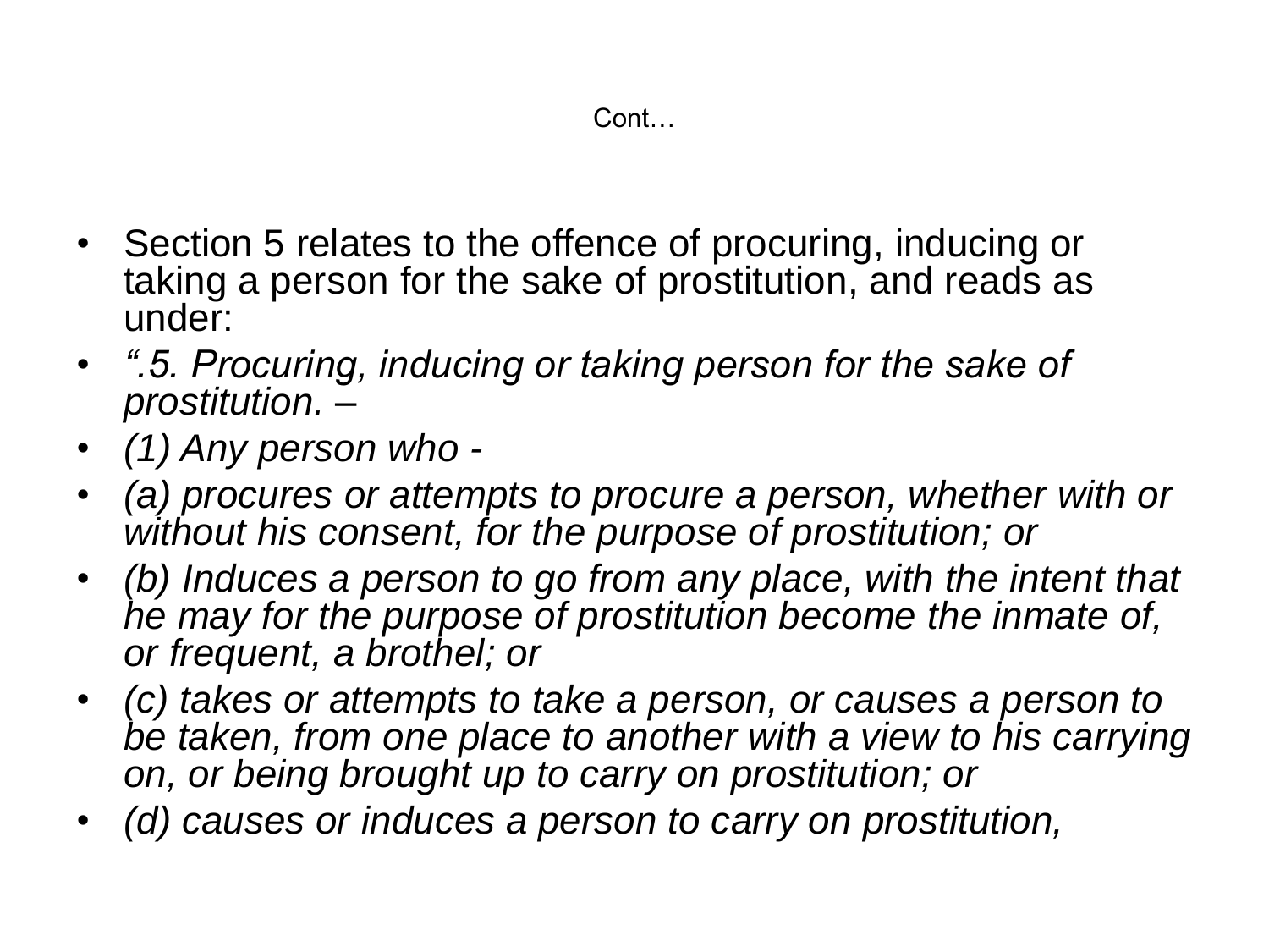Cont…

- Section 5 relates to the offence of procuring, inducing or taking a person for the sake of prostitution, and reads as under:
- *“.5. Procuring, inducing or taking person for the sake of prostitution. –*
- *(1) Any person who -*
- *(a) procures or attempts to procure a person, whether with or without his consent, for the purpose of prostitution; or*
- *(b) Induces a person to go from any place, with the intent that he may for the purpose of prostitution become the inmate of, or frequent, a brothel; or*
- *(c) takes or attempts to take a person, or causes a person to be taken, from one place to another with a view to his carrying on, or being brought up to carry on prostitution; or*
- *(d) causes or induces a person to carry on prostitution,*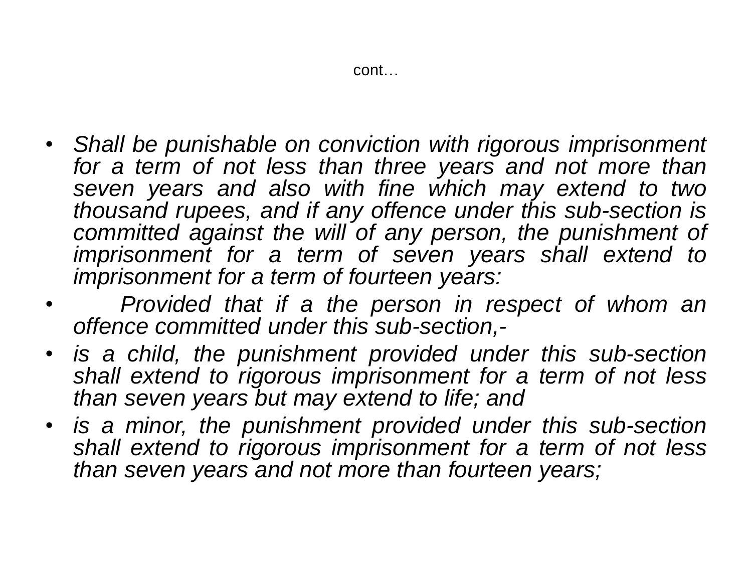cont…

- *Shall be punishable on conviction with rigorous imprisonment for a term of not less than three years and not more than seven years and also with fine which may extend to two thousand rupees, and if any offence under this sub-section is committed against the will of any person, the punishment of imprisonment for a term of seven years shall extend to imprisonment for a term of fourteen years:*
- *Provided that if a the person in respect of whom an offence committed under this sub-section,-*
- *is a child, the punishment provided under this sub-section shall extend to rigorous imprisonment for a term of not less than seven years but may extend to life; and*
- *is a minor, the punishment provided under this sub-section shall extend to rigorous imprisonment for a term of not less than seven years and not more than fourteen years;*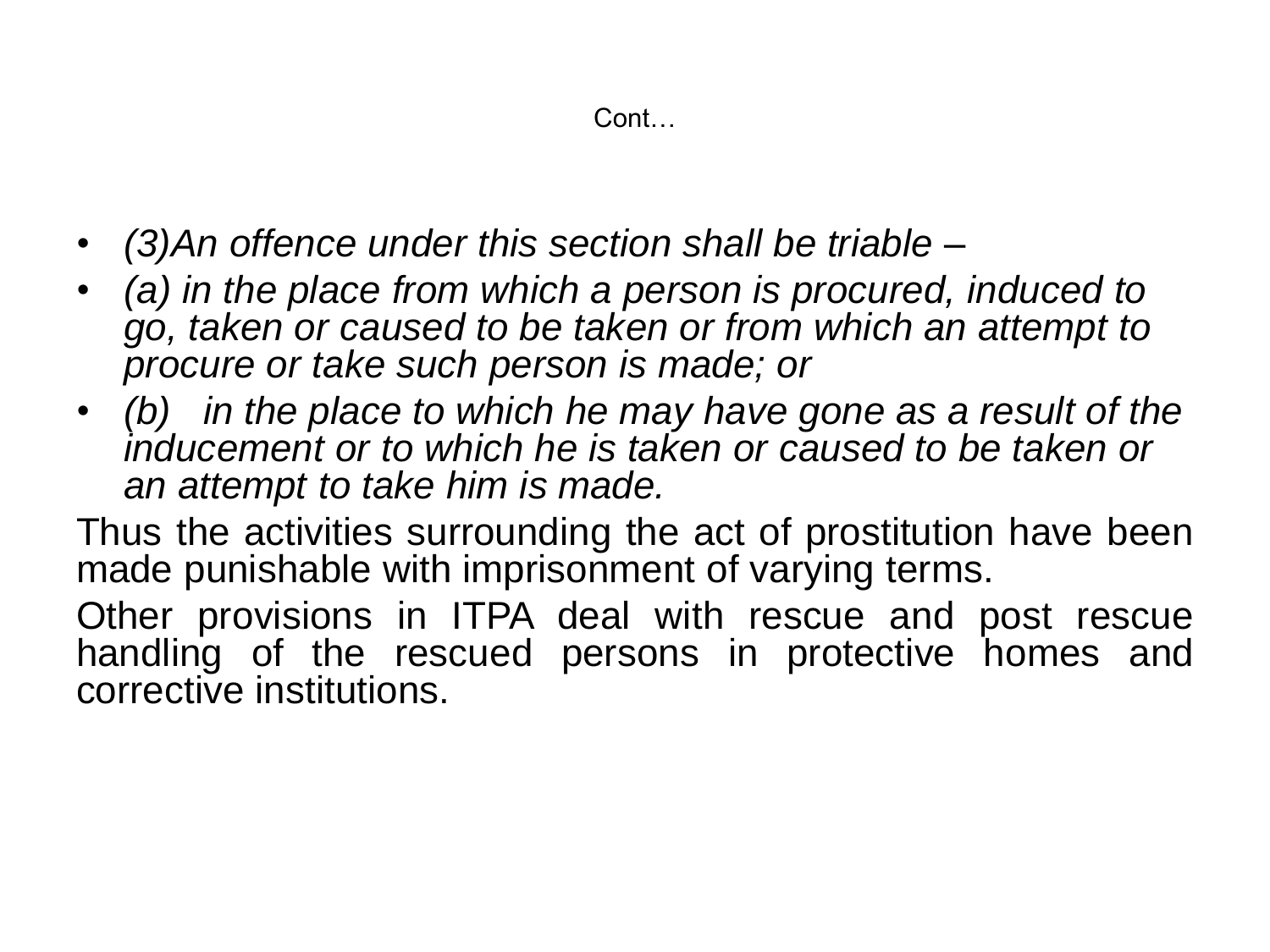# Cont…

- *(3)An offence under this section shall be triable –*
- *(a) in the place from which a person is procured, induced to go, taken or caused to be taken or from which an attempt to procure or take such person is made; or*
- *(b) in the place to which he may have gone as a result of the inducement or to which he is taken or caused to be taken or an attempt to take him is made.*

Thus the activities surrounding the act of prostitution have been made punishable with imprisonment of varying terms.

Other provisions in ITPA deal with rescue and post rescue handling of the rescued persons in protective homes and corrective institutions.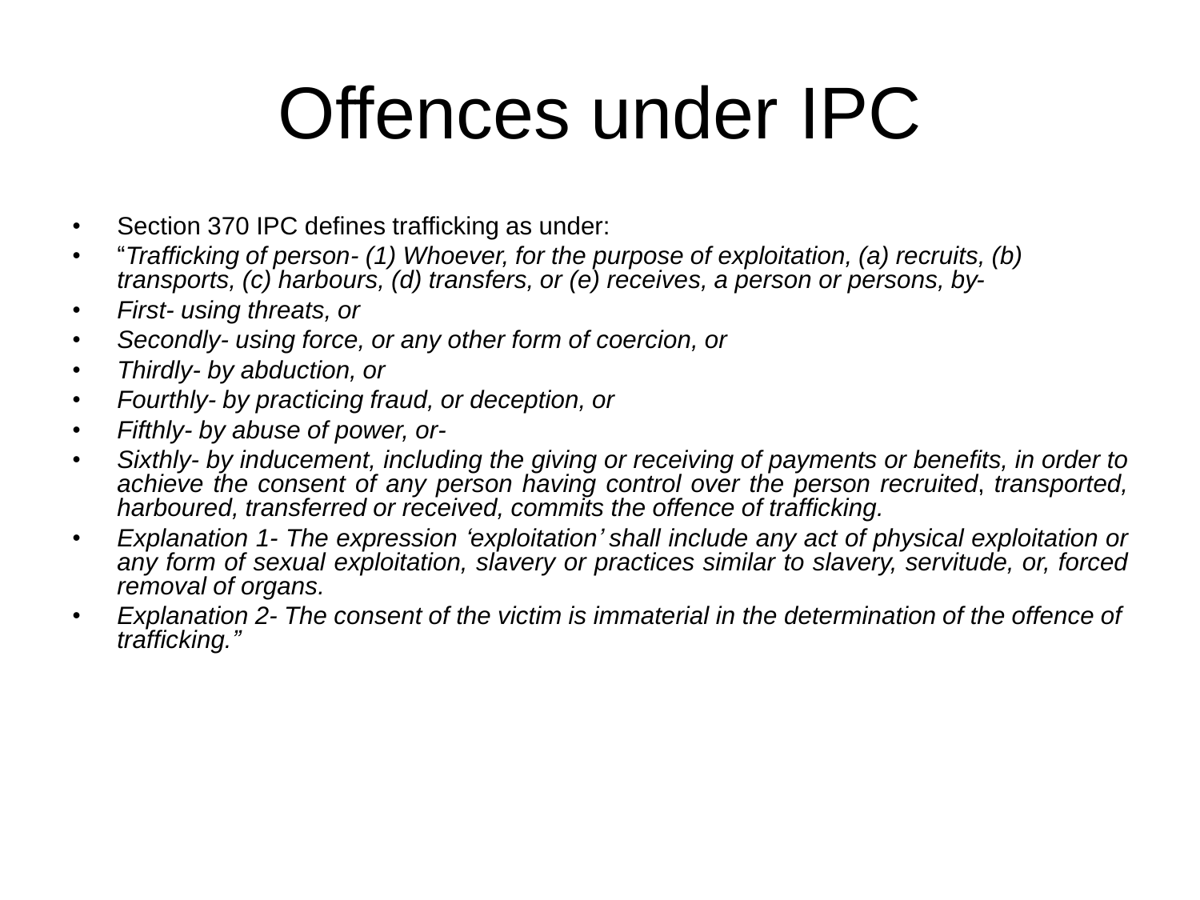# Offences under IPC

- Section 370 IPC defines trafficking as under:
- "*Trafficking of person- (1) Whoever, for the purpose of exploitation, (a) recruits, (b) transports, (c) harbours, (d) transfers, or (e) receives, a person or persons, by-*
- *First- using threats, or*
- *Secondly- using force, or any other form of coercion, or*
- *Thirdly- by abduction, or*
- *Fourthly- by practicing fraud, or deception, or*
- *Fifthly- by abuse of power, or-*
- *Sixthly- by inducement, including the giving or receiving of payments or benefits, in order to achieve the consent of any person having control over the person recruited*, *transported, harboured, transferred or received, commits the offence of trafficking.*
- *Explanation 1- The expression 'exploitation' shall include any act of physical exploitation or any form of sexual exploitation, slavery or practices similar to slavery, servitude, or, forced removal of organs.*
- *Explanation 2- The consent of the victim is immaterial in the determination of the offence of trafficking."*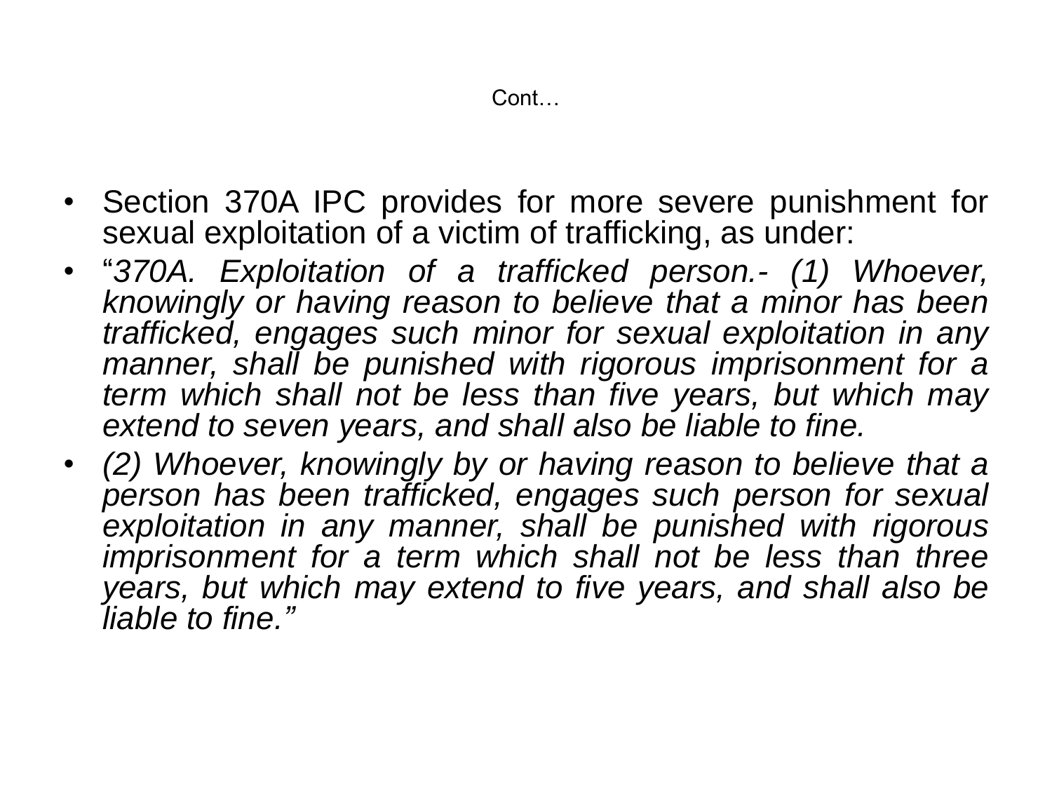Cont…

- Section 370A IPC provides for more severe punishment for sexual exploitation of a victim of trafficking, as under:
- "*370A. Exploitation of a trafficked person.- (1) Whoever, knowingly or having reason to believe that a minor has been trafficked, engages such minor for sexual exploitation in any manner, shall be punished with rigorous imprisonment for a term which shall not be less than five years, but which may extend to seven years, and shall also be liable to fine.*
- *(2) Whoever, knowingly by or having reason to believe that a person has been trafficked, engages such person for sexual exploitation in any manner, shall be punished with rigorous imprisonment for a term which shall not be less than three years, but which may extend to five years, and shall also be liable to fine.*"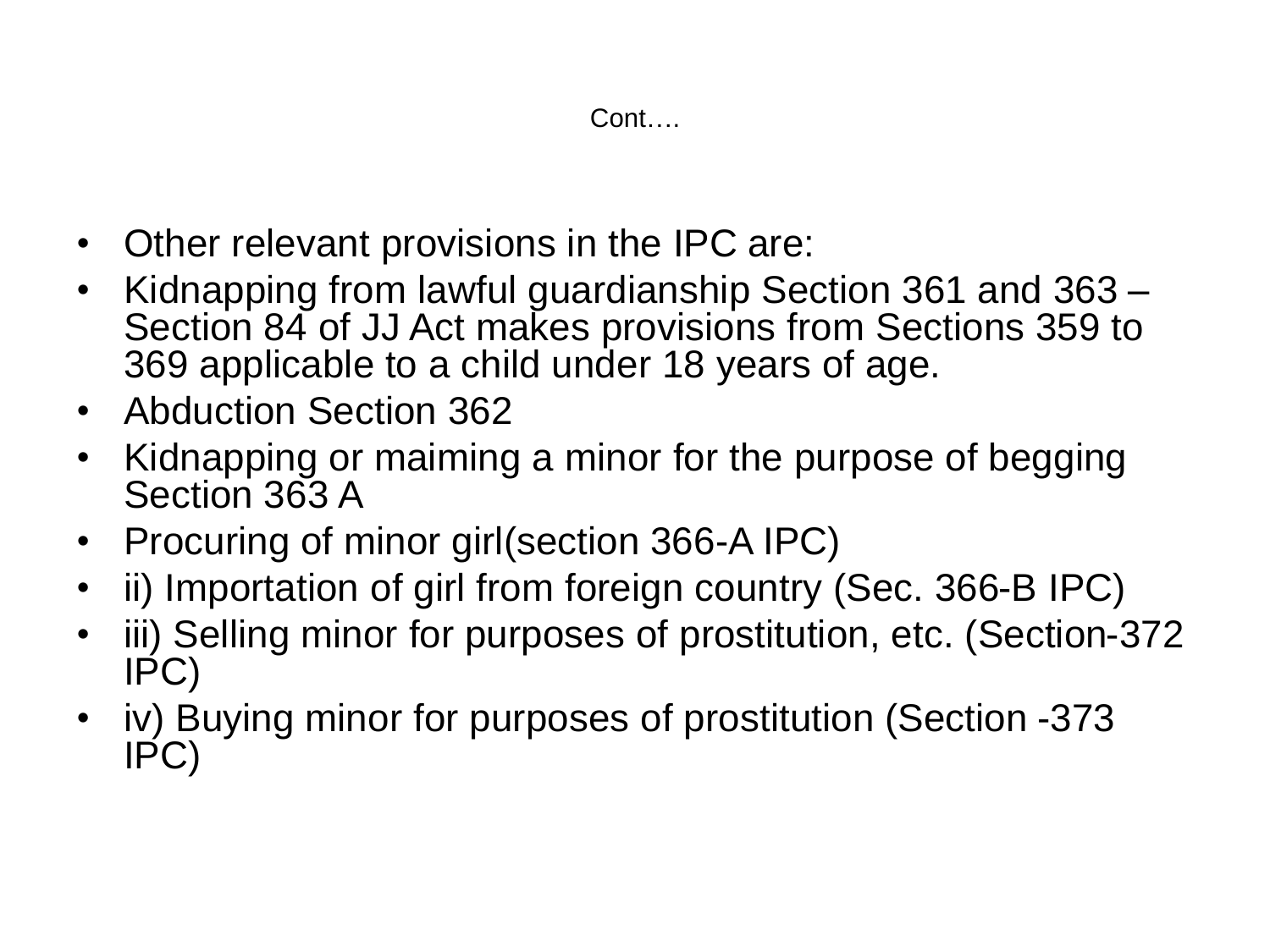Cont….

- Other relevant provisions in the IPC are:
- Kidnapping from lawful guardianship Section 361 and 363 – Section 84 of JJ Act makes provisions from Sections 359 to 369 applicable to a child under 18 years of age.
- Abduction Section 362
- Kidnapping or maiming a minor for the purpose of begging Section 363 A
- Procuring of minor girl(section 366-A IPC)
- ii) Importation of girl from foreign country (Sec. 366-B IPC)
- iii) Selling minor for purposes of prostitution, etc. (Section-372 IPC)
- iv) Buying minor for purposes of prostitution (Section -373 IPC)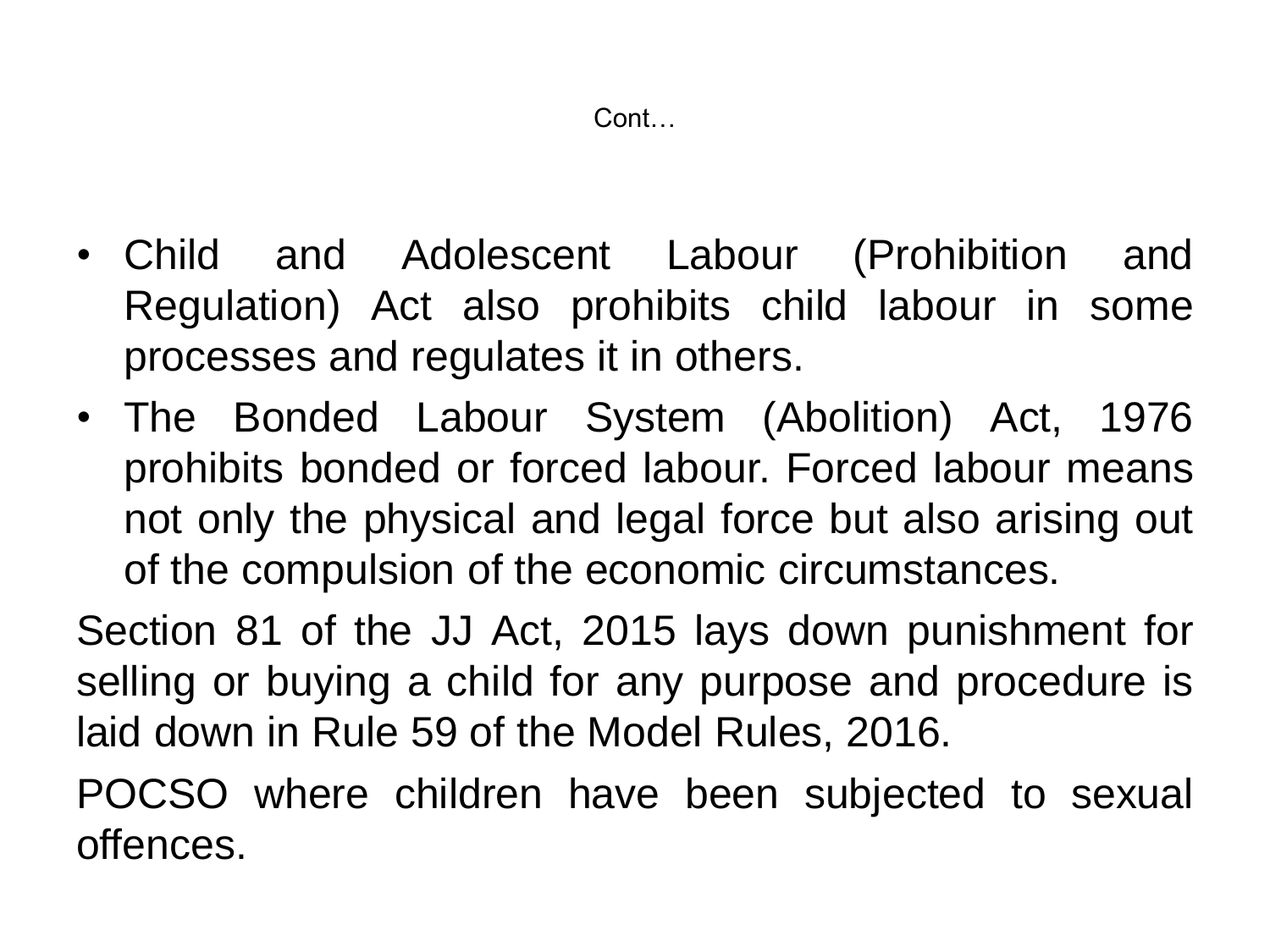# Cont…

- Child and Adolescent Labour (Prohibition and Regulation) Act also prohibits child labour in some processes and regulates it in others.
- The Bonded Labour System (Abolition) Act, 1976 prohibits bonded or forced labour. Forced labour means not only the physical and legal force but also arising out of the compulsion of the economic circumstances.

Section 81 of the JJ Act, 2015 lays down punishment for selling or buying a child for any purpose and procedure is laid down in Rule 59 of the Model Rules, 2016.

POCSO where children have been subjected to sexual offences.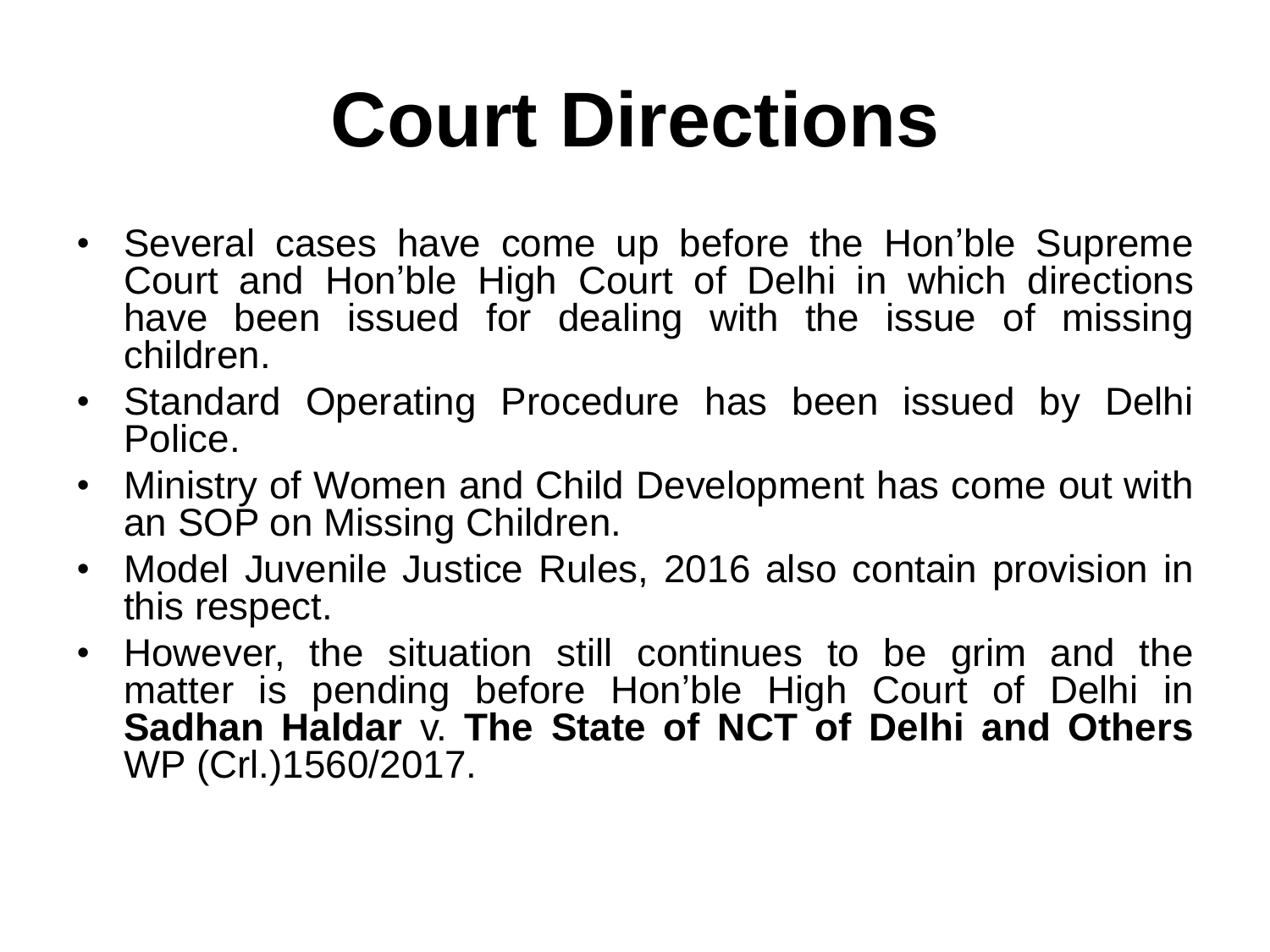# Court Directions

- Several cases have come up before the Hon'ble Supreme Court and Hon'ble High Court of Delhi in which directions have been issued for dealing with the issue of missing children.
- Standard Operating Procedure has been issued by Delhi Police.
- Ministry of Women and Child Development has come out with an SOP on Missing Children.
- Model Juvenile Justice Rules, 2016 also contain provision in this respect.
- However, the situation still continues to be grim and the matter is pending before Hon'ble High Court of Delhi in **Sadhan Haldar** v. **The State of NCT of Delhi and Others** WP (Crl.)1560/2017.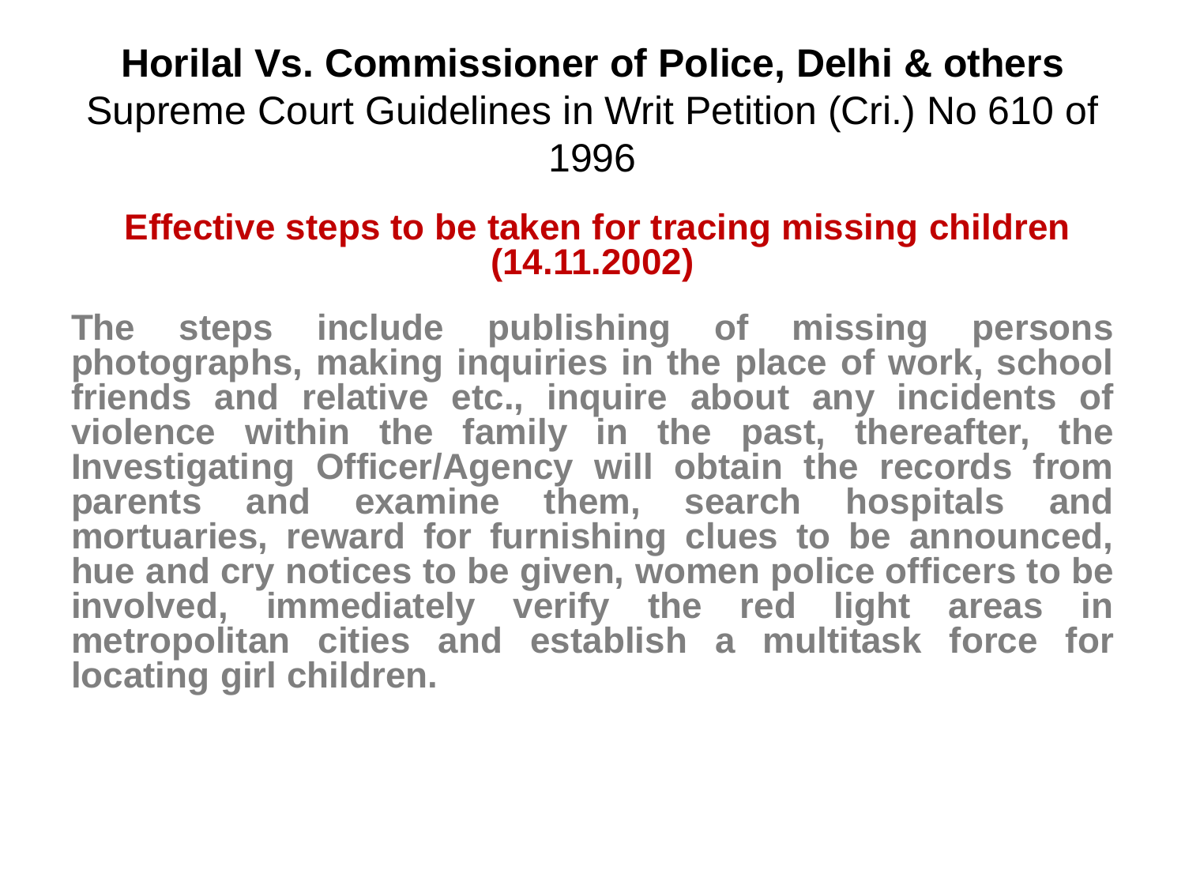# Horilal Vs. Commissioner of Police, Delhi & others

Supreme Court Guidelines in Writ Petition (Cri.) No 610 of 1996

## Effective steps to be taken for tracing missing children (14.11.2002)

**The steps include publishing of missing persons photographs, making inquiries in the place of work, school friends and relative etc., inquire about any incidents of violence within the family in the past, thereafter, the Investigating Officer/Agency will obtain the records from parents and examine them, search hospitals and mortuaries, reward for furnishing clues to be announced, hue and cry notices to be given, women police officers to be involved, immediately verify the red light areas in metropolitan cities and establish a multitask force for locating girl children.**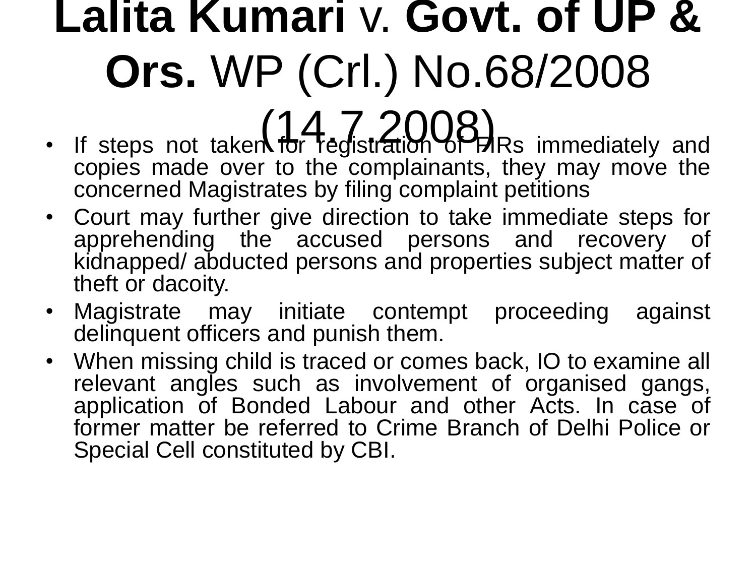# **Lalita Kumari** v. **Govt. of UP & Ors.** WP (Crl.) No.68/2008 (14.7.2008)

- If steps not taken for registration of FIRs immediately and copies made over to the complainants, they may move the concerned Magistrates by filing complaint petitions
- Court may further give direction to take immediate steps for apprehending the accused persons and recovery of kidnapped/ abducted persons and properties subject matter of theft or dacoity.
- Magistrate may initiate contempt proceeding against delinquent officers and punish them.
- When missing child is traced or comes back, IO to examine all relevant angles such as involvement of organised gangs, application of Bonded Labour and other Acts. In case of former matter be referred to Crime Branch of Delhi Police or Special Cell constituted by CBI.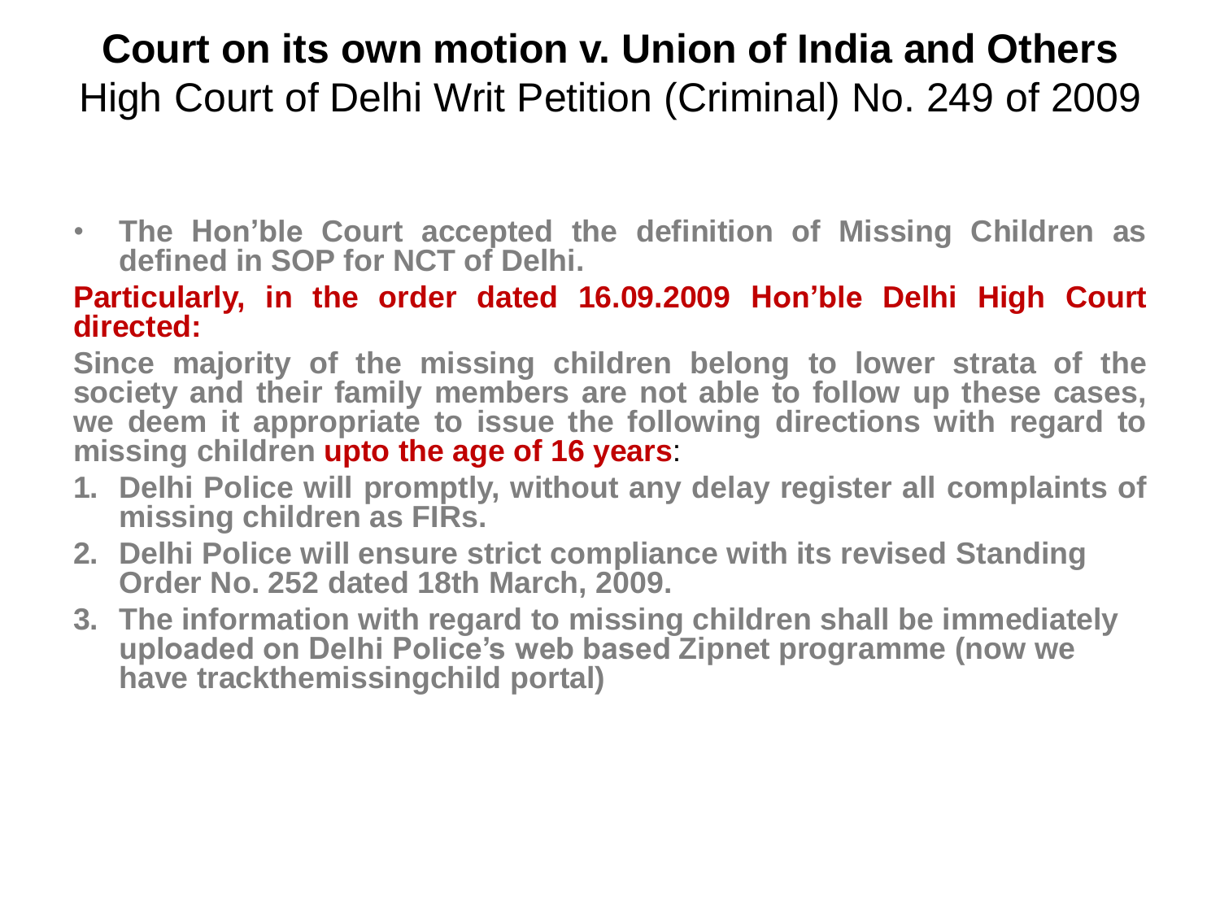# Court on its own motion v. Union of India and Others

## High Court of Delhi Writ Petition (Criminal) No. 249 of 2009

- **The Hon'ble Court accepted the definition of Missing Children as defined in SOP for NCT of Delhi.**

**Particularly, in the order dated 16.09.2009 Hon'ble Delhi High Court directed:**

**Since majority of the missing children belong to lower strata of the society and their family members are not able to follow up these cases, we deem it appropriate to issue the following directions with regard to missing children upto the age of 16 years:**

1. **Delhi Police will promptly, without any delay register all complaints of missing children as FIRs.**
2. **Delhi Police will ensure strict compliance with its revised Standing Order No. 252 dated 18th March, 2009.**
3. **The information with regard to missing children shall be immediately uploaded on Delhi Police's web based Zipnet programme (now we have trackthemissingchild portal)**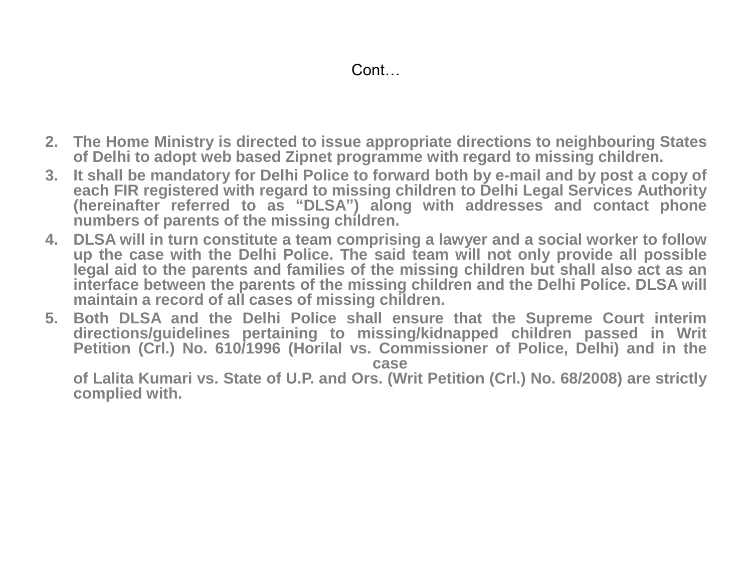Cont…

2. **The Home Ministry is directed to issue appropriate directions to neighbouring States of Delhi to adopt web based Zipnet programme with regard to missing children.**
3. **It shall be mandatory for Delhi Police to forward both by e-mail and by post a copy of each FIR registered with regard to missing children to Delhi Legal Services Authority (hereinafter referred to as "DLSA") along with addresses and contact phone numbers of parents of the missing children.**
4. **DLSA will in turn constitute a team comprising a lawyer and a social worker to follow up the case with the Delhi Police. The said team will not only provide all possible legal aid to the parents and families of the missing children but shall also act as an interface between the parents of the missing children and the Delhi Police. DLSA will maintain a record of all cases of missing children.**
5. **Both DLSA and the Delhi Police shall ensure that the Supreme Court interim directions/guidelines pertaining to missing/kidnapped children passed in Writ Petition (Crl.) No. 610/1996 (Horilal vs. Commissioner of Police, Delhi) and in the case of Lalita Kumari vs. State of U.P. and Ors. (Writ Petition (Crl.) No. 68/2008) are strictly complied with.**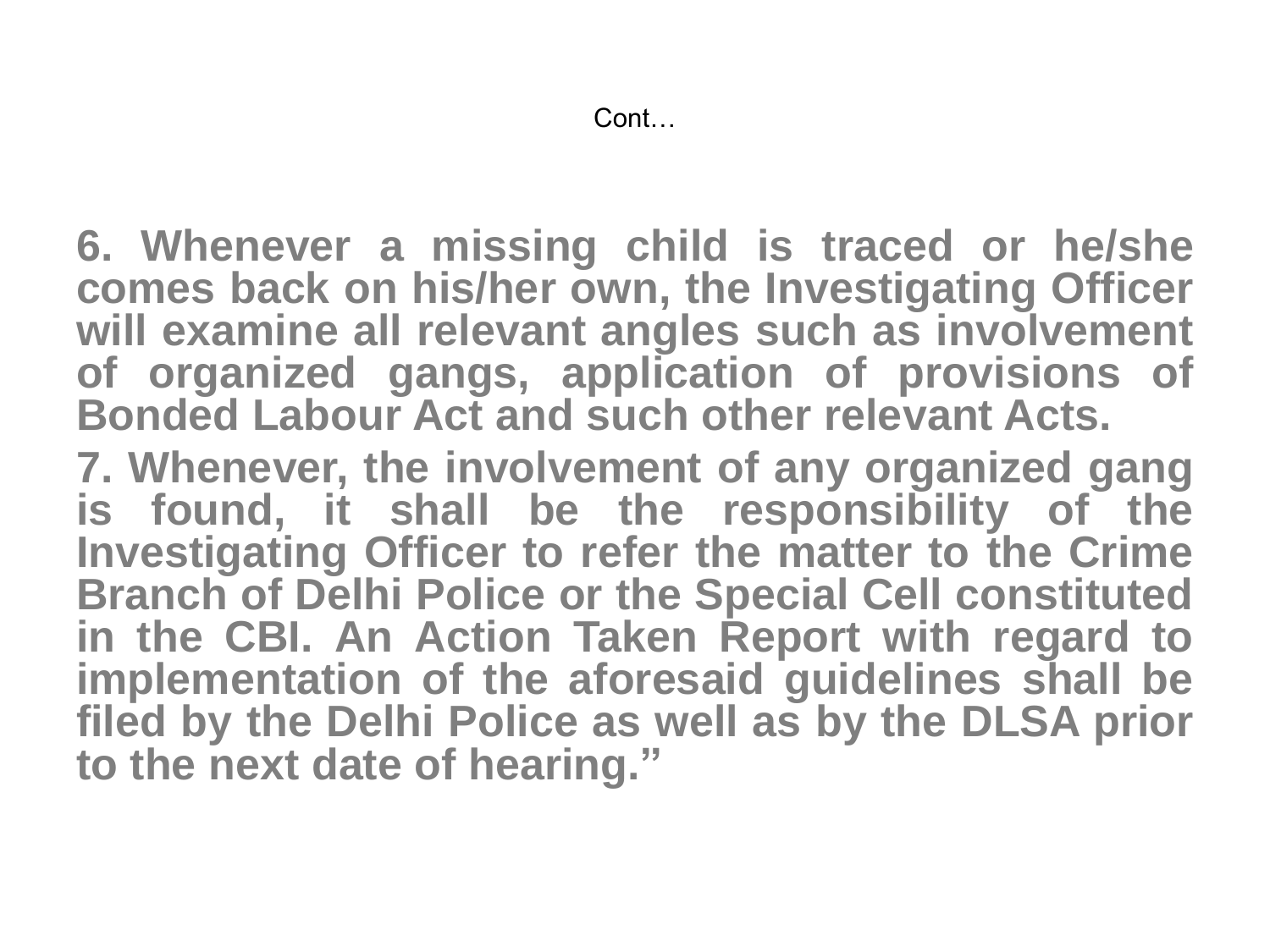Cont…

**6. Whenever a missing child is traced or he/she comes back on his/her own, the Investigating Officer will examine all relevant angles such as involvement of organized gangs, application of provisions of Bonded Labour Act and such other relevant Acts.**

**7. Whenever, the involvement of any organized gang is found, it shall be the responsibility of the Investigating Officer to refer the matter to the Crime Branch of Delhi Police or the Special Cell constituted in the CBI. An Action Taken Report with regard to implementation of the aforesaid guidelines shall be filed by the Delhi Police as well as by the DLSA prior to the next date of hearing."**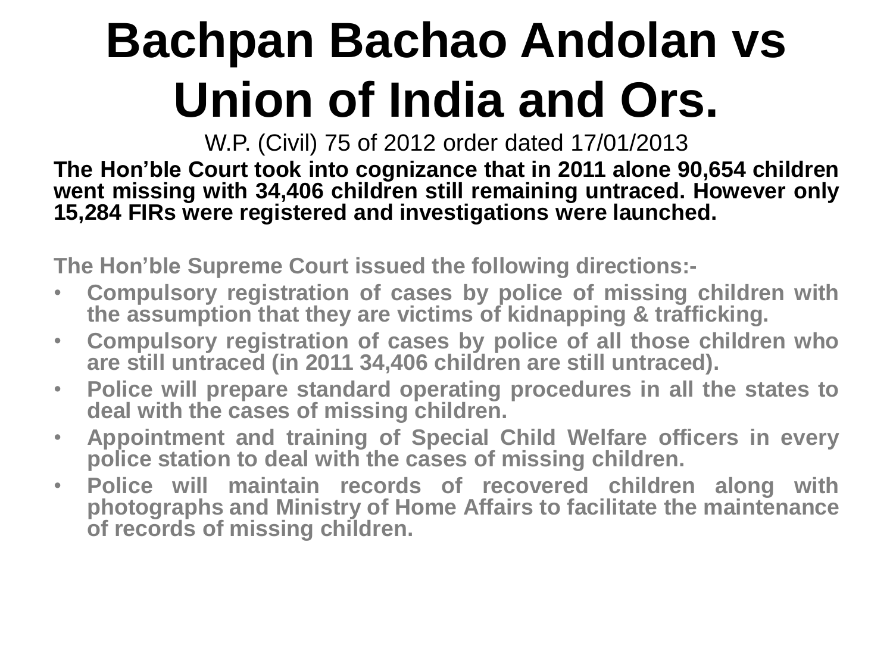# Bachpan Bachao Andolan vs Union of India and Ors.

W.P. (Civil) 75 of 2012 order dated 17/01/2013

**The Hon'ble Court took into cognizance that in 2011 alone 90,654 children went missing with 34,406 children still remaining untraced. However only 15,284 FIRs were registered and investigations were launched.**

**The Hon'ble Supreme Court issued the following directions:-**

- **Compulsory registration of cases by police of missing children with the assumption that they are victims of kidnapping & trafficking.**
- **Compulsory registration of cases by police of all those children who are still untraced (in 2011 34,406 children are still untraced).**
- **Police will prepare standard operating procedures in all the states to deal with the cases of missing children.**
- **Appointment and training of Special Child Welfare officers in every police station to deal with the cases of missing children.**
- **Police will maintain records of recovered children along with photographs and Ministry of Home Affairs to facilitate the maintenance of records of missing children.**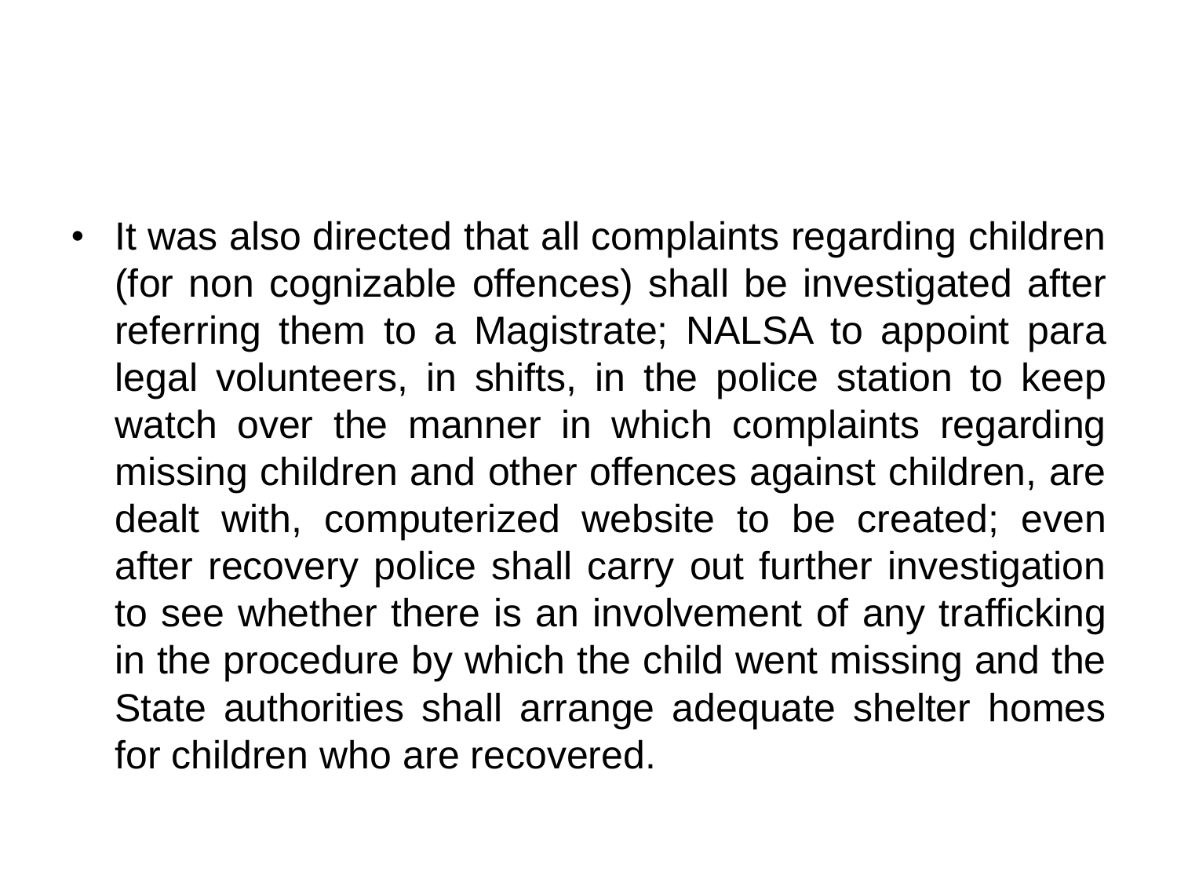- It was also directed that all complaints regarding children (for non cognizable offences) shall be investigated after referring them to a Magistrate; NALSA to appoint para legal volunteers, in shifts, in the police station to keep watch over the manner in which complaints regarding missing children and other offences against children, are dealt with, computerized website to be created; even after recovery police shall carry out further investigation to see whether there is an involvement of any trafficking in the procedure by which the child went missing and the State authorities shall arrange adequate shelter homes for children who are recovered.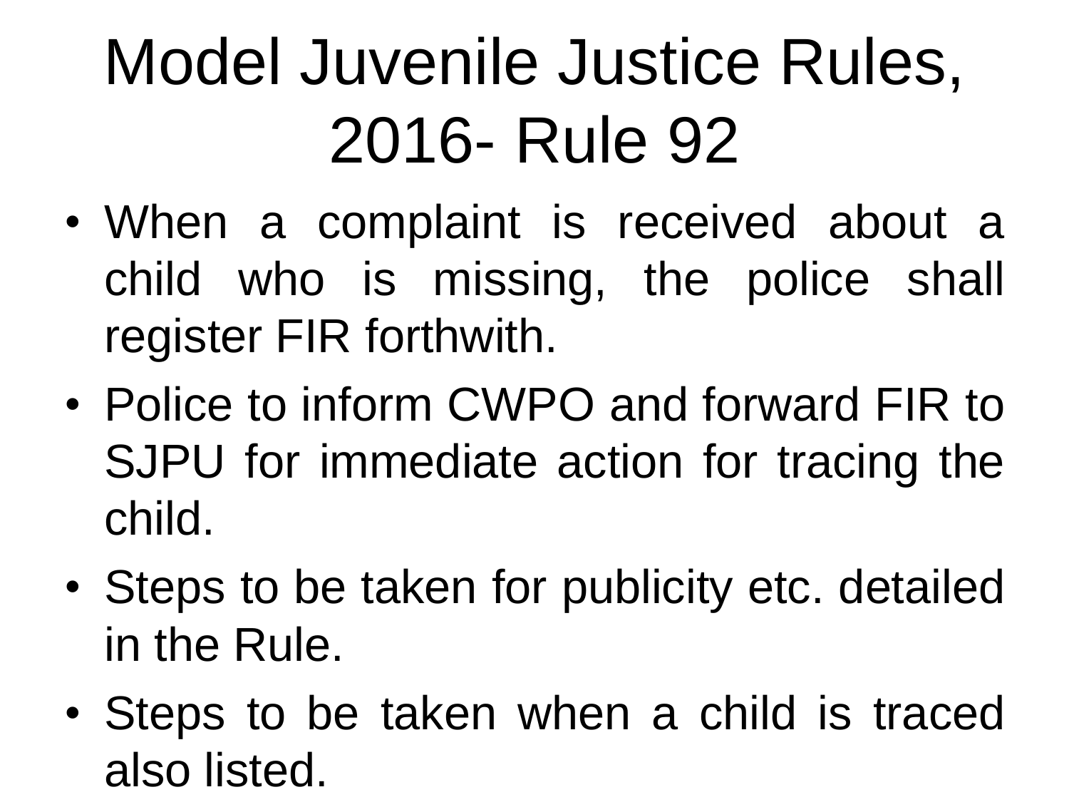# Model Juvenile Justice Rules, 2016- Rule 92

- When a complaint is received about a child who is missing, the police shall register FIR forthwith.
- Police to inform CWPO and forward FIR to SJPU for immediate action for tracing the child.
- Steps to be taken for publicity etc. detailed in the Rule.
- Steps to be taken when a child is traced also listed.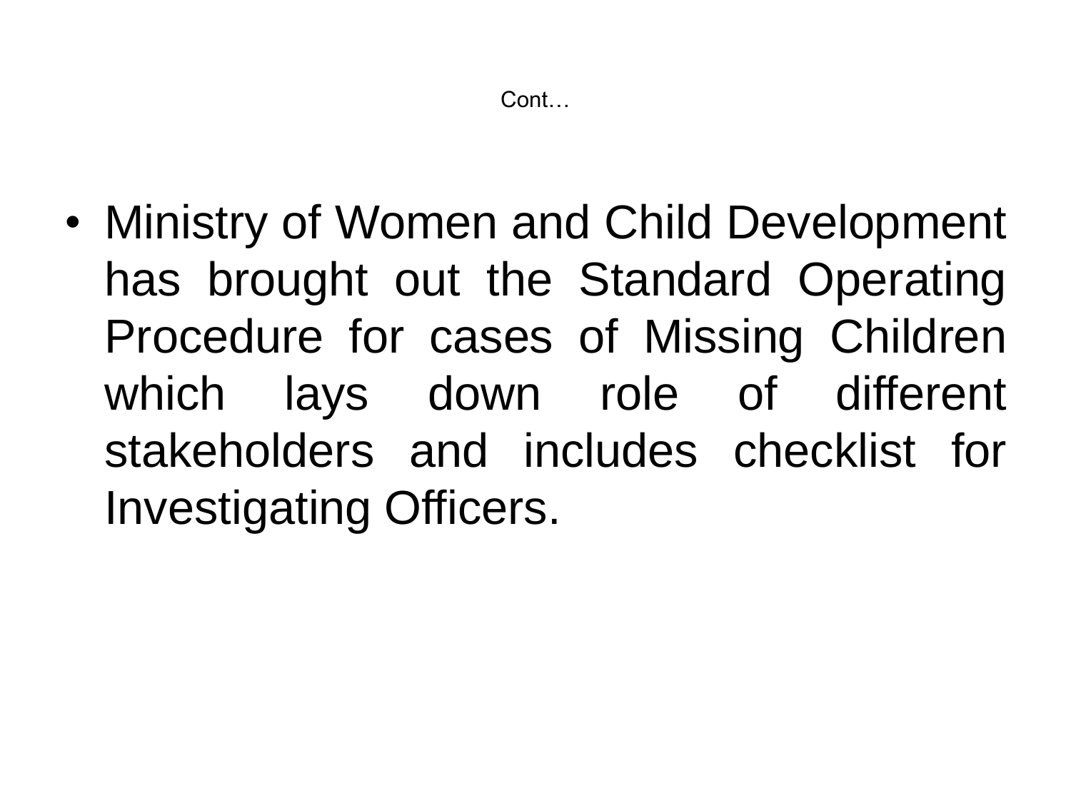Cont…

- Ministry of Women and Child Development has brought out the Standard Operating Procedure for cases of Missing Children which lays down role of different stakeholders and includes checklist for Investigating Officers.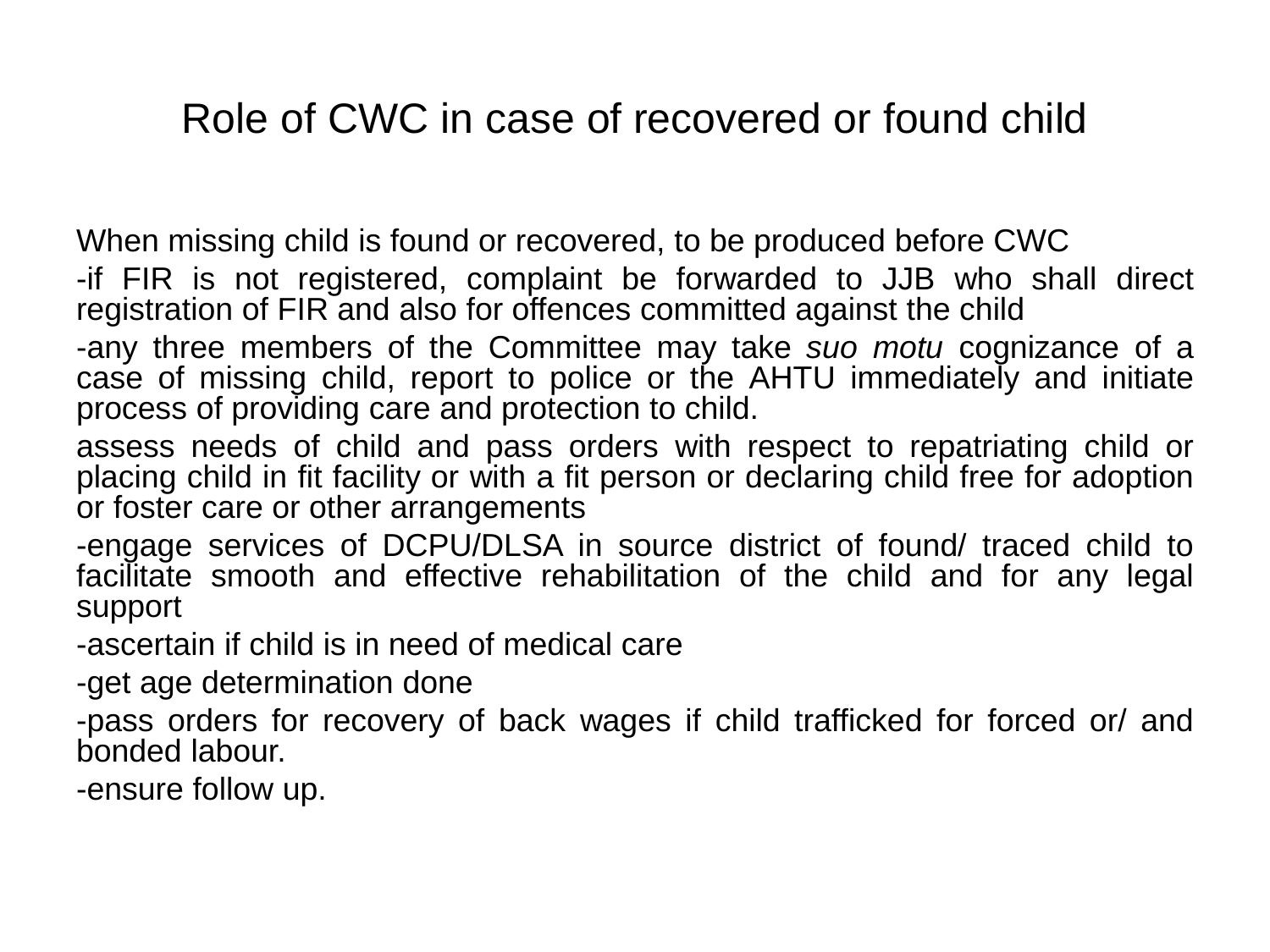# Role of CWC in case of recovered or found child

When missing child is found or recovered, to be produced before CWC

-if FIR is not registered, complaint be forwarded to JJB who shall direct registration of FIR and also for offences committed against the child

-any three members of the Committee may take *suo motu* cognizance of a case of missing child, report to police or the AHTU immediately and initiate process of providing care and protection to child.

assess needs of child and pass orders with respect to repatriating child or placing child in fit facility or with a fit person or declaring child free for adoption or foster care or other arrangements

-engage services of DCPU/DLSA in source district of found/ traced child to facilitate smooth and effective rehabilitation of the child and for any legal support

-ascertain if child is in need of medical care

-get age determination done

-pass orders for recovery of back wages if child trafficked for forced or/ and bonded labour.

-ensure follow up.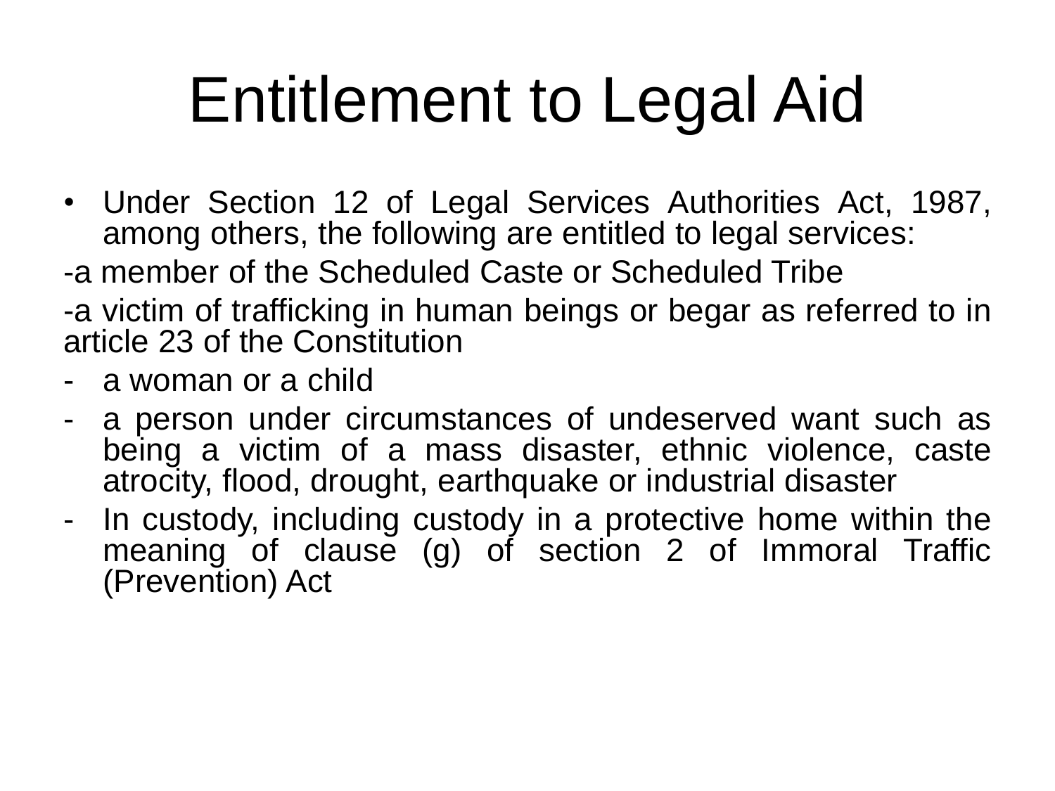# Entitlement to Legal Aid

- Under Section 12 of Legal Services Authorities Act, 1987, among others, the following are entitled to legal services:

-a member of the Scheduled Caste or Scheduled Tribe

-a victim of trafficking in human beings or begar as referred to in article 23 of the Constitution

- a woman or a child
- a person under circumstances of undeserved want such as being a victim of a mass disaster, ethnic violence, caste atrocity, flood, drought, earthquake or industrial disaster
- In custody, including custody in a protective home within the meaning of clause (g) of section 2 of Immoral Traffic (Prevention) Act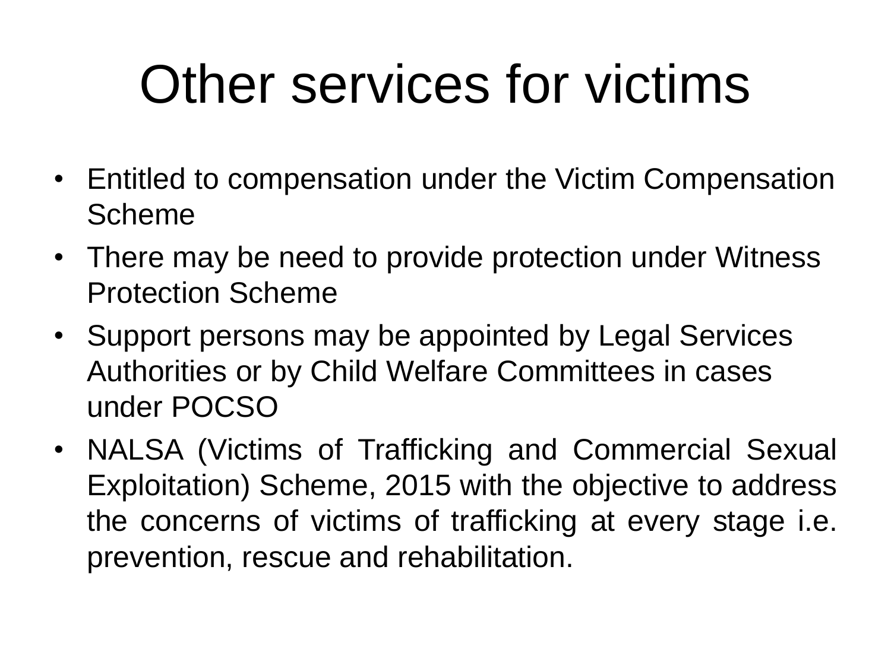# Other services for victims

- Entitled to compensation under the Victim Compensation Scheme
- There may be need to provide protection under Witness Protection Scheme
- Support persons may be appointed by Legal Services Authorities or by Child Welfare Committees in cases under POCSO
- NALSA (Victims of Trafficking and Commercial Sexual Exploitation) Scheme, 2015 with the objective to address the concerns of victims of trafficking at every stage i.e. prevention, rescue and rehabilitation.